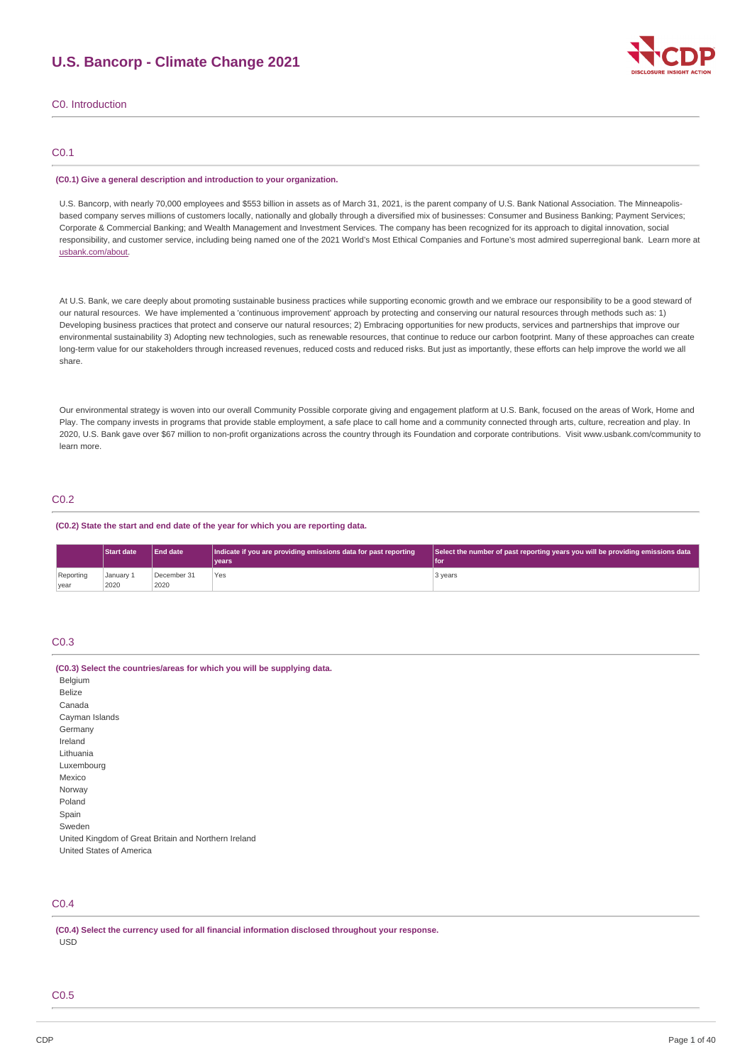# U.S. Bancorp - Climate Change 2021

## C0. Introduction

### C0.1

**(C0.1) Give a general description and introduction to your organization.**

U.S. Bancorp, with nearly 70,000 employees and $553 billion in assets as of March 31, 2021, is the parent company of U.S. Bank National Association. The Minneapolis-based company serves millions of customers locally, nationally and globally through a diversified mix of businesses: Consumer and Business Banking; Payment Services; Corporate & Commercial Banking; and Wealth Management and Investment Services. The company has been recognized for its approach to digital innovation, social responsibility, and customer service, including being named one of the 2021 World's Most Ethical Companies and Fortune's most admired superregional bank. Learn more at usbank.com/about.

At U.S. Bank, we care deeply about promoting sustainable business practices while supporting economic growth and we embrace our responsibility to be a good steward of our natural resources. We have implemented a 'continuous improvement' approach by protecting and conserving our natural resources through methods such as: 1) Developing business practices that protect and conserve our natural resources; 2) Embracing opportunities for new products, services and partnerships that improve our environmental sustainability 3) Adopting new technologies, such as renewable resources, that continue to reduce our carbon footprint. Many of these approaches can create long-term value for our stakeholders through increased revenues, reduced costs and reduced risks. But just as importantly, these efforts can help improve the world we all share.

Our environmental strategy is woven into our overall Community Possible corporate giving and engagement platform at U.S. Bank, focused on the areas of Work, Home and Play. The company invests in programs that provide stable employment, a safe place to call home and a community connected through arts, culture, recreation and play. In 2020, U.S. Bank gave over $67 million to non-profit organizations across the country through its Foundation and corporate contributions. Visit www.usbank.com/community to learn more.

### C0.2

**(C0.2) State the start and end date of the year for which you are reporting data.**

| | Start date | End date | Indicate if you are providing emissions data for past reporting years | Select the number of past reporting years you will be providing emissions data for |
|---|---|---|---|---|
| Reporting year | January 1 2020 | December 31 2020 | Yes | 3 years |

### C0.3

**(C0.3) Select the countries/areas for which you will be supplying data.**

Belgium
Belize
Canada
Cayman Islands
Germany
Ireland
Lithuania
Luxembourg
Mexico
Norway
Poland
Spain
Sweden
United Kingdom of Great Britain and Northern Ireland
United States of America

### C0.4

**(C0.4) Select the currency used for all financial information disclosed throughout your response.**

USD

### C0.5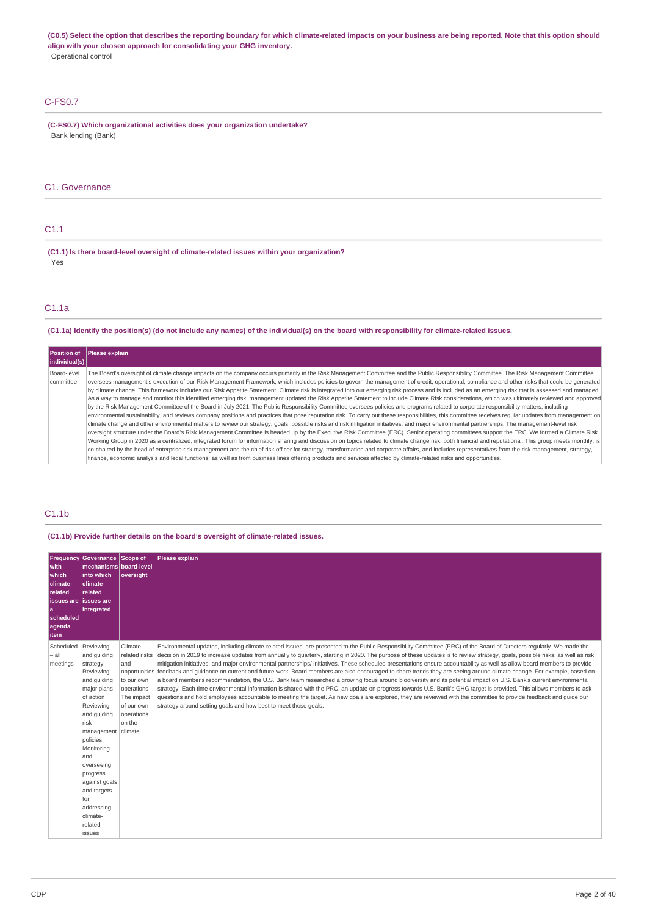**(C0.5) Select the option that describes the reporting boundary for which climate-related impacts on your business are being reported. Note that this option should align with your chosen approach for consolidating your GHG inventory.**

Operational control

## C-FS0.7

**(C-FS0.7) Which organizational activities does your organization undertake?**

Bank lending (Bank)

# C1. Governance

## C1.1

**(C1.1) Is there board-level oversight of climate-related issues within your organization?**

Yes

## C1.1a

**(C1.1a) Identify the position(s) (do not include any names) of the individual(s) on the board with responsibility for climate-related issues.**

| Position of individual(s) | Please explain |
| --- | --- |
| Board-level committee | The Board's oversight of climate change impacts on the company occurs primarily in the Risk Management Committee and the Public Responsibility Committee. The Risk Management Committee oversees management's execution of our Risk Management Framework, which includes policies to govern the management of credit, operational, compliance and other risks that could be generated by climate change. This framework includes our Risk Appetite Statement. Climate risk is integrated into our emerging risk process and is included as an emerging risk that is assessed and managed. As a way to manage and monitor this identified emerging risk, management updated the Risk Appetite Statement to include Climate Risk considerations, which was ultimately reviewed and approved by the Risk Management Committee of the Board in July 2021. The Public Responsibility Committee oversees policies and programs related to corporate responsibility matters, including environmental sustainability, and reviews company positions and practices that pose reputation risk. To carry out these responsibilities, this committee receives regular updates from management on climate change and other environmental matters to review our strategy, goals, possible risks and risk mitigation initiatives, and major environmental partnerships. The management-level risk oversight structure under the Board's Risk Management Committee is headed up by the Executive Risk Committee (ERC). Senior operating committees support the ERC. We formed a Climate Risk Working Group in 2020 as a centralized, integrated forum for information sharing and discussion on topics related to climate change risk, both financial and reputational. This group meets monthly, is co-chaired by the head of enterprise risk management and the chief risk officer for strategy, transformation and corporate affairs, and includes representatives from the risk management, strategy, finance, economic analysis and legal functions, as well as from business lines offering products and services affected by climate-related risks and opportunities. |

## C1.1b

**(C1.1b) Provide further details on the board's oversight of climate-related issues.**

| Frequency with which climate-related issues are a scheduled agenda item | Governance mechanisms into which climate-related issues are integrated | Scope of board-level oversight | Please explain |
| --- | --- | --- | --- |
| Scheduled – all meetings | Reviewing and guiding strategy<br>Reviewing and guiding major plans of action<br>Reviewing and guiding risk management policies<br>Monitoring and overseeing progress against goals and targets for addressing climate-related issues | Climate-related risks and opportunities to our own operations<br>The impact of our own operations on the climate | Environmental updates, including climate-related issues, are presented to the Public Responsibility Committee (PRC) of the Board of Directors regularly. We made the decision in 2019 to increase updates from annually to quarterly, starting in 2020. The purpose of these updates is to review strategy, goals, possible risks, as well as risk mitigation initiatives, and major environmental partnerships/ initiatives. These scheduled presentations ensure accountability as well as allow board members to provide feedback and guidance on current and future work. Board members are also encouraged to share trends they are seeing around climate change. For example, based on a board member's recommendation, the U.S. Bank team researched a growing focus around biodiversity and its potential impact on U.S. Bank's current environmental strategy. Each time environmental information is shared with the PRC, an update on progress towards U.S. Bank's GHG target is provided. This allows members to ask questions and hold employees accountable to meeting the target. As new goals are explored, they are reviewed with the committee to provide feedback and guide our strategy around setting goals and how best to meet those goals. |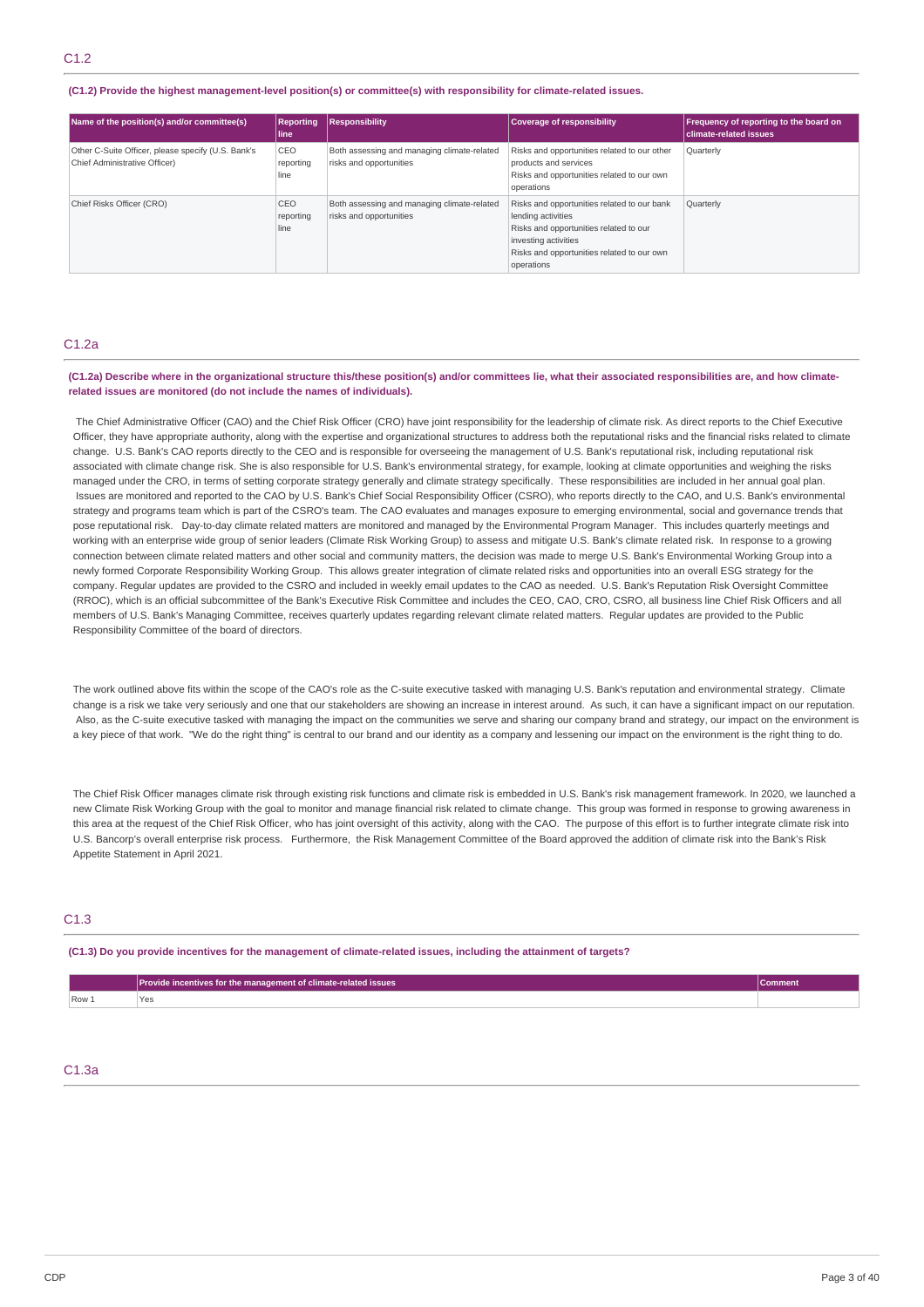## C1.2

**(C1.2) Provide the highest management-level position(s) or committee(s) with responsibility for climate-related issues.**

| Name of the position(s) and/or committee(s) | Reporting line | Responsibility | Coverage of responsibility | Frequency of reporting to the board on climate-related issues |
|---|---|---|---|---|
| Other C-Suite Officer, please specify (U.S. Bank's Chief Administrative Officer) | CEO reporting line | Both assessing and managing climate-related risks and opportunities | Risks and opportunities related to our other products and services<br>Risks and opportunities related to our own operations | Quarterly |
| Chief Risks Officer (CRO) | CEO reporting line | Both assessing and managing climate-related risks and opportunities | Risks and opportunities related to our bank lending activities<br>Risks and opportunities related to our investing activities<br>Risks and opportunities related to our own operations | Quarterly |

## C1.2a

**(C1.2a) Describe where in the organizational structure this/these position(s) and/or committees lie, what their associated responsibilities are, and how climate-related issues are monitored (do not include the names of individuals).**

The Chief Administrative Officer (CAO) and the Chief Risk Officer (CRO) have joint responsibility for the leadership of climate risk. As direct reports to the Chief Executive Officer, they have appropriate authority, along with the expertise and organizational structures to address both the reputational risks and the financial risks related to climate change. U.S. Bank's CAO reports directly to the CEO and is responsible for overseeing the management of U.S. Bank's reputational risk, including reputational risk associated with climate change risk. She is also responsible for U.S. Bank's environmental strategy, for example, looking at climate opportunities and weighing the risks managed under the CRO, in terms of setting corporate strategy generally and climate strategy specifically. These responsibilities are included in her annual goal plan. Issues are monitored and reported to the CAO by U.S. Bank's Chief Social Responsibility Officer (CSRO), who reports directly to the CAO, and U.S. Bank's environmental strategy and programs team which is part of the CSRO's team. The CAO evaluates and manages exposure to emerging environmental, social and governance trends that pose reputational risk. Day-to-day climate related matters are monitored and managed by the Environmental Program Manager. This includes quarterly meetings and working with an enterprise wide group of senior leaders (Climate Risk Working Group) to assess and mitigate U.S. Bank's climate related risk. In response to a growing connection between climate related matters and other social and community matters, the decision was made to merge U.S. Bank's Environmental Working Group into a newly formed Corporate Responsibility Working Group. This allows greater integration of climate related risks and opportunities into an overall ESG strategy for the company. Regular updates are provided to the CSRO and included in weekly email updates to the CAO as needed. U.S. Bank's Reputation Risk Oversight Committee (RROC), which is an official subcommittee of the Bank's Executive Risk Committee and includes the CEO, CAO, CRO, CSRO, all business line Chief Risk Officers and all members of U.S. Bank's Managing Committee, receives quarterly updates regarding relevant climate related matters. Regular updates are provided to the Public Responsibility Committee of the board of directors.

The work outlined above fits within the scope of the CAO's role as the C-suite executive tasked with managing U.S. Bank's reputation and environmental strategy. Climate change is a risk we take very seriously and one that our stakeholders are showing an increase in interest around. As such, it can have a significant impact on our reputation. Also, as the C-suite executive tasked with managing the impact on the communities we serve and sharing our company brand and strategy, our impact on the environment is a key piece of that work. "We do the right thing" is central to our brand and our identity as a company and lessening our impact on the environment is the right thing to do.

The Chief Risk Officer manages climate risk through existing risk functions and climate risk is embedded in U.S. Bank's risk management framework. In 2020, we launched a new Climate Risk Working Group with the goal to monitor and manage financial risk related to climate change. This group was formed in response to growing awareness in this area at the request of the Chief Risk Officer, who has joint oversight of this activity, along with the CAO. The purpose of this effort is to further integrate climate risk into U.S. Bancorp's overall enterprise risk process. Furthermore, the Risk Management Committee of the Board approved the addition of climate risk into the Bank's Risk Appetite Statement in April 2021.

## C1.3

**(C1.3) Do you provide incentives for the management of climate-related issues, including the attainment of targets?**

| | Provide incentives for the management of climate-related issues | Comment |
|---|---|---|
| Row 1 | Yes | |

## C1.3a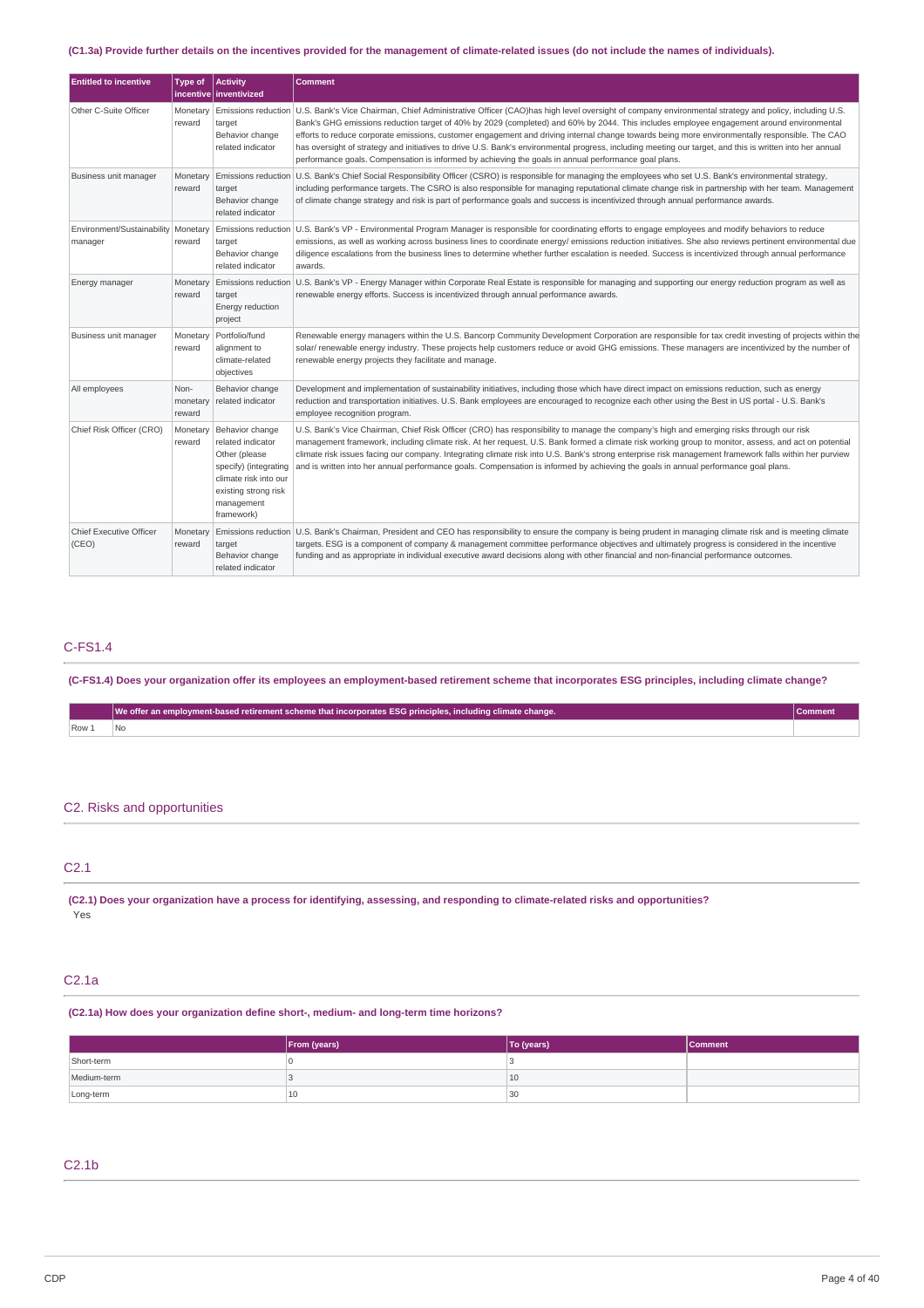**(C1.3a) Provide further details on the incentives provided for the management of climate-related issues (do not include the names of individuals).**

| Entitled to incentive | Type of incentive | Activity inventivized | Comment |
|---|---|---|---|
| Other C-Suite Officer | Monetary reward | Emissions reduction target<br>Behavior change related indicator | U.S. Bank's Vice Chairman, Chief Administrative Officer (CAO)has high level oversight of company environmental strategy and policy, including U.S. Bank's GHG emissions reduction target of 40% by 2029 (completed) and 60% by 2044. This includes employee engagement around environmental efforts to reduce corporate emissions, customer engagement and driving internal change towards being more environmentally responsible. The CAO has oversight of strategy and initiatives to drive U.S. Bank's environmental progress, including meeting our target, and this is written into her annual performance goals. Compensation is informed by achieving the goals in annual performance goal plans. |
| Business unit manager | Monetary reward | Emissions reduction target<br>Behavior change related indicator | U.S. Bank's Chief Social Responsibility Officer (CSRO) is responsible for managing the employees who set U.S. Bank's environmental strategy, including performance targets. The CSRO is also responsible for managing reputational climate change risk in partnership with her team. Management of climate change strategy and risk is part of performance goals and success is incentivized through annual performance awards. |
| Environment/Sustainability manager | Monetary reward | Emissions reduction target<br>Behavior change related indicator | U.S. Bank's VP - Environmental Program Manager is responsible for coordinating efforts to engage employees and modify behaviors to reduce emissions, as well as working across business lines to coordinate energy/ emissions reduction initiatives. She also reviews pertinent environmental due diligence escalations from the business lines to determine whether further escalation is needed. Success is incentivized through annual performance awards. |
| Energy manager | Monetary reward | Emissions reduction target<br>Energy reduction project | U.S. Bank's VP - Energy Manager within Corporate Real Estate is responsible for managing and supporting our energy reduction program as well as renewable energy efforts. Success is incentivized through annual performance awards. |
| Business unit manager | Monetary reward | Portfolio/fund alignment to climate-related objectives | Renewable energy managers within the U.S. Bancorp Community Development Corporation are responsible for tax credit investing of projects within the solar/ renewable energy industry. These projects help customers reduce or avoid GHG emissions. These managers are incentivized by the number of renewable energy projects they facilitate and manage. |
| All employees | Non-monetary reward | Behavior change related indicator | Development and implementation of sustainability initiatives, including those which have direct impact on emissions reduction, such as energy reduction and transportation initiatives. U.S. Bank employees are encouraged to recognize each other using the Best in US portal - U.S. Bank's employee recognition program. |
| Chief Risk Officer (CRO) | Monetary reward | Behavior change related indicator<br>Other (please specify) (integrating climate risk into our existing strong risk management framework) | U.S. Bank's Vice Chairman, Chief Risk Officer (CRO) has responsibility to manage the company's high and emerging risks through our risk management framework, including climate risk. At her request, U.S. Bank formed a climate risk working group to monitor, assess, and act on potential climate risk issues facing our company. Integrating climate risk into U.S. Bank's strong enterprise risk management framework falls within her purview and is written into her annual performance goals. Compensation is informed by achieving the goals in annual performance goal plans. |
| Chief Executive Officer (CEO) | Monetary reward | Emissions reduction target<br>Behavior change related indicator | U.S. Bank's Chairman, President and CEO has responsibility to ensure the company is being prudent in managing climate risk and is meeting climate targets. ESG is a component of company & management committee performance objectives and ultimately progress is considered in the incentive funding and as appropriate in individual executive award decisions along with other financial and non-financial performance outcomes. |

## C-FS1.4

**(C-FS1.4) Does your organization offer its employees an employment-based retirement scheme that incorporates ESG principles, including climate change?**

| | We offer an employment-based retirement scheme that incorporates ESG principles, including climate change. | Comment |
|---|---|---|
| Row 1 | No | |

# C2. Risks and opportunities

## C2.1

**(C2.1) Does your organization have a process for identifying, assessing, and responding to climate-related risks and opportunities?**

Yes

## C2.1a

**(C2.1a) How does your organization define short-, medium- and long-term time horizons?**

| | From (years) | To (years) | Comment |
|---|---|---|---|
| Short-term | 0 | 3 | |
| Medium-term | 3 | 10 | |
| Long-term | 10 | 30 | |

## C2.1b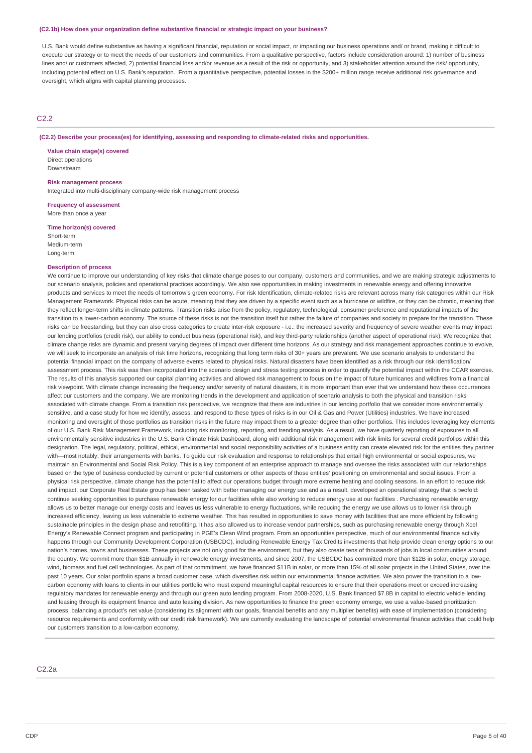**(C2.1b) How does your organization define substantive financial or strategic impact on your business?**

U.S. Bank would define substantive as having a significant financial, reputation or social impact, or impacting our business operations and/ or brand, making it difficult to execute our strategy or to meet the needs of our customers and communities. From a qualitative perspective, factors include consideration around: 1) number of business lines and/ or customers affected, 2) potential financial loss and/or revenue as a result of the risk or opportunity, and 3) stakeholder attention around the risk/ opportunity, including potential effect on U.S. Bank's reputation. From a quantitative perspective, potential losses in the $200+ million range receive additional risk governance and oversight, which aligns with capital planning processes.

## C2.2

**(C2.2) Describe your process(es) for identifying, assessing and responding to climate-related risks and opportunities.**

**Value chain stage(s) covered**
Direct operations
Downstream

**Risk management process**
Integrated into multi-disciplinary company-wide risk management process

**Frequency of assessment**
More than once a year

**Time horizon(s) covered**
Short-term
Medium-term
Long-term

**Description of process**
We continue to improve our understanding of key risks that climate change poses to our company, customers and communities, and we are making strategic adjustments to our scenario analysis, policies and operational practices accordingly. We also see opportunities in making investments in renewable energy and offering innovative products and services to meet the needs of tomorrow's green economy. For risk Identification, climate-related risks are relevant across many risk categories within our Risk Management Framework. Physical risks can be acute, meaning that they are driven by a specific event such as a hurricane or wildfire, or they can be chronic, meaning that they reflect longer-term shifts in climate patterns. Transition risks arise from the policy, regulatory, technological, consumer preference and reputational impacts of the transition to a lower-carbon economy. The source of these risks is not the transition itself but rather the failure of companies and society to prepare for the transition. These risks can be freestanding, but they can also cross categories to create inter-risk exposure - i.e.: the increased severity and frequency of severe weather events may impact our lending portfolios (credit risk), our ability to conduct business (operational risk), and key third-party relationships (another aspect of operational risk). We recognize that climate change risks are dynamic and present varying degrees of impact over different time horizons. As our strategy and risk management approaches continue to evolve, we will seek to incorporate an analysis of risk time horizons, recognizing that long term risks of 30+ years are prevalent. We use scenario analysis to understand the potential financial impact on the company of adverse events related to physical risks. Natural disasters have been identified as a risk through our risk identification/ assessment process. This risk was then incorporated into the scenario design and stress testing process in order to quantify the potential impact within the CCAR exercise. The results of this analysis supported our capital planning activities and allowed risk management to focus on the impact of future hurricanes and wildfires from a financial risk viewpoint. With climate change increasing the frequency and/or severity of natural disasters, it is more important than ever that we understand how these occurrences affect our customers and the company. We are monitoring trends in the development and application of scenario analysis to both the physical and transition risks associated with climate change. From a transition risk perspective, we recognize that there are industries in our lending portfolio that we consider more environmentally sensitive, and a case study for how we identify, assess, and respond to these types of risks is in our Oil & Gas and Power (Utilities) industries. We have increased monitoring and oversight of those portfolios as transition risks in the future may impact them to a greater degree than other portfolios. This includes leveraging key elements of our U.S. Bank Risk Management Framework, including risk monitoring, reporting, and trending analysis. As a result, we have quarterly reporting of exposures to all environmentally sensitive industries in the U.S. Bank Climate Risk Dashboard, along with additional risk management with risk limits for several credit portfolios within this designation. The legal, regulatory, political, ethical, environmental and social responsibility activities of a business entity can create elevated risk for the entities they partner with—most notably, their arrangements with banks. To guide our risk evaluation and response to relationships that entail high environmental or social exposures, we maintain an Environmental and Social Risk Policy. This is a key component of an enterprise approach to manage and oversee the risks associated with our relationships based on the type of business conducted by current or potential customers or other aspects of those entities' positioning on environmental and social issues. From a physical risk perspective, climate change has the potential to affect our operations budget through more extreme heating and cooling seasons. In an effort to reduce risk and impact, our Corporate Real Estate group has been tasked with better managing our energy use and as a result, developed an operational strategy that is twofold: continue seeking opportunities to purchase renewable energy for our facilities while also working to reduce energy use at our facilities . Purchasing renewable energy allows us to better manage our energy costs and leaves us less vulnerable to energy fluctuations, while reducing the energy we use allows us to lower risk through increased efficiency, leaving us less vulnerable to extreme weather. This has resulted in opportunities to save money with facilities that are more efficient by following sustainable principles in the design phase and retrofitting. It has also allowed us to increase vendor partnerships, such as purchasing renewable energy through Xcel Energy's Renewable Connect program and participating in PGE's Clean Wind program. From an opportunities perspective, much of our environmental finance activity happens through our Community Development Corporation (USBCDC), including Renewable Energy Tax Credits investments that help provide clean energy options to our nation's homes, towns and businesses. These projects are not only good for the environment, but they also create tens of thousands of jobs in local communities around the country. We commit more than $1B annually in renewable energy investments, and since 2007, the USBCDC has committed more than $12B in solar, energy storage, wind, biomass and fuel cell technologies. As part of that commitment, we have financed $11B in solar, or more than 15% of all solar projects in the United States, over the past 10 years. Our solar portfolio spans a broad customer base, which diversifies risk within our environmental finance activities. We also power the transition to a low-carbon economy with loans to clients in our utilities portfolio who must expend meaningful capital resources to ensure that their operations meet or exceed increasing regulatory mandates for renewable energy and through our green auto lending program. From 2008-2020, U.S. Bank financed $7.8B in capital to electric vehicle lending and leasing through its equipment finance and auto leasing division. As new opportunities to finance the green economy emerge, we use a value-based prioritization process, balancing a product's net value (considering its alignment with our goals, financial benefits and any multiplier benefits) with ease of implementation (considering resource requirements and conformity with our credit risk framework). We are currently evaluating the landscape of potential environmental finance activities that could help our customers transition to a low-carbon economy.

## C2.2a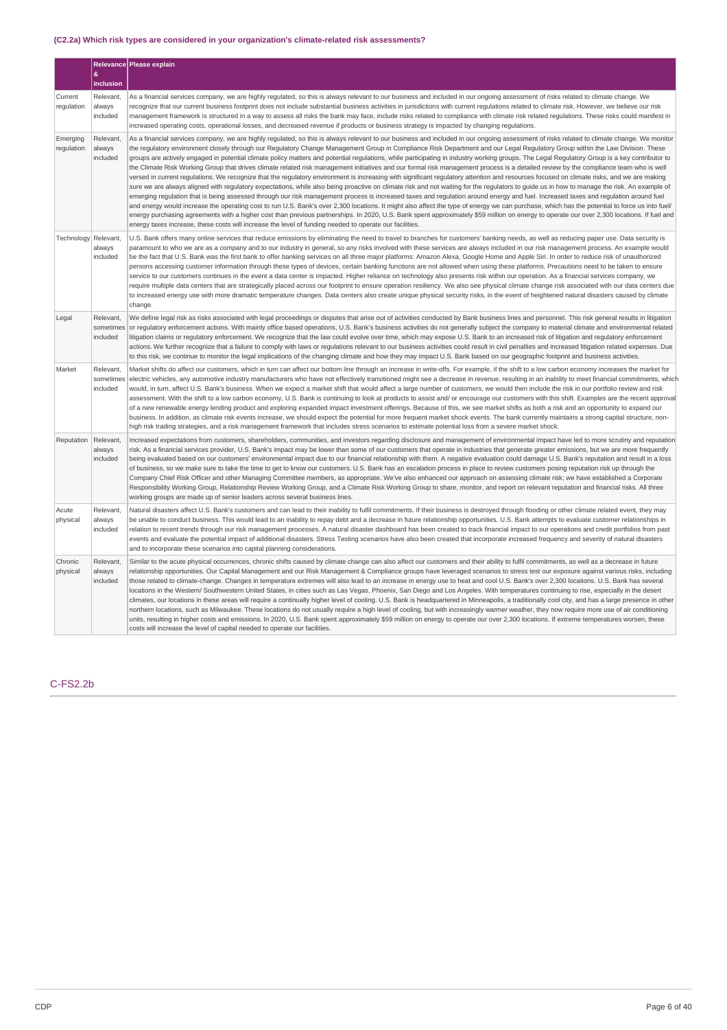### (C2.2a) Which risk types are considered in your organization's climate-related risk assessments?

| | Relevance & inclusion | Please explain |
|---|---|---|
| Current regulation | Relevant, always included | As a financial services company, we are highly regulated, so this is always relevant to our business and included in our ongoing assessment of risks related to climate change. We recognize that our current business footprint does not include substantial business activities in jurisdictions with current regulations related to climate risk. However, we believe our risk management framework is structured in a way to assess all risks the bank may face, include risks related to compliance with climate risk related regulations. These risks could manifest in increased operating costs, operational losses, and decreased revenue if products or business strategy is impacted by changing regulations. |
| Emerging regulation | Relevant, always included | As a financial services company, we are highly regulated, so this is always relevant to our business and included in our ongoing assessment of risks related to climate change. We monitor the regulatory environment closely through our Regulatory Change Management Group in Compliance Risk Department and our Legal Regulatory Group within the Law Division. These groups are actively engaged in potential climate policy matters and potential regulations, while participating in industry working groups. The Legal Regulatory Group is a key contributor to the Climate Risk Working Group that drives climate related risk management initiatives and our formal risk management process is a detailed review by the compliance team who is well versed in current regulations. We recognize that the regulatory environment is increasing with significant regulatory attention and resources focused on climate risks, and we are making sure we are always aligned with regulatory expectations, while also being proactive on climate risk and not waiting for the regulators to guide us in how to manage the risk. An example of emerging regulation that is being assessed through our risk management process is increased taxes and regulation around energy and fuel. Increased taxes and regulation around fuel and energy would increase the operating cost to run U.S. Bank's over 2,300 locations. It might also affect the type of energy we can purchase, which has the potential to force us into fuel/ energy purchasing agreements with a higher cost than previous partnerships. In 2020, U.S. Bank spent approximately $59 million on energy to operate our over 2,300 locations. If fuel and energy taxes increase, these costs will increase the level of funding needed to operate our facilities. |
| Technology | Relevant, always included | U.S. Bank offers many online services that reduce emissions by eliminating the need to travel to branches for customers' banking needs, as well as reducing paper use. Data security is paramount to who we are as a company and to our industry in general, so any risks involved with these services are always included in our risk management process. An example would be the fact that U.S. Bank was the first bank to offer banking services on all three major platforms: Amazon Alexa, Google Home and Apple Siri. In order to reduce risk of unauthorized persons accessing customer information through these types of devices, certain banking functions are not allowed when using these platforms. Precautions need to be taken to ensure service to our customers continues in the event a data center is impacted. Higher reliance on technology also presents risk within our operation. As a financial services company, we require multiple data centers that are strategically placed across our footprint to ensure operation resiliency. We also see physical climate change risk associated with our data centers due to increased energy use with more dramatic temperature changes. Data centers also create unique physical security risks, in the event of heightened natural disasters caused by climate change. |
| Legal | Relevant, sometimes included | We define legal risk as risks associated with legal proceedings or disputes that arise out of activities conducted by Bank business lines and personnel. This risk general results in litigation or regulatory enforcement actions. With mainly office based operations, U.S. Bank's business activities do not generally subject the company to material climate and environmental related litigation claims or regulatory enforcement. We recognize that the law could evolve over time, which may expose U.S. Bank to an increased risk of litigation and regulatory enforcement actions. We further recognize that a failure to comply with laws or regulations relevant to our business activities could result in civil penalties and increased litigation related expenses. Due to this risk, we continue to monitor the legal implications of the changing climate and how they may impact U.S. Bank based on our geographic footprint and business activities. |
| Market | Relevant, sometimes included | Market shifts do affect our customers, which in turn can affect our bottom line through an increase in write-offs. For example, if the shift to a low carbon economy increases the market for electric vehicles, any automotive industry manufacturers who have not effectively transitioned might see a decrease in revenue, resulting in an inability to meet financial commitments, which would, in turn, affect U.S. Bank's business. When we expect a market shift that would affect a large number of customers, we would then include the risk in our portfolio review and risk assessment. With the shift to a low carbon economy, U.S. Bank is continuing to look at products to assist and/ or encourage our customers with this shift. Examples are the recent approval of a new renewable energy lending product and exploring expanded impact investment offerings. Because of this, we see market shifts as both a risk and an opportunity to expand our business. In addition, as climate risk events increase, we should expect the potential for more frequent market shock events. The bank currently maintains a strong capital structure, non-high risk trading strategies, and a risk management framework that includes stress scenarios to estimate potential loss from a severe market shock. |
| Reputation | Relevant, always included | Increased expectations from customers, shareholders, communities, and investors regarding disclosure and management of environmental impact have led to more scrutiny and reputation risk. As a financial services provider, U.S. Bank's impact may be lower than some of our customers that operate in industries that generate greater emissions, but we are more frequently being evaluated based on our customers' environmental impact due to our financial relationship with them. A negative evaluation could damage U.S. Bank's reputation and result in a loss of business, so we make sure to take the time to get to know our customers. U.S. Bank has an escalation process in place to review customers posing reputation risk up through the Company Chief Risk Officer and other Managing Committee members, as appropriate. We've also enhanced our approach on assessing climate risk; we have established a Corporate Responsibility Working Group, Relationship Review Working Group, and a Climate Risk Working Group to share, monitor, and report on relevant reputation and financial risks. All three working groups are made up of senior leaders across several business lines. |
| Acute physical | Relevant, always included | Natural disasters affect U.S. Bank's customers and can lead to their inability to fulfil commitments. If their business is destroyed through flooding or other climate related event, they may be unable to conduct business. This would lead to an inability to repay debt and a decrease in future relationship opportunities. U.S. Bank attempts to evaluate customer relationships in relation to recent trends through our risk management processes. A natural disaster dashboard has been created to track financial impact to our operations and credit portfolios from past events and evaluate the potential impact of additional disasters. Stress Testing scenarios have also been created that incorporate increased frequency and severity of natural disasters and to incorporate these scenarios into capital planning considerations. |
| Chronic physical | Relevant, always included | Similar to the acute physical occurrences, chronic shifts caused by climate change can also affect our customers and their ability to fulfil commitments, as well as a decrease in future relationship opportunities. Our Capital Management and our Risk Management & Compliance groups have leveraged scenarios to stress test our exposure against various risks, including those related to climate-change. Changes in temperature extremes will also lead to an increase in energy use to heat and cool U.S. Bank's over 2,300 locations. U.S. Bank has several locations in the Western/ Southwestern United States, in cities such as Las Vegas, Phoenix, San Diego and Los Angeles. With temperatures continuing to rise, especially in the desert climates, our locations in these areas will require a continually higher level of cooling. U.S. Bank is headquartered in Minneapolis, a traditionally cool city, and has a large presence in other northern locations, such as Milwaukee. These locations do not usually require a high level of cooling, but with increasingly warmer weather, they now require more use of air conditioning units, resulting in higher costs and emissions. In 2020, U.S. Bank spent approximately $59 million on energy to operate our over 2,300 locations. If extreme temperatures worsen, these costs will increase the level of capital needed to operate our facilities. |

## C-FS2.2b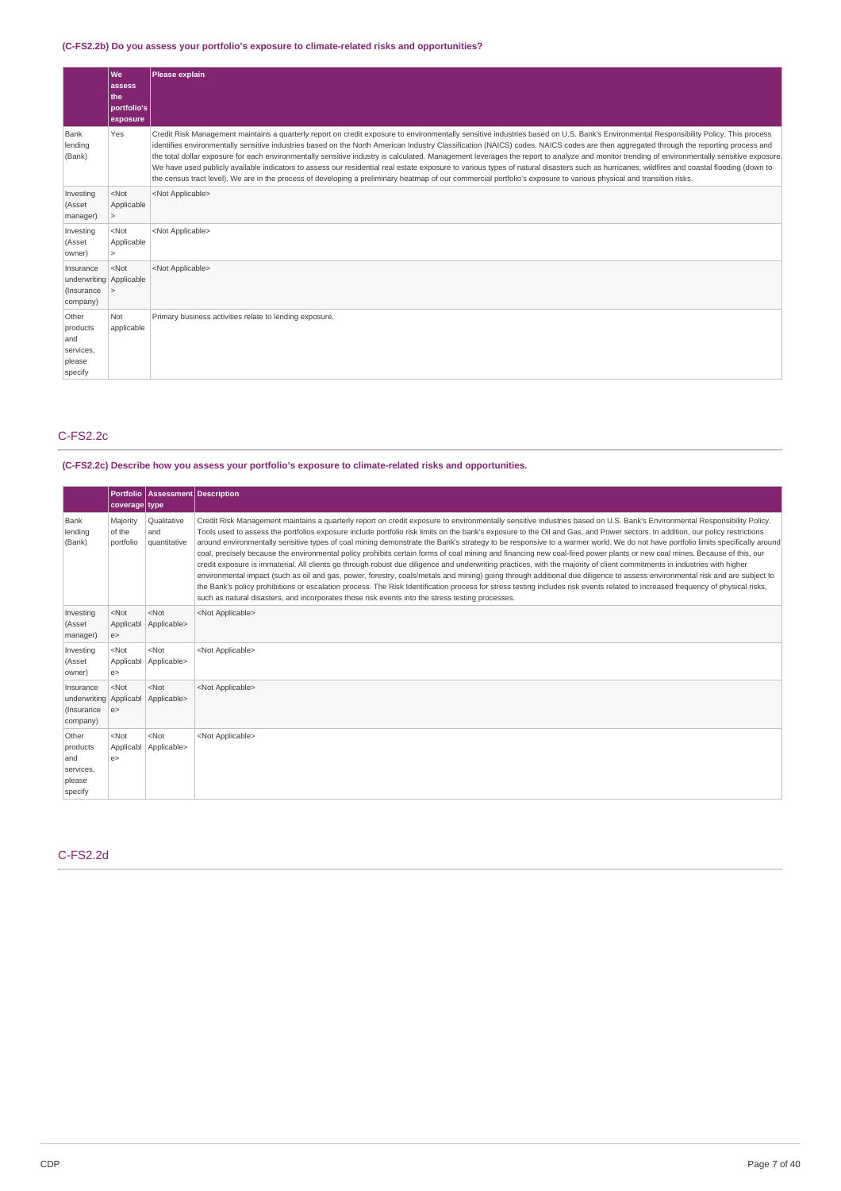### (C-FS2.2b) Do you assess your portfolio's exposure to climate-related risks and opportunities?

|  | We assess the portfolio's exposure | Please explain |
|---|---|---|
| Bank lending (Bank) | Yes | Credit Risk Management maintains a quarterly report on credit exposure to environmentally sensitive industries based on U.S. Bank's Environmental Responsibility Policy. This process identifies environmentally sensitive industries based on the North American Industry Classification (NAICS) codes. NAICS codes are then aggregated through the reporting process and the total dollar exposure for each environmentally sensitive industry is calculated. Management leverages the report to analyze and monitor trending of environmentally sensitive exposure. We have used publicly available indicators to assess our residential real estate exposure to various types of natural disasters such as hurricanes, wildfires and coastal flooding (down to the census tract level). We are in the process of developing a preliminary heatmap of our commercial portfolio's exposure to various physical and transition risks. |
| Investing (Asset manager) | <Not Applicable> | <Not Applicable> |
| Investing (Asset owner) | <Not Applicable> | <Not Applicable> |
| Insurance underwriting (Insurance company) | <Not Applicable> | <Not Applicable> |
| Other products and services, please specify | Not applicable | Primary business activities relate to lending exposure. |

## C-FS2.2c

### (C-FS2.2c) Describe how you assess your portfolio's exposure to climate-related risks and opportunities.

|  | Portfolio coverage | Assessment type | Description |
|---|---|---|---|
| Bank lending (Bank) | Majority of the portfolio | Qualitative and quantitative | Credit Risk Management maintains a quarterly report on credit exposure to environmentally sensitive industries based on U.S. Bank's Environmental Responsibility Policy. Tools used to assess the portfolios exposure include portfolio risk limits on the bank's exposure to the Oil and Gas, and Power sectors. In addition, our policy restrictions around environmentally sensitive types of coal mining demonstrate the Bank's strategy to be responsive to a warmer world. We do not have portfolio limits specifically around coal, precisely because the environmental policy prohibits certain forms of coal mining and financing new coal-fired power plants or new coal mines. Because of this, our credit exposure is immaterial. All clients go through robust due diligence and underwriting practices, with the majority of client commitments in industries with higher environmental impact (such as oil and gas, power, forestry, coals/metals and mining) going through additional due diligence to assess environmental risk and are subject to the Bank's policy prohibitions or escalation process. The Risk Identification process for stress testing includes risk events related to increased frequency of physical risks, such as natural disasters, and incorporates those risk events into the stress testing processes. |
| Investing (Asset manager) | <Not Applicable> | <Not Applicable> | <Not Applicable> |
| Investing (Asset owner) | <Not Applicable> | <Not Applicable> | <Not Applicable> |
| Insurance underwriting (Insurance company) | <Not Applicable> | <Not Applicable> | <Not Applicable> |
| Other products and services, please specify | <Not Applicable> | <Not Applicable> | <Not Applicable> |

## C-FS2.2d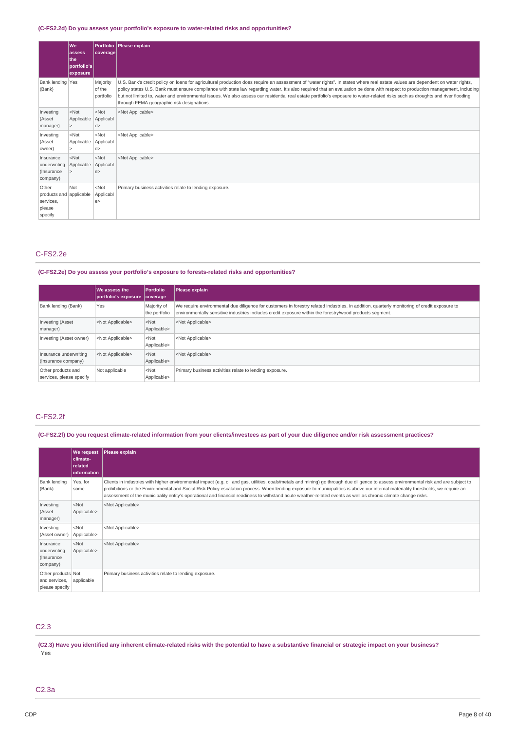**(C-FS2.2d) Do you assess your portfolio's exposure to water-related risks and opportunities?**

| | We assess the portfolio's exposure | Portfolio coverage | Please explain |
|---|---|---|---|
| Bank lending (Bank) | Yes | Majority of the portfolio | U.S. Bank's credit policy on loans for agricultural production does require an assessment of "water rights". In states where real estate values are dependent on water rights, policy states U.S. Bank must ensure compliance with state law regarding water. It's also required that an evaluation be done with respect to production management, including but not limited to, water and environmental issues. We also assess our residential real estate portfolio's exposure to water-related risks such as droughts and river flooding through FEMA geographic risk designations. |
| Investing (Asset manager) | <Not Applicable> | <Not Applicable> | <Not Applicable> |
| Investing (Asset owner) | <Not Applicable> | <Not Applicable> | <Not Applicable> |
| Insurance underwriting (Insurance company) | <Not Applicable> | <Not Applicable> | <Not Applicable> |
| Other products and services, please specify | Not applicable | <Not Applicable> | Primary business activities relate to lending exposure. |

## C-FS2.2e

**(C-FS2.2e) Do you assess your portfolio's exposure to forests-related risks and opportunities?**

| | We assess the portfolio's exposure | Portfolio coverage | Please explain |
|---|---|---|---|
| Bank lending (Bank) | Yes | Majority of the portfolio | We require environmental due diligence for customers in forestry related industries. In addition, quarterly monitoring of credit exposure to environmentally sensitive industries includes credit exposure within the forestry/wood products segment. |
| Investing (Asset manager) | <Not Applicable> | <Not Applicable> | <Not Applicable> |
| Investing (Asset owner) | <Not Applicable> | <Not Applicable> | <Not Applicable> |
| Insurance underwriting (Insurance company) | <Not Applicable> | <Not Applicable> | <Not Applicable> |
| Other products and services, please specify | Not applicable | <Not Applicable> | Primary business activities relate to lending exposure. |

## C-FS2.2f

**(C-FS2.2f) Do you request climate-related information from your clients/investees as part of your due diligence and/or risk assessment practices?**

| | We request climate-related information | Please explain |
|---|---|---|
| Bank lending (Bank) | Yes, for some | Clients in industries with higher environmental impact (e.g. oil and gas, utilities, coals/metals and mining) go through due diligence to assess environmental risk and are subject to prohibitions or the Environmental and Social Risk Policy escalation process. When lending exposure to municipalities is above our internal materiality thresholds, we require an assessment of the municipality entity's operational and financial readiness to withstand acute weather-related events as well as chronic climate change risks. |
| Investing (Asset manager) | <Not Applicable> | <Not Applicable> |
| Investing (Asset owner) | <Not Applicable> | <Not Applicable> |
| Insurance underwriting (Insurance company) | <Not Applicable> | <Not Applicable> |
| Other products and services, please specify | Not applicable | Primary business activities relate to lending exposure. |

## C2.3

**(C2.3) Have you identified any inherent climate-related risks with the potential to have a substantive financial or strategic impact on your business?**

Yes

## C2.3a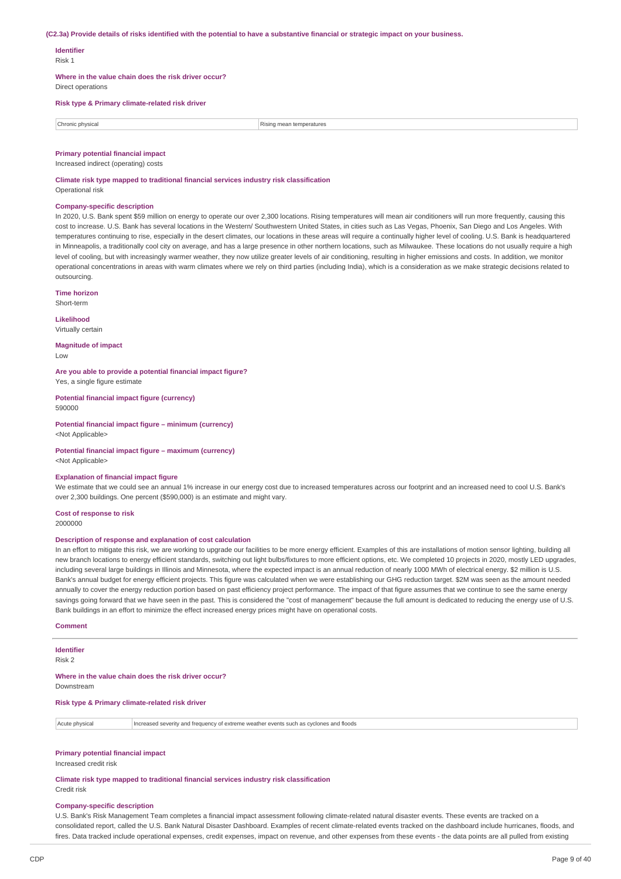**(C2.3a) Provide details of risks identified with the potential to have a substantive financial or strategic impact on your business.**

**Identifier**
Risk 1

**Where in the value chain does the risk driver occur?**
Direct operations

**Risk type & Primary climate-related risk driver**

| Chronic physical | Rising mean temperatures |
|---|---|

**Primary potential financial impact**
Increased indirect (operating) costs

**Climate risk type mapped to traditional financial services industry risk classification**
Operational risk

**Company-specific description**
In 2020, U.S. Bank spent $59 million on energy to operate our over 2,300 locations. Rising temperatures will mean air conditioners will run more frequently, causing this cost to increase. U.S. Bank has several locations in the Western/ Southwestern United States, in cities such as Las Vegas, Phoenix, San Diego and Los Angeles. With temperatures continuing to rise, especially in the desert climates, our locations in these areas will require a continually higher level of cooling. U.S. Bank is headquartered in Minneapolis, a traditionally cool city on average, and has a large presence in other northern locations, such as Milwaukee. These locations do not usually require a high level of cooling, but with increasingly warmer weather, they now utilize greater levels of air conditioning, resulting in higher emissions and costs. In addition, we monitor operational concentrations in areas with warm climates where we rely on third parties (including India), which is a consideration as we make strategic decisions related to outsourcing.

**Time horizon**
Short-term

**Likelihood**
Virtually certain

**Magnitude of impact**
Low

**Are you able to provide a potential financial impact figure?**
Yes, a single figure estimate

**Potential financial impact figure (currency)**
590000

**Potential financial impact figure – minimum (currency)**
<Not Applicable>

**Potential financial impact figure – maximum (currency)**
<Not Applicable>

**Explanation of financial impact figure**
We estimate that we could see an annual 1% increase in our energy cost due to increased temperatures across our footprint and an increased need to cool U.S. Bank's over 2,300 buildings. One percent ($590,000) is an estimate and might vary.

**Cost of response to risk**
2000000

**Description of response and explanation of cost calculation**
In an effort to mitigate this risk, we are working to upgrade our facilities to be more energy efficient. Examples of this are installations of motion sensor lighting, building all new branch locations to energy efficient standards, switching out light bulbs/fixtures to more efficient options, etc. We completed 10 projects in 2020, mostly LED upgrades, including several large buildings in Illinois and Minnesota, where the expected impact is an annual reduction of nearly 1000 MWh of electrical energy. $2 million is U.S. Bank's annual budget for energy efficient projects. This figure was calculated when we were establishing our GHG reduction target. $2M was seen as the amount needed annually to cover the energy reduction portion based on past efficiency project performance. The impact of that figure assumes that we continue to see the same energy savings going forward that we have seen in the past. This is considered the "cost of management" because the full amount is dedicated to reducing the energy use of U.S. Bank buildings in an effort to minimize the effect increased energy prices might have on operational costs.

**Comment**

---

**Identifier**
Risk 2

**Where in the value chain does the risk driver occur?**
Downstream

**Risk type & Primary climate-related risk driver**

| Acute physical | Increased severity and frequency of extreme weather events such as cyclones and floods |
|---|---|

**Primary potential financial impact**
Increased credit risk

**Climate risk type mapped to traditional financial services industry risk classification**
Credit risk

**Company-specific description**
U.S. Bank's Risk Management Team completes a financial impact assessment following climate-related natural disaster events. These events are tracked on a consolidated report, called the U.S. Bank Natural Disaster Dashboard. Examples of recent climate-related events tracked on the dashboard include hurricanes, floods, and fires. Data tracked include operational expenses, credit expenses, impact on revenue, and other expenses from these events - the data points are all pulled from existing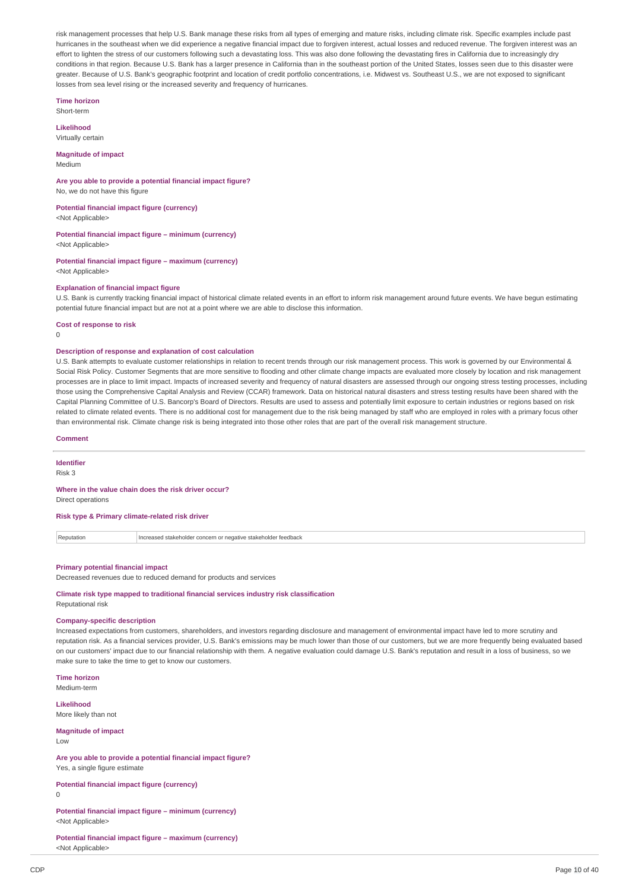risk management processes that help U.S. Bank manage these risks from all types of emerging and mature risks, including climate risk. Specific examples include past hurricanes in the southeast when we did experience a negative financial impact due to forgiven interest, actual losses and reduced revenue. The forgiven interest was an effort to lighten the stress of our customers following such a devastating loss. This was also done following the devastating fires in California due to increasingly dry conditions in that region. Because U.S. Bank has a larger presence in California than in the southeast portion of the United States, losses seen due to this disaster were greater. Because of U.S. Bank's geographic footprint and location of credit portfolio concentrations, i.e. Midwest vs. Southeast U.S., we are not exposed to significant losses from sea level rising or the increased severity and frequency of hurricanes.

**Time horizon**
Short-term

**Likelihood**
Virtually certain

**Magnitude of impact**
Medium

**Are you able to provide a potential financial impact figure?**
No, we do not have this figure

**Potential financial impact figure (currency)**
<Not Applicable>

**Potential financial impact figure – minimum (currency)**
<Not Applicable>

**Potential financial impact figure – maximum (currency)**
<Not Applicable>

**Explanation of financial impact figure**
U.S. Bank is currently tracking financial impact of historical climate related events in an effort to inform risk management around future events. We have begun estimating potential future financial impact but are not at a point where we are able to disclose this information.

**Cost of response to risk**
0

**Description of response and explanation of cost calculation**
U.S. Bank attempts to evaluate customer relationships in relation to recent trends through our risk management process. This work is governed by our Environmental & Social Risk Policy. Customer Segments that are more sensitive to flooding and other climate change impacts are evaluated more closely by location and risk management processes are in place to limit impact. Impacts of increased severity and frequency of natural disasters are assessed through our ongoing stress testing processes, including those using the Comprehensive Capital Analysis and Review (CCAR) framework. Data on historical natural disasters and stress testing results have been shared with the Capital Planning Committee of U.S. Bancorp's Board of Directors. Results are used to assess and potentially limit exposure to certain industries or regions based on risk related to climate related events. There is no additional cost for management due to the risk being managed by staff who are employed in roles with a primary focus other than environmental risk. Climate change risk is being integrated into those other roles that are part of the overall risk management structure.

**Comment**

---

**Identifier**
Risk 3

**Where in the value chain does the risk driver occur?**
Direct operations

**Risk type & Primary climate-related risk driver**

| Reputation | Increased stakeholder concern or negative stakeholder feedback |
|---|---|

**Primary potential financial impact**
Decreased revenues due to reduced demand for products and services

**Climate risk type mapped to traditional financial services industry risk classification**
Reputational risk

**Company-specific description**
Increased expectations from customers, shareholders, and investors regarding disclosure and management of environmental impact have led to more scrutiny and reputation risk. As a financial services provider, U.S. Bank's emissions may be much lower than those of our customers, but we are more frequently being evaluated based on our customers' impact due to our financial relationship with them. A negative evaluation could damage U.S. Bank's reputation and result in a loss of business, so we make sure to take the time to get to know our customers.

**Time horizon**
Medium-term

**Likelihood**
More likely than not

**Magnitude of impact**
Low

**Are you able to provide a potential financial impact figure?**
Yes, a single figure estimate

**Potential financial impact figure (currency)**
0

**Potential financial impact figure – minimum (currency)**
<Not Applicable>

**Potential financial impact figure – maximum (currency)**
<Not Applicable>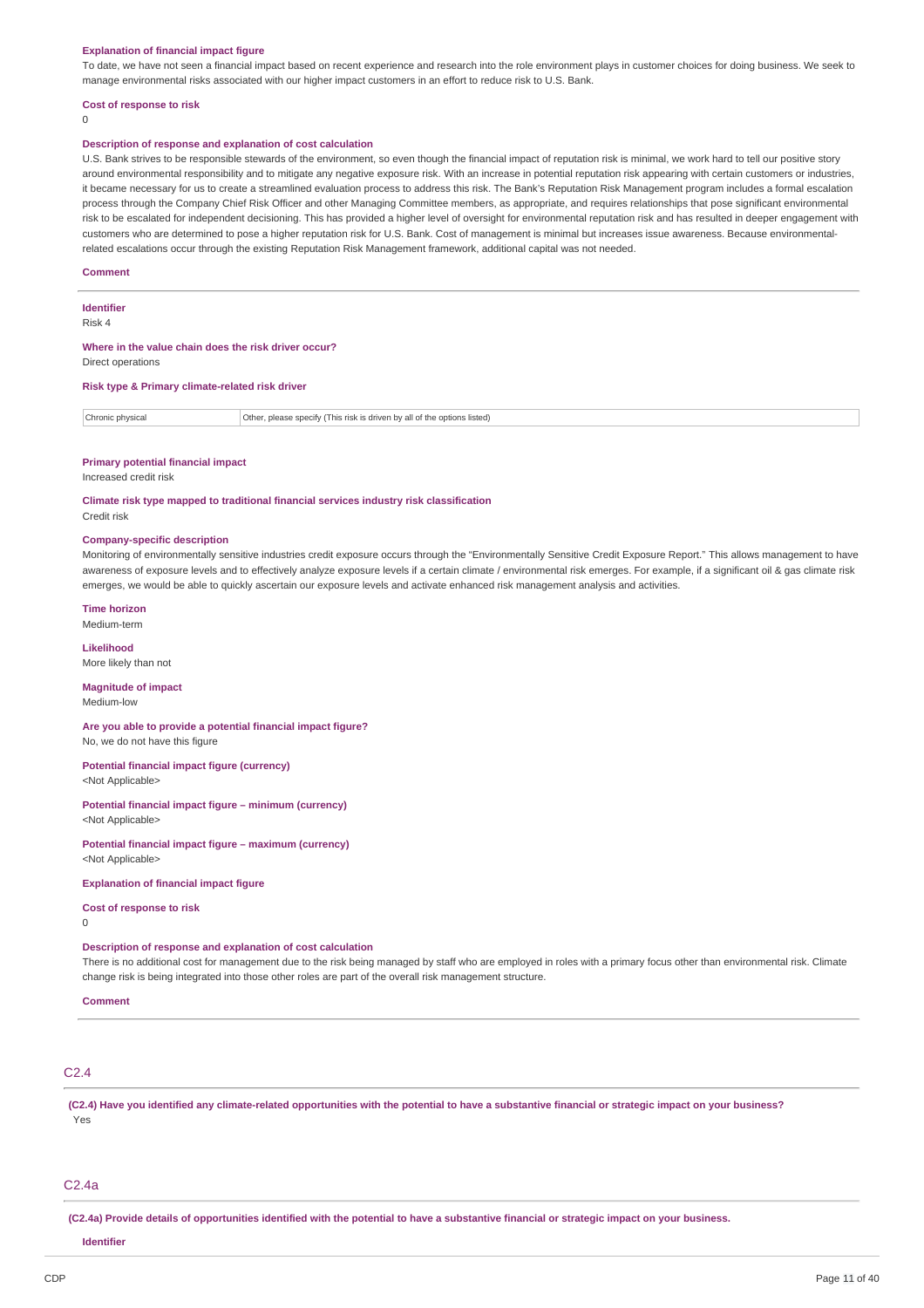**Explanation of financial impact figure**

To date, we have not seen a financial impact based on recent experience and research into the role environment plays in customer choices for doing business. We seek to manage environmental risks associated with our higher impact customers in an effort to reduce risk to U.S. Bank.

**Cost of response to risk**

0

**Description of response and explanation of cost calculation**

U.S. Bank strives to be responsible stewards of the environment, so even though the financial impact of reputation risk is minimal, we work hard to tell our positive story around environmental responsibility and to mitigate any negative exposure risk. With an increase in potential reputation risk appearing with certain customers or industries, it became necessary for us to create a streamlined evaluation process to address this risk. The Bank's Reputation Risk Management program includes a formal escalation process through the Company Chief Risk Officer and other Managing Committee members, as appropriate, and requires relationships that pose significant environmental risk to be escalated for independent decisioning. This has provided a higher level of oversight for environmental reputation risk and has resulted in deeper engagement with customers who are determined to pose a higher reputation risk for U.S. Bank. Cost of management is minimal but increases issue awareness. Because environmental-related escalations occur through the existing Reputation Risk Management framework, additional capital was not needed.

**Comment**

---

**Identifier**

Risk 4

**Where in the value chain does the risk driver occur?**

Direct operations

**Risk type & Primary climate-related risk driver**

| Chronic physical | Other, please specify (This risk is driven by all of the options listed) |
|---|---|

**Primary potential financial impact**

Increased credit risk

**Climate risk type mapped to traditional financial services industry risk classification**

Credit risk

**Company-specific description**

Monitoring of environmentally sensitive industries credit exposure occurs through the "Environmentally Sensitive Credit Exposure Report." This allows management to have awareness of exposure levels and to effectively analyze exposure levels if a certain climate / environmental risk emerges. For example, if a significant oil & gas climate risk emerges, we would be able to quickly ascertain our exposure levels and activate enhanced risk management analysis and activities.

**Time horizon**

Medium-term

**Likelihood**

More likely than not

**Magnitude of impact**

Medium-low

**Are you able to provide a potential financial impact figure?**

No, we do not have this figure

**Potential financial impact figure (currency)**

<Not Applicable>

**Potential financial impact figure – minimum (currency)**

<Not Applicable>

**Potential financial impact figure – maximum (currency)**

<Not Applicable>

**Explanation of financial impact figure**

**Cost of response to risk**

0

**Description of response and explanation of cost calculation**

There is no additional cost for management due to the risk being managed by staff who are employed in roles with a primary focus other than environmental risk. Climate change risk is being integrated into those other roles are part of the overall risk management structure.

**Comment**

---

## C2.4

**(C2.4) Have you identified any climate-related opportunities with the potential to have a substantive financial or strategic impact on your business?**

Yes

## C2.4a

**(C2.4a) Provide details of opportunities identified with the potential to have a substantive financial or strategic impact on your business.**

**Identifier**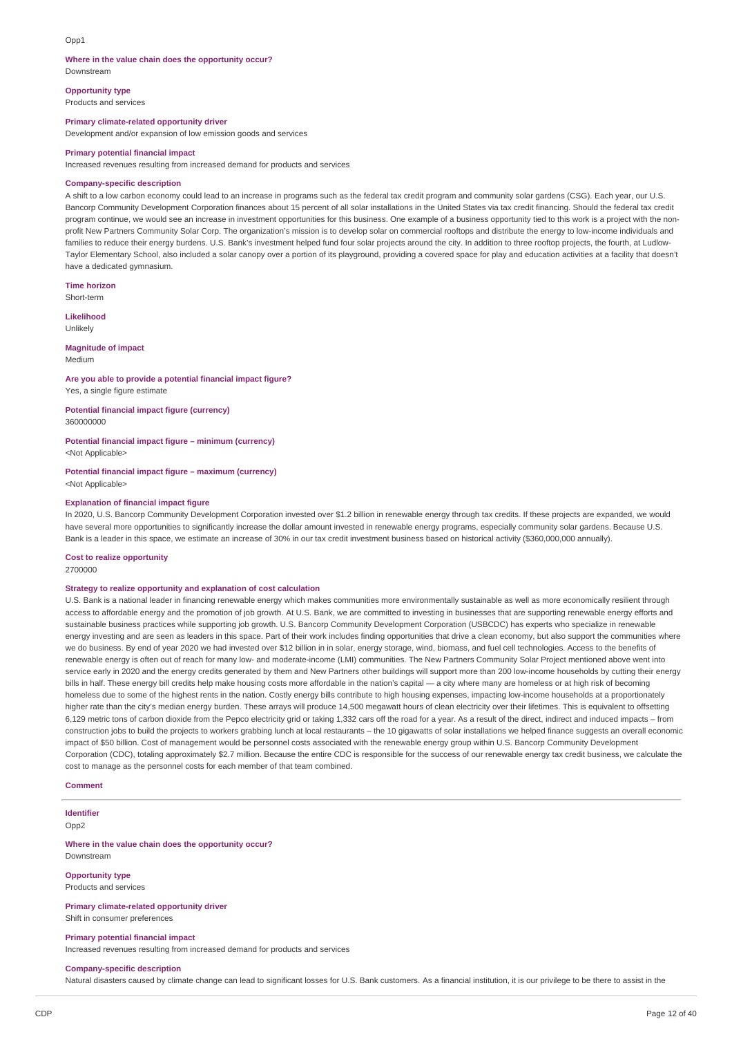Opp1

**Where in the value chain does the opportunity occur?**
Downstream

**Opportunity type**
Products and services

**Primary climate-related opportunity driver**
Development and/or expansion of low emission goods and services

**Primary potential financial impact**
Increased revenues resulting from increased demand for products and services

**Company-specific description**
A shift to a low carbon economy could lead to an increase in programs such as the federal tax credit program and community solar gardens (CSG). Each year, our U.S. Bancorp Community Development Corporation finances about 15 percent of all solar installations in the United States via tax credit financing. Should the federal tax credit program continue, we would see an increase in investment opportunities for this business. One example of a business opportunity tied to this work is a project with the non-profit New Partners Community Solar Corp. The organization's mission is to develop solar on commercial rooftops and distribute the energy to low-income individuals and families to reduce their energy burdens. U.S. Bank's investment helped fund four solar projects around the city. In addition to three rooftop projects, the fourth, at Ludlow-Taylor Elementary School, also included a solar canopy over a portion of its playground, providing a covered space for play and education activities at a facility that doesn't have a dedicated gymnasium.

**Time horizon**
Short-term

**Likelihood**
Unlikely

**Magnitude of impact**
Medium

**Are you able to provide a potential financial impact figure?**
Yes, a single figure estimate

**Potential financial impact figure (currency)**
360000000

**Potential financial impact figure – minimum (currency)**
<Not Applicable>

**Potential financial impact figure – maximum (currency)**
<Not Applicable>

**Explanation of financial impact figure**
In 2020, U.S. Bancorp Community Development Corporation invested over $1.2 billion in renewable energy through tax credits. If these projects are expanded, we would have several more opportunities to significantly increase the dollar amount invested in renewable energy programs, especially community solar gardens. Because U.S. Bank is a leader in this space, we estimate an increase of 30% in our tax credit investment business based on historical activity ($360,000,000 annually).

**Cost to realize opportunity**
2700000

**Strategy to realize opportunity and explanation of cost calculation**
U.S. Bank is a national leader in financing renewable energy which makes communities more environmentally sustainable as well as more economically resilient through access to affordable energy and the promotion of job growth. At U.S. Bank, we are committed to investing in businesses that are supporting renewable energy efforts and sustainable business practices while supporting job growth. U.S. Bancorp Community Development Corporation (USBCDC) has experts who specialize in renewable energy investing and are seen as leaders in this space. Part of their work includes finding opportunities that drive a clean economy, but also support the communities where we do business. By end of year 2020 we had invested over $12 billion in in solar, energy storage, wind, biomass, and fuel cell technologies. Access to the benefits of renewable energy is often out of reach for many low- and moderate-income (LMI) communities. The New Partners Community Solar Project mentioned above went into service early in 2020 and the energy credits generated by them and New Partners other buildings will support more than 200 low-income households by cutting their energy bills in half. These energy bill credits help make housing costs more affordable in the nation's capital — a city where many are homeless or at high risk of becoming homeless due to some of the highest rents in the nation. Costly energy bills contribute to high housing expenses, impacting low-income households at a proportionately higher rate than the city's median energy burden. These arrays will produce 14,500 megawatt hours of clean electricity over their lifetimes. This is equivalent to offsetting 6,129 metric tons of carbon dioxide from the Pepco electricity grid or taking 1,332 cars off the road for a year. As a result of the direct, indirect and induced impacts – from construction jobs to build the projects to workers grabbing lunch at local restaurants – the 10 gigawatts of solar installations we helped finance suggests an overall economic impact of $50 billion. Cost of management would be personnel costs associated with the renewable energy group within U.S. Bancorp Community Development Corporation (CDC), totaling approximately $2.7 million. Because the entire CDC is responsible for the success of our renewable energy tax credit business, we calculate the cost to manage as the personnel costs for each member of that team combined.

**Comment**

---

**Identifier**
Opp2

**Where in the value chain does the opportunity occur?**
Downstream

**Opportunity type**
Products and services

**Primary climate-related opportunity driver**
Shift in consumer preferences

**Primary potential financial impact**
Increased revenues resulting from increased demand for products and services

**Company-specific description**
Natural disasters caused by climate change can lead to significant losses for U.S. Bank customers. As a financial institution, it is our privilege to be there to assist in the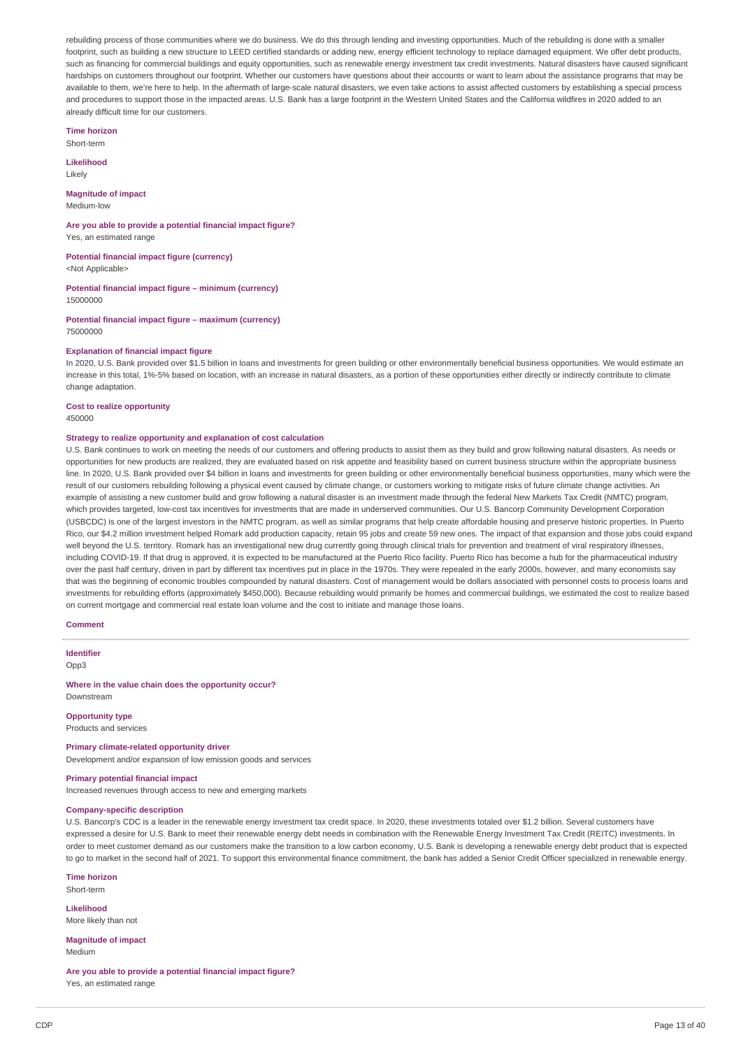rebuilding process of those communities where we do business. We do this through lending and investing opportunities. Much of the rebuilding is done with a smaller footprint, such as building a new structure to LEED certified standards or adding new, energy efficient technology to replace damaged equipment. We offer debt products, such as financing for commercial buildings and equity opportunities, such as renewable energy investment tax credit investments. Natural disasters have caused significant hardships on customers throughout our footprint. Whether our customers have questions about their accounts or want to learn about the assistance programs that may be available to them, we're here to help. In the aftermath of large-scale natural disasters, we even take actions to assist affected customers by establishing a special process and procedures to support those in the impacted areas. U.S. Bank has a large footprint in the Western United States and the California wildfires in 2020 added to an already difficult time for our customers.

**Time horizon**
Short-term

**Likelihood**
Likely

**Magnitude of impact**
Medium-low

**Are you able to provide a potential financial impact figure?**
Yes, an estimated range

**Potential financial impact figure (currency)**
<Not Applicable>

**Potential financial impact figure – minimum (currency)**
15000000

**Potential financial impact figure – maximum (currency)**
75000000

**Explanation of financial impact figure**
In 2020, U.S. Bank provided over $1.5 billion in loans and investments for green building or other environmentally beneficial business opportunities. We would estimate an increase in this total, 1%-5% based on location, with an increase in natural disasters, as a portion of these opportunities either directly or indirectly contribute to climate change adaptation.

**Cost to realize opportunity**
450000

**Strategy to realize opportunity and explanation of cost calculation**
U.S. Bank continues to work on meeting the needs of our customers and offering products to assist them as they build and grow following natural disasters. As needs or opportunities for new products are realized, they are evaluated based on risk appetite and feasibility based on current business structure within the appropriate business line. In 2020, U.S. Bank provided over $4 billion in loans and investments for green building or other environmentally beneficial business opportunities, many which were the result of our customers rebuilding following a physical event caused by climate change, or customers working to mitigate risks of future climate change activities. An example of assisting a new customer build and grow following a natural disaster is an investment made through the federal New Markets Tax Credit (NMTC) program, which provides targeted, low-cost tax incentives for investments that are made in underserved communities. Our U.S. Bancorp Community Development Corporation (USBCDC) is one of the largest investors in the NMTC program, as well as similar programs that help create affordable housing and preserve historic properties. In Puerto Rico, our $4.2 million investment helped Romark add production capacity, retain 95 jobs and create 59 new ones. The impact of that expansion and those jobs could expand well beyond the U.S. territory. Romark has an investigational new drug currently going through clinical trials for prevention and treatment of viral respiratory illnesses, including COVID-19. If that drug is approved, it is expected to be manufactured at the Puerto Rico facility. Puerto Rico has become a hub for the pharmaceutical industry over the past half century, driven in part by different tax incentives put in place in the 1970s. They were repealed in the early 2000s, however, and many economists say that was the beginning of economic troubles compounded by natural disasters. Cost of management would be dollars associated with personnel costs to process loans and investments for rebuilding efforts (approximately $450,000). Because rebuilding would primarily be homes and commercial buildings, we estimated the cost to realize based on current mortgage and commercial real estate loan volume and the cost to initiate and manage those loans.

**Comment**

---

**Identifier**
Opp3

**Where in the value chain does the opportunity occur?**
Downstream

**Opportunity type**
Products and services

**Primary climate-related opportunity driver**
Development and/or expansion of low emission goods and services

**Primary potential financial impact**
Increased revenues through access to new and emerging markets

**Company-specific description**
U.S. Bancorp's CDC is a leader in the renewable energy investment tax credit space. In 2020, these investments totaled over $1.2 billion. Several customers have expressed a desire for U.S. Bank to meet their renewable energy debt needs in combination with the Renewable Energy Investment Tax Credit (REITC) investments. In order to meet customer demand as our customers make the transition to a low carbon economy, U.S. Bank is developing a renewable energy debt product that is expected to go to market in the second half of 2021. To support this environmental finance commitment, the bank has added a Senior Credit Officer specialized in renewable energy.

**Time horizon**
Short-term

**Likelihood**
More likely than not

**Magnitude of impact**
Medium

**Are you able to provide a potential financial impact figure?**
Yes, an estimated range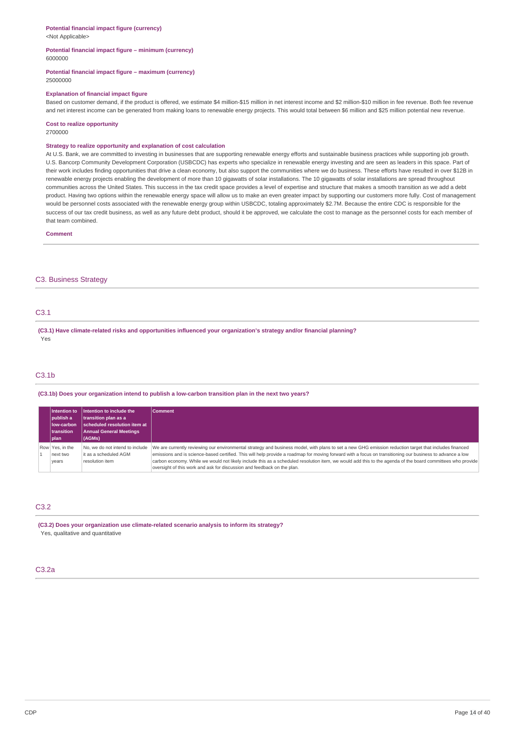**Potential financial impact figure (currency)**
<Not Applicable>

**Potential financial impact figure – minimum (currency)**
6000000

**Potential financial impact figure – maximum (currency)**
25000000

**Explanation of financial impact figure**
Based on customer demand, if the product is offered, we estimate $4 million-$15 million in net interest income and $2 million-$10 million in fee revenue. Both fee revenue and net interest income can be generated from making loans to renewable energy projects. This would total between $6 million and $25 million potential new revenue.

**Cost to realize opportunity**
2700000

**Strategy to realize opportunity and explanation of cost calculation**
At U.S. Bank, we are committed to investing in businesses that are supporting renewable energy efforts and sustainable business practices while supporting job growth. U.S. Bancorp Community Development Corporation (USBCDC) has experts who specialize in renewable energy investing and are seen as leaders in this space. Part of their work includes finding opportunities that drive a clean economy, but also support the communities where we do business. These efforts have resulted in over $12B in renewable energy projects enabling the development of more than 10 gigawatts of solar installations. The 10 gigawatts of solar installations are spread throughout communities across the United States. This success in the tax credit space provides a level of expertise and structure that makes a smooth transition as we add a debt product. Having two options within the renewable energy space will allow us to make an even greater impact by supporting our customers more fully. Cost of management would be personnel costs associated with the renewable energy group within USBCDC, totaling approximately $2.7M. Because the entire CDC is responsible for the success of our tax credit business, as well as any future debt product, should it be approved, we calculate the cost to manage as the personnel costs for each member of that team combined.

**Comment**

## C3. Business Strategy

### C3.1

**(C3.1) Have climate-related risks and opportunities influenced your organization's strategy and/or financial planning?**
Yes

### C3.1b

**(C3.1b) Does your organization intend to publish a low-carbon transition plan in the next two years?**

| | Intention to publish a low-carbon transition plan | Intention to include the transition plan as a scheduled resolution item at Annual General Meetings (AGMs) | Comment |
|---|---|---|---|
| Row 1 | Yes, in the next two years | No, we do not intend to include it as a scheduled AGM resolution item | We are currently reviewing our environmental strategy and business model, with plans to set a new GHG emission reduction target that includes financed emissions and is science-based certified. This will help provide a roadmap for moving forward with a focus on transitioning our business to advance a low carbon economy. While we would not likely include this as a scheduled resolution item, we would add this to the agenda of the board committees who provide oversight of this work and ask for discussion and feedback on the plan. |

### C3.2

**(C3.2) Does your organization use climate-related scenario analysis to inform its strategy?**
Yes, qualitative and quantitative

### C3.2a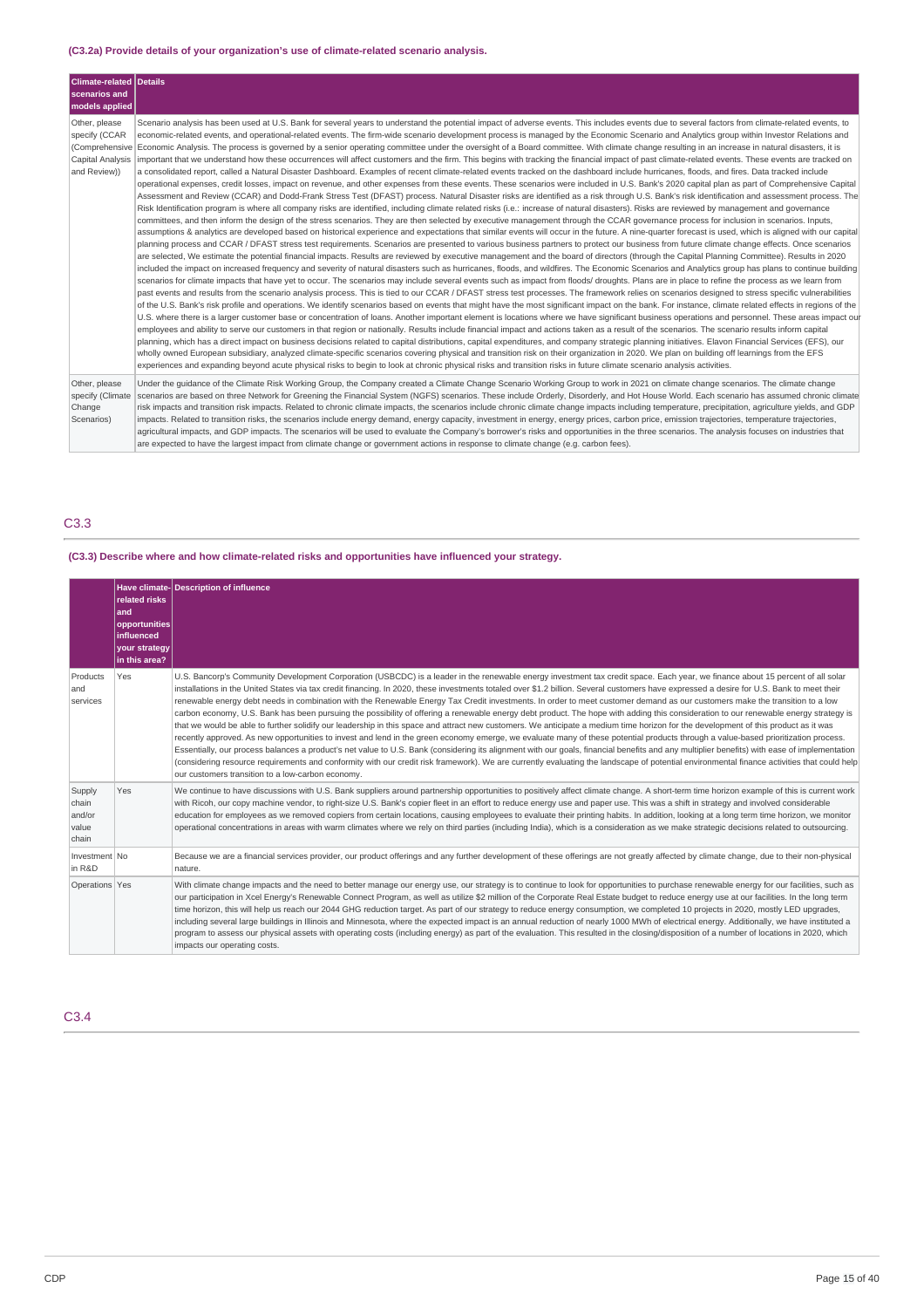**(C3.2a) Provide details of your organization's use of climate-related scenario analysis.**

| Climate-related scenarios and models applied | Details |
|---|---|
| Other, please specify (CCAR (Comprehensive Capital Analysis and Review)) | Scenario analysis has been used at U.S. Bank for several years to understand the potential impact of adverse events. This includes events due to several factors from climate-related events, to economic-related events, and operational-related events. The firm-wide scenario development process is managed by the Economic Scenario and Analytics group within Investor Relations and Economic Analysis. The process is governed by a senior operating committee under the oversight of a Board committee. With climate change resulting in an increase in natural disasters, it is important that we understand how these occurrences will affect customers and the firm. This begins with tracking the financial impact of past climate-related events. These events are tracked on a consolidated report, called a Natural Disaster Dashboard. Examples of recent climate-related events tracked on the dashboard include hurricanes, floods, and fires. Data tracked include operational expenses, credit losses, impact on revenue, and other expenses from these events. These scenarios were included in U.S. Bank's 2020 capital plan as part of Comprehensive Capital Assessment and Review (CCAR) and Dodd-Frank Stress Test (DFAST) process. Natural Disaster risks are identified as a risk through U.S. Bank's risk identification and assessment process. The Risk Identification program is where all company risks are identified, including climate related risks (i.e.: increase of natural disasters). Risks are reviewed by management and governance committees, and then inform the design of the stress scenarios. They are then selected by executive management through the CCAR governance process for inclusion in scenarios. Inputs, assumptions & analytics are developed based on historical experience and expectations that similar events will occur in the future. A nine-quarter forecast is used, which is aligned with our capital planning process and CCAR / DFAST stress test requirements. Scenarios are presented to various business partners to protect our business from future climate change effects. Once scenarios are selected, We estimate the potential financial impacts. Results are reviewed by executive management and the board of directors (through the Capital Planning Committee). Results in 2020 included the impact on increased frequency and severity of natural disasters such as hurricanes, floods, and wildfires. The Economic Scenarios and Analytics group has plans to continue building scenarios for climate impacts that have yet to occur. The scenarios may include several events such as impact from floods/ droughts. Plans are in place to refine the process as we learn from past events and results from the scenario analysis process. This is tied to our CCAR / DFAST stress test processes. The framework relies on scenarios designed to stress specific vulnerabilities of the U.S. Bank's risk profile and operations. We identify scenarios based on events that might have the most significant impact on the bank. For instance, climate related effects in regions of the U.S. where there is a larger customer base or concentration of loans. Another important element is locations where we have significant business operations and personnel. These areas impact our employees and ability to serve our customers in that region or nationally. Results include financial impact and actions taken as a result of the scenarios. The scenario results inform capital planning, which has a direct impact on business decisions related to capital distributions, capital expenditures, and company strategic planning initiatives. Elavon Financial Services (EFS), our wholly owned European subsidiary, analyzed climate-specific scenarios covering physical and transition risk on their organization in 2020. We plan on building off learnings from the EFS experiences and expanding beyond acute physical risks to begin to look at chronic physical risks and transition risks in future climate scenario analysis activities. |
| Other, please specify (Climate Change Scenarios) | Under the guidance of the Climate Risk Working Group, the Company created a Climate Change Scenario Working Group to work in 2021 on climate change scenarios. The climate change scenarios are based on three Network for Greening the Financial System (NGFS) scenarios. These include Orderly, Disorderly, and Hot House World. Each scenario has assumed chronic climate risk impacts and transition risk impacts. Related to chronic climate impacts, the scenarios include chronic climate change impacts including temperature, precipitation, agriculture yields, and GDP impacts. Related to transition risks, the scenarios include energy demand, energy capacity, investment in energy, energy prices, carbon price, emission trajectories, temperature trajectories, agricultural impacts, and GDP impacts. The scenarios will be used to evaluate the Company's borrower's risks and opportunities in the three scenarios. The analysis focuses on industries that are expected to have the largest impact from climate change or government actions in response to climate change (e.g. carbon fees). |

## C3.3

**(C3.3) Describe where and how climate-related risks and opportunities have influenced your strategy.**

| | Have climate-related risks and opportunities influenced your strategy in this area? | Description of influence |
|---|---|---|
| Products and services | Yes | U.S. Bancorp's Community Development Corporation (USBCDC) is a leader in the renewable energy investment tax credit space. Each year, we finance about 15 percent of all solar installations in the United States via tax credit financing. In 2020, these investments totaled over $1.2 billion. Several customers have expressed a desire for U.S. Bank to meet their renewable energy debt needs in combination with the Renewable Energy Tax Credit investments. In order to meet customer demand as our customers make the transition to a low carbon economy, U.S. Bank has been pursuing the possibility of offering a renewable energy debt product. The hope with adding this consideration to our renewable energy strategy is that we would be able to further solidify our leadership in this space and attract new customers. We anticipate a medium time horizon for the development of this product as it was recently approved. As new opportunities to invest and lend in the green economy emerge, we evaluate many of these potential products through a value-based prioritization process. Essentially, our process balances a product's net value to U.S. Bank (considering its alignment with our goals, financial benefits and any multiplier benefits) with ease of implementation (considering resource requirements and conformity with our credit risk framework). We are currently evaluating the landscape of potential environmental finance activities that could help our customers transition to a low-carbon economy. |
| Supply chain and/or value chain | Yes | We continue to have discussions with U.S. Bank suppliers around partnership opportunities to positively affect climate change. A short-term time horizon example of this is current work with Ricoh, our copy machine vendor, to right-size U.S. Bank's copier fleet in an effort to reduce energy use and paper use. This was a shift in strategy and involved considerable education for employees as we removed copiers from certain locations, causing employees to evaluate their printing habits. In addition, looking at a long term time horizon, we monitor operational concentrations in areas with warm climates where we rely on third parties (including India), which is a consideration as we make strategic decisions related to outsourcing. |
| Investment in R&D | No | Because we are a financial services provider, our product offerings and any further development of these offerings are not greatly affected by climate change, due to their non-physical nature. |
| Operations | Yes | With climate change impacts and the need to better manage our energy use, our strategy is to continue to look for opportunities to purchase renewable energy for our facilities, such as our participation in Xcel Energy's Renewable Connect Program, as well as utilize $2 million of the Corporate Real Estate budget to reduce energy use at our facilities. In the long term time horizon, this will help us reach our 2044 GHG reduction target. As part of our strategy to reduce energy consumption, we completed 10 projects in 2020, mostly LED upgrades, including several large buildings in Illinois and Minnesota, where the expected impact is an annual reduction of nearly 1000 MWh of electrical energy. Additionally, we have instituted a program to assess our physical assets with operating costs (including energy) as part of the evaluation. This resulted in the closing/disposition of a number of locations in 2020, which impacts our operating costs. |

## C3.4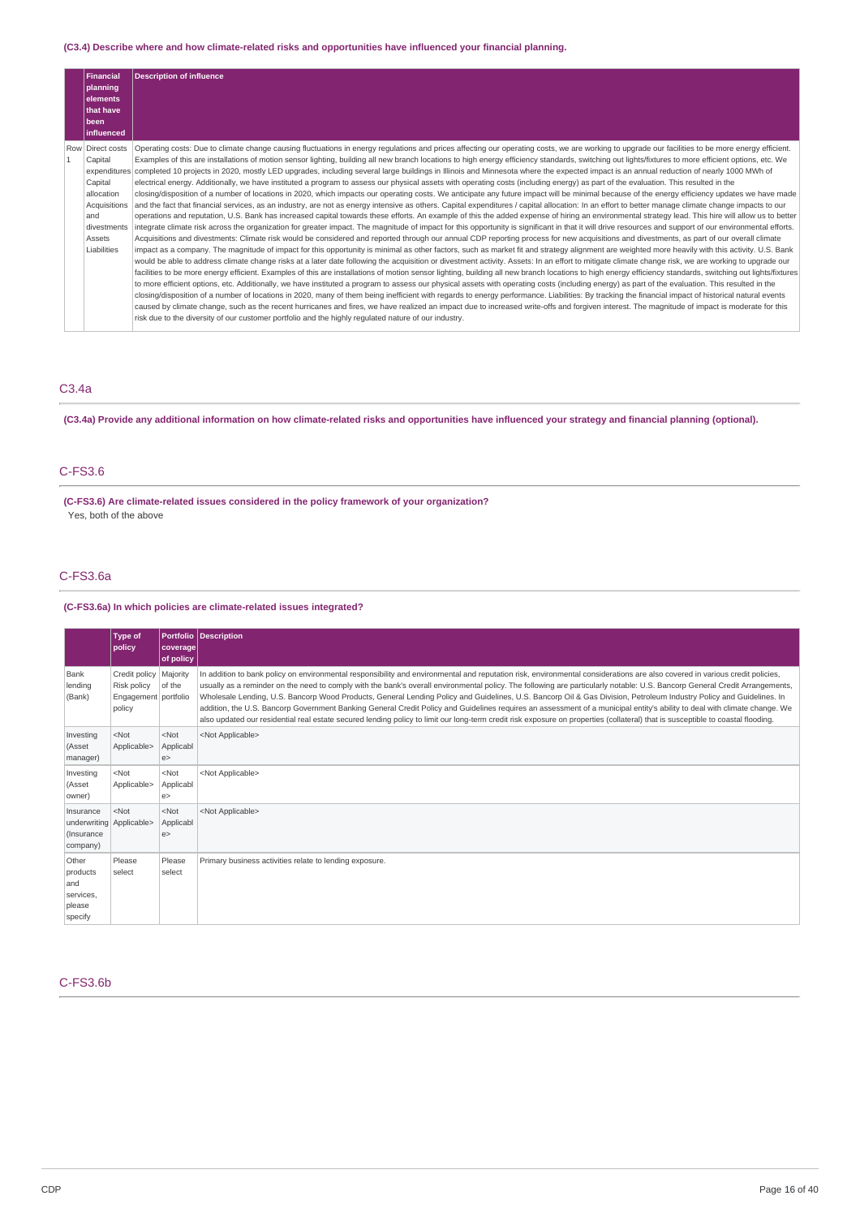**(C3.4) Describe where and how climate-related risks and opportunities have influenced your financial planning.**

| | Financial planning elements that have been influenced | Description of influence |
|---|---|---|
| Row 1 | Direct costs Capital expenditures Capital allocation Acquisitions and divestments Assets Liabilities | Operating costs: Due to climate change causing fluctuations in energy regulations and prices affecting our operating costs, we are working to upgrade our facilities to be more energy efficient. Examples of this are installations of motion sensor lighting, building all new branch locations to high energy efficiency standards, switching out lights/fixtures to more efficient options, etc. We completed 10 projects in 2020, mostly LED upgrades, including several large buildings in Illinois and Minnesota where the expected impact is an annual reduction of nearly 1000 MWh of electrical energy. Additionally, we have instituted a program to assess our physical assets with operating costs (including energy) as part of the evaluation. This resulted in the closing/disposition of a number of locations in 2020, which impacts our operating costs. We anticipate any future impact will be minimal because of the energy efficiency updates we have made and the fact that financial services, as an industry, are not as energy intensive as others. Capital expenditures / capital allocation: In an effort to better manage climate change impacts to our operations and reputation, U.S. Bank has increased capital towards these efforts. An example of this the added expense of hiring an environmental strategy lead. This hire will allow us to better integrate climate risk across the organization for greater impact. The magnitude of impact for this opportunity is significant in that it will drive resources and support of our environmental efforts. Acquisitions and divestments: Climate risk would be considered and reported through our annual CDP reporting process for new acquisitions and divestments, as part of our overall climate impact as a company. The magnitude of impact for this opportunity is minimal as other factors, such as market fit and strategy alignment are weighted more heavily with this activity. U.S. Bank would be able to address climate change risks at a later date following the acquisition or divestment activity. Assets: In an effort to mitigate climate change risk, we are working to upgrade our facilities to be more energy efficient. Examples of this are installations of motion sensor lighting, building all new branch locations to high energy efficiency standards, switching out lights/fixtures to more efficient options, etc. Additionally, we have instituted a program to assess our physical assets with operating costs (including energy) as part of the evaluation. This resulted in the closing/disposition of a number of locations in 2020, many of them being inefficient with regards to energy performance. Liabilities: By tracking the financial impact of historical natural events caused by climate change, such as the recent hurricanes and fires, we have realized an impact due to increased write-offs and forgiven interest. The magnitude of impact is moderate for this risk due to the diversity of our customer portfolio and the highly regulated nature of our industry. |

## C3.4a

**(C3.4a) Provide any additional information on how climate-related risks and opportunities have influenced your strategy and financial planning (optional).**

## C-FS3.6

**(C-FS3.6) Are climate-related issues considered in the policy framework of your organization?**

Yes, both of the above

## C-FS3.6a

**(C-FS3.6a) In which policies are climate-related issues integrated?**

| | Type of policy | Portfolio coverage of policy | Description |
|---|---|---|---|
| Bank lending (Bank) | Credit policy Risk policy Engagement policy | Majority of the portfolio | In addition to bank policy on environmental responsibility and environmental and reputation risk, environmental considerations are also covered in various credit policies, usually as a reminder on the need to comply with the bank's overall environmental policy. The following are particularly notable: U.S. Bancorp General Credit Arrangements, Wholesale Lending, U.S. Bancorp Wood Products, General Lending Policy and Guidelines, U.S. Bancorp Oil & Gas Division, Petroleum Industry Policy and Guidelines. In addition, the U.S. Bancorp Government Banking General Credit Policy and Guidelines requires an assessment of a municipal entity's ability to deal with climate change. We also updated our residential real estate secured lending policy to limit our long-term credit risk exposure on properties (collateral) that is susceptible to coastal flooding. |
| Investing (Asset manager) | <Not Applicable> | <Not Applicable> | <Not Applicable> |
| Investing (Asset owner) | <Not Applicable> | <Not Applicable> | <Not Applicable> |
| Insurance underwriting (Insurance company) | <Not Applicable> | <Not Applicable> | <Not Applicable> |
| Other products and services, please specify | Please select | Please select | Primary business activities relate to lending exposure. |

## C-FS3.6b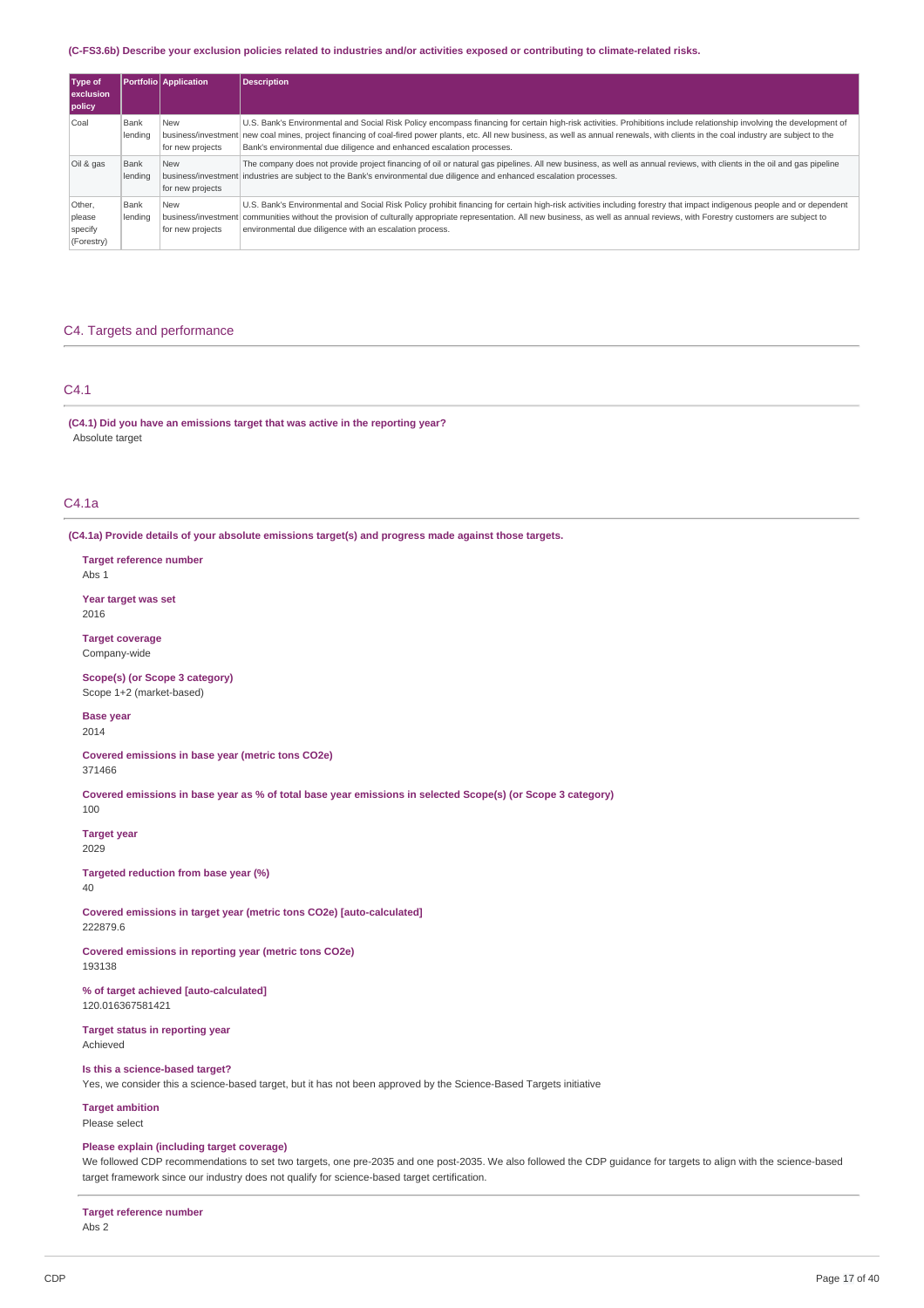**(C-FS3.6b) Describe your exclusion policies related to industries and/or activities exposed or contributing to climate-related risks.**

| Type of exclusion policy | Portfolio | Application | Description |
|---|---|---|---|
| Coal | Bank lending | New business/investment for new projects | U.S. Bank's Environmental and Social Risk Policy encompass financing for certain high-risk activities. Prohibitions include relationship involving the development of new coal mines, project financing of coal-fired power plants, etc. All new business, as well as annual renewals, with clients in the coal industry are subject to the Bank's environmental due diligence and enhanced escalation processes. |
| Oil & gas | Bank lending | New business/investment for new projects | The company does not provide project financing of oil or natural gas pipelines. All new business, as well as annual reviews, with clients in the oil and gas pipeline industries are subject to the Bank's environmental due diligence and enhanced escalation processes. |
| Other, please specify (Forestry) | Bank lending | New business/investment for new projects | U.S. Bank's Environmental and Social Risk Policy prohibit financing for certain high-risk activities including forestry that impact indigenous people and or dependent communities without the provision of culturally appropriate representation. All new business, as well as annual reviews, with Forestry customers are subject to environmental due diligence with an escalation process. |

## C4. Targets and performance

### C4.1

**(C4.1) Did you have an emissions target that was active in the reporting year?**

Absolute target

### C4.1a

**(C4.1a) Provide details of your absolute emissions target(s) and progress made against those targets.**

**Target reference number**
Abs 1

**Year target was set**
2016

**Target coverage**
Company-wide

**Scope(s) (or Scope 3 category)**
Scope 1+2 (market-based)

**Base year**
2014

**Covered emissions in base year (metric tons CO2e)**
371466

**Covered emissions in base year as % of total base year emissions in selected Scope(s) (or Scope 3 category)**
100

**Target year**
2029

**Targeted reduction from base year (%)**
40

**Covered emissions in target year (metric tons CO2e) [auto-calculated]**
222879.6

**Covered emissions in reporting year (metric tons CO2e)**
193138

**% of target achieved [auto-calculated]**
120.016367581421

**Target status in reporting year**
Achieved

**Is this a science-based target?**
Yes, we consider this a science-based target, but it has not been approved by the Science-Based Targets initiative

**Target ambition**
Please select

**Please explain (including target coverage)**
We followed CDP recommendations to set two targets, one pre-2035 and one post-2035. We also followed the CDP guidance for targets to align with the science-based target framework since our industry does not qualify for science-based target certification.

---

**Target reference number**
Abs 2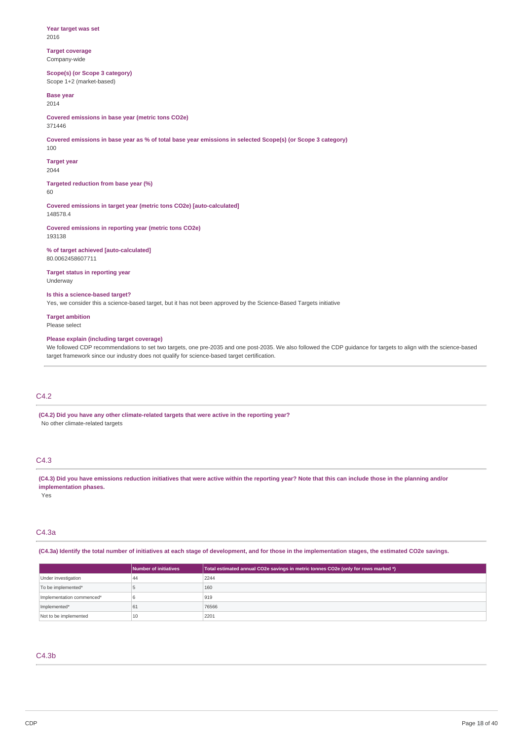**Year target was set**
2016

**Target coverage**
Company-wide

**Scope(s) (or Scope 3 category)**
Scope 1+2 (market-based)

**Base year**
2014

**Covered emissions in base year (metric tons CO2e)**
371446

**Covered emissions in base year as % of total base year emissions in selected Scope(s) (or Scope 3 category)**
100

**Target year**
2044

**Targeted reduction from base year (%)**
60

**Covered emissions in target year (metric tons CO2e) [auto-calculated]**
148578.4

**Covered emissions in reporting year (metric tons CO2e)**
193138

**% of target achieved [auto-calculated]**
80.0062458607711

**Target status in reporting year**
Underway

**Is this a science-based target?**
Yes, we consider this a science-based target, but it has not been approved by the Science-Based Targets initiative

**Target ambition**
Please select

**Please explain (including target coverage)**
We followed CDP recommendations to set two targets, one pre-2035 and one post-2035. We also followed the CDP guidance for targets to align with the science-based target framework since our industry does not qualify for science-based target certification.

## C4.2

**(C4.2) Did you have any other climate-related targets that were active in the reporting year?**
No other climate-related targets

## C4.3

**(C4.3) Did you have emissions reduction initiatives that were active within the reporting year? Note that this can include those in the planning and/or implementation phases.**
Yes

## C4.3a

**(C4.3a) Identify the total number of initiatives at each stage of development, and for those in the implementation stages, the estimated CO2e savings.**

| | Number of initiatives | Total estimated annual CO2e savings in metric tonnes CO2e (only for rows marked *) |
|---|---|---|
| Under investigation | 44 | 2244 |
| To be implemented* | 5 | 160 |
| Implementation commenced* | 6 | 919 |
| Implemented* | 61 | 76566 |
| Not to be implemented | 10 | 2201 |

## C4.3b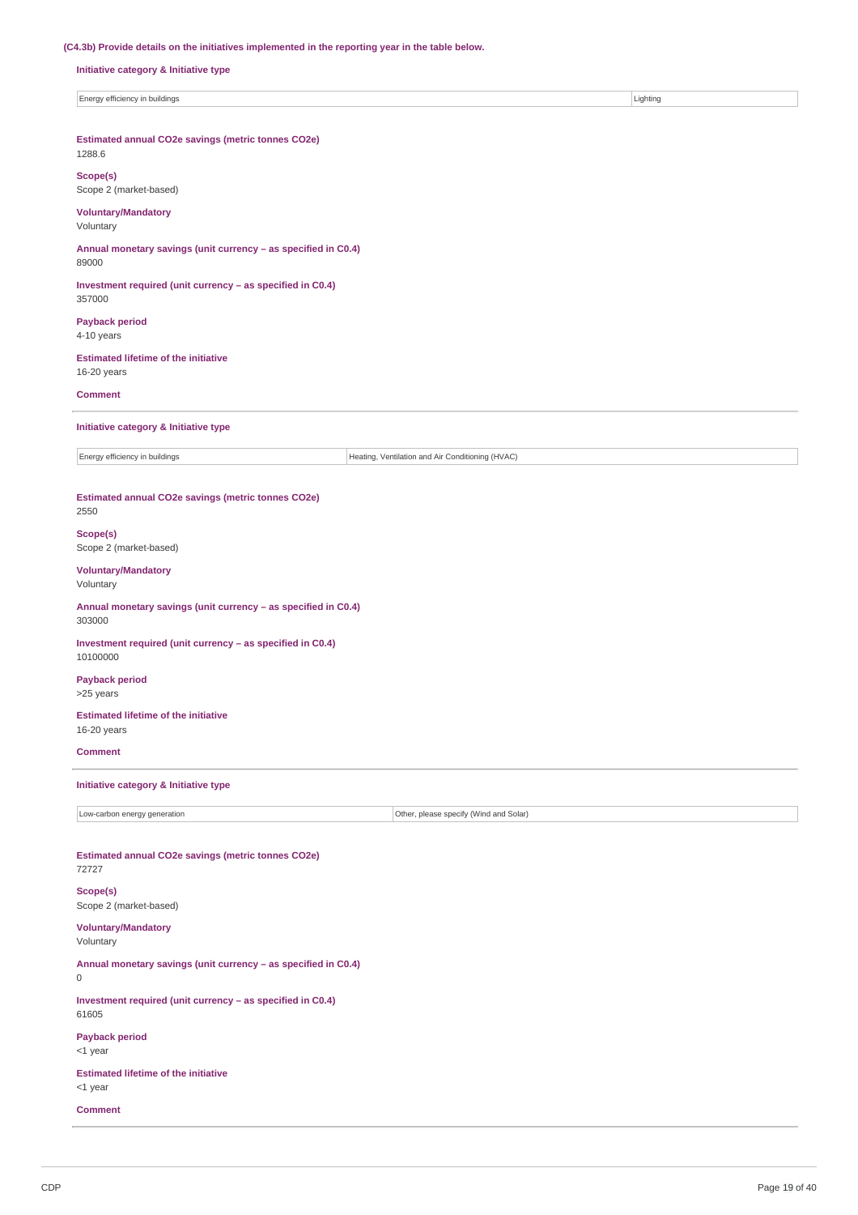**(C4.3b) Provide details on the initiatives implemented in the reporting year in the table below.**

**Initiative category & Initiative type**

| Energy efficiency in buildings | Lighting |
|---|---|

**Estimated annual CO2e savings (metric tonnes CO2e)**
1288.6

**Scope(s)**
Scope 2 (market-based)

**Voluntary/Mandatory**
Voluntary

**Annual monetary savings (unit currency – as specified in C0.4)**
89000

**Investment required (unit currency – as specified in C0.4)**
357000

**Payback period**
4-10 years

**Estimated lifetime of the initiative**
16-20 years

**Comment**

---

**Initiative category & Initiative type**

| Energy efficiency in buildings | Heating, Ventilation and Air Conditioning (HVAC) |
|---|---|

**Estimated annual CO2e savings (metric tonnes CO2e)**
2550

**Scope(s)**
Scope 2 (market-based)

**Voluntary/Mandatory**
Voluntary

**Annual monetary savings (unit currency – as specified in C0.4)**
303000

**Investment required (unit currency – as specified in C0.4)**
10100000

**Payback period**
>25 years

**Estimated lifetime of the initiative**
16-20 years

**Comment**

---

**Initiative category & Initiative type**

| Low-carbon energy generation | Other, please specify (Wind and Solar) |
|---|---|

**Estimated annual CO2e savings (metric tonnes CO2e)**
72727

**Scope(s)**
Scope 2 (market-based)

**Voluntary/Mandatory**
Voluntary

**Annual monetary savings (unit currency – as specified in C0.4)**
0

**Investment required (unit currency – as specified in C0.4)**
61605

**Payback period**
<1 year

**Estimated lifetime of the initiative**
<1 year

**Comment**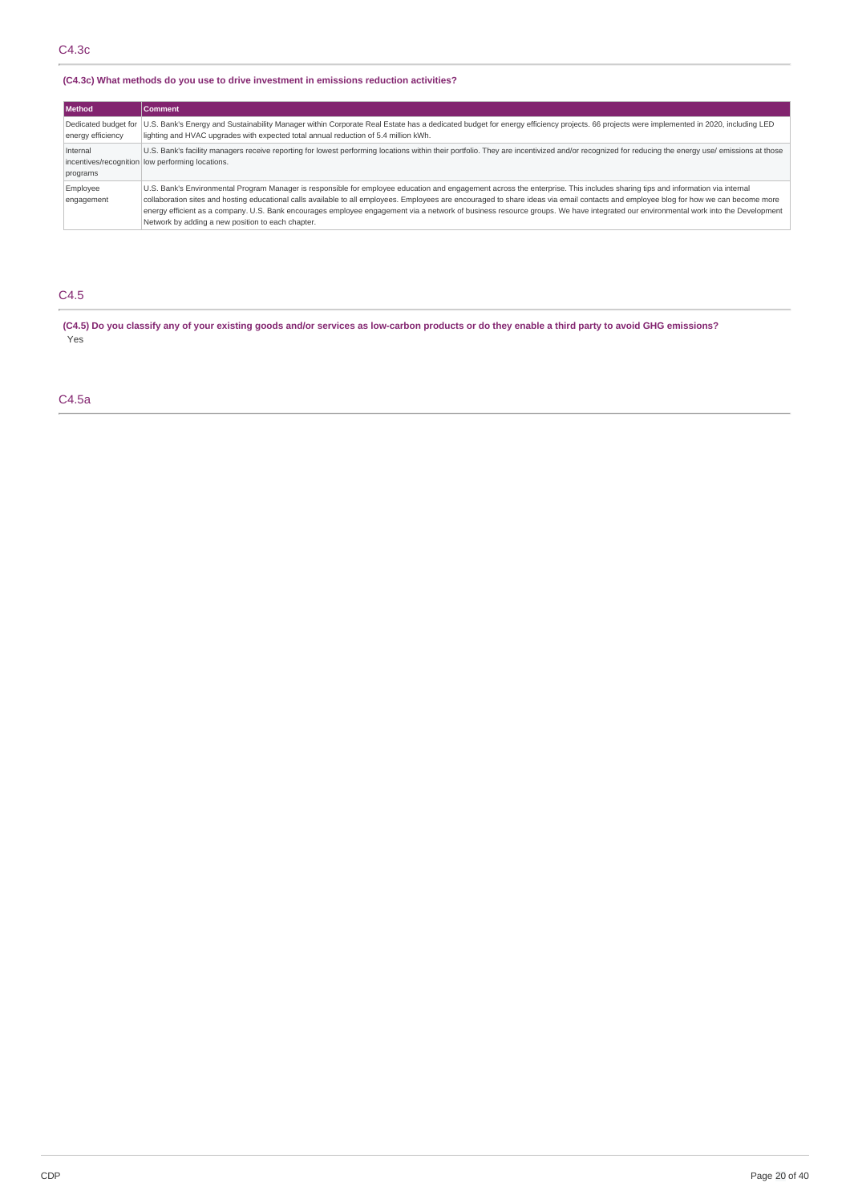## C4.3c

**(C4.3c) What methods do you use to drive investment in emissions reduction activities?**

| Method | Comment |
| --- | --- |
| Dedicated budget for energy efficiency | U.S. Bank's Energy and Sustainability Manager within Corporate Real Estate has a dedicated budget for energy efficiency projects. 66 projects were implemented in 2020, including LED lighting and HVAC upgrades with expected total annual reduction of 5.4 million kWh. |
| Internal incentives/recognition programs | U.S. Bank's facility managers receive reporting for lowest performing locations within their portfolio. They are incentivized and/or recognized for reducing the energy use/ emissions at those low performing locations. |
| Employee engagement | U.S. Bank's Environmental Program Manager is responsible for employee education and engagement across the enterprise. This includes sharing tips and information via internal collaboration sites and hosting educational calls available to all employees. Employees are encouraged to share ideas via email contacts and employee blog for how we can become more energy efficient as a company. U.S. Bank encourages employee engagement via a network of business resource groups. We have integrated our environmental work into the Development Network by adding a new position to each chapter. |

## C4.5

**(C4.5) Do you classify any of your existing goods and/or services as low-carbon products or do they enable a third party to avoid GHG emissions?**

Yes

## C4.5a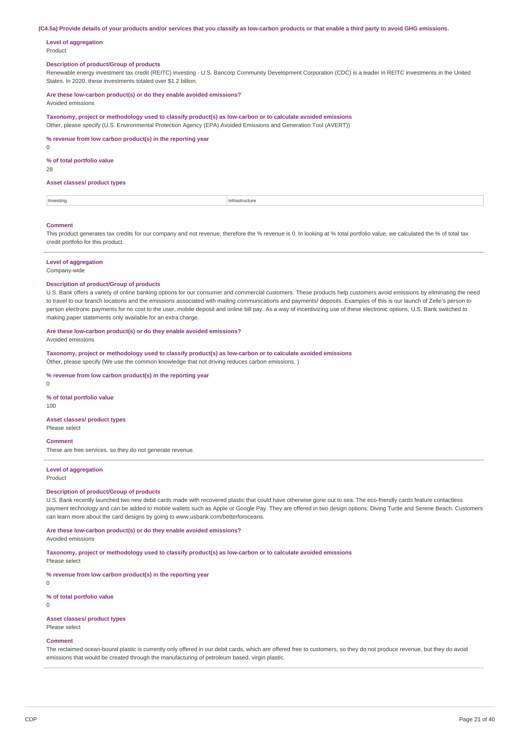**(C4.5a) Provide details of your products and/or services that you classify as low-carbon products or that enable a third party to avoid GHG emissions.**

**Level of aggregation**

Product

**Description of product/Group of products**

Renewable energy investment tax credit (REITC) investing - U.S. Bancorp Community Development Corporation (CDC) is a leader in REITC investments in the United States. In 2020, these investments totaled over $1.2 billion.

**Are these low-carbon product(s) or do they enable avoided emissions?**

Avoided emissions

**Taxonomy, project or methodology used to classify product(s) as low-carbon or to calculate avoided emissions**

Other, please specify (U.S. Environmental Protection Agency (EPA) Avoided Emissions and Generation Tool (AVERT))

**% revenue from low carbon product(s) in the reporting year**

0

**% of total portfolio value**

28

**Asset classes/ product types**

| Investing | Infrastructure |
|---|---|

**Comment**

This product generates tax credits for our company and not revenue, therefore the % revenue is 0. In looking at % total portfolio value, we calculated the % of total tax credit portfolio for this product.

---

**Level of aggregation**

Company-wide

**Description of product/Group of products**

U.S. Bank offers a variety of online banking options for our consumer and commercial customers. These products help customers avoid emissions by eliminating the need to travel to our branch locations and the emissions associated with mailing communications and payments/ deposits. Examples of this is our launch of Zelle's person to person electronic payments for no cost to the user, mobile deposit and online bill pay. As a way of incentivizing use of these electronic options, U.S. Bank switched to making paper statements only available for an extra charge.

**Are these low-carbon product(s) or do they enable avoided emissions?**

Avoided emissions

**Taxonomy, project or methodology used to classify product(s) as low-carbon or to calculate avoided emissions**

Other, please specify (We use the common knowledge that not driving reduces carbon emissions. )

**% revenue from low carbon product(s) in the reporting year**

0

**% of total portfolio value**

100

**Asset classes/ product types**

Please select

**Comment**

These are free services, so they do not generate revenue.

---

**Level of aggregation**

Product

**Description of product/Group of products**

U.S. Bank recently launched two new debit cards made with recovered plastic that could have otherwise gone out to sea. The eco-friendly cards feature contactless payment technology and can be added to mobile wallets such as Apple or Google Pay. They are offered in two design options: Diving Turtle and Serene Beach. Customers can learn more about the card designs by going to www.usbank.com/betterforoceans.

**Are these low-carbon product(s) or do they enable avoided emissions?**

Avoided emissions

**Taxonomy, project or methodology used to classify product(s) as low-carbon or to calculate avoided emissions**

Please select

**% revenue from low carbon product(s) in the reporting year**

0

**% of total portfolio value**

0

**Asset classes/ product types**

Please select

**Comment**

The reclaimed ocean-bound plastic is currently only offered in our debit cards, which are offered free to customers, so they do not produce revenue, but they do avoid emissions that would be created through the manufacturing of petroleum based, virgin plastic.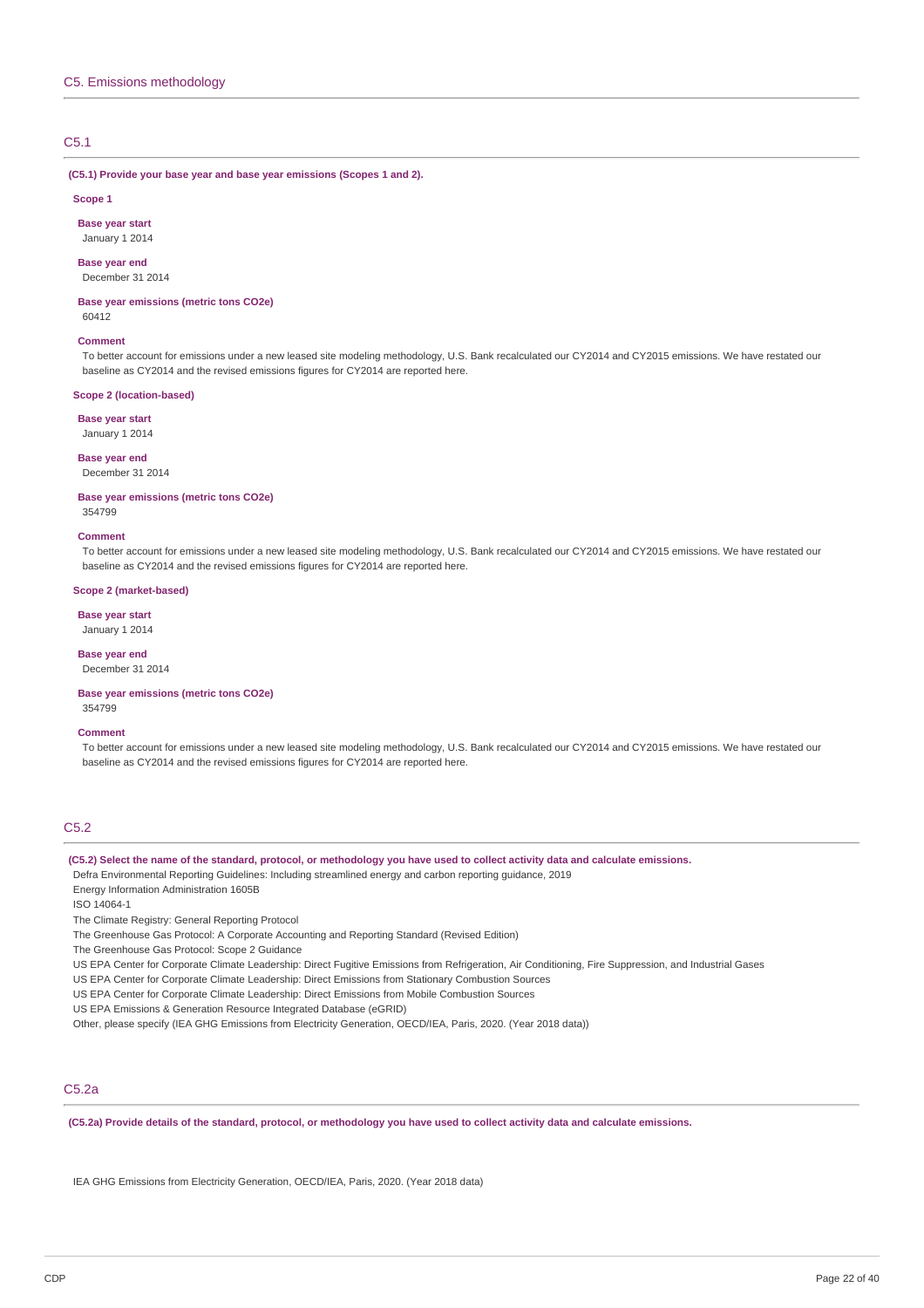## C5. Emissions methodology

### C5.1

**(C5.1) Provide your base year and base year emissions (Scopes 1 and 2).**

**Scope 1**

**Base year start**
January 1 2014

**Base year end**
December 31 2014

**Base year emissions (metric tons CO2e)**
60412

**Comment**
To better account for emissions under a new leased site modeling methodology, U.S. Bank recalculated our CY2014 and CY2015 emissions. We have restated our baseline as CY2014 and the revised emissions figures for CY2014 are reported here.

**Scope 2 (location-based)**

**Base year start**
January 1 2014

**Base year end**
December 31 2014

**Base year emissions (metric tons CO2e)**
354799

**Comment**
To better account for emissions under a new leased site modeling methodology, U.S. Bank recalculated our CY2014 and CY2015 emissions. We have restated our baseline as CY2014 and the revised emissions figures for CY2014 are reported here.

**Scope 2 (market-based)**

**Base year start**
January 1 2014

**Base year end**
December 31 2014

**Base year emissions (metric tons CO2e)**
354799

**Comment**
To better account for emissions under a new leased site modeling methodology, U.S. Bank recalculated our CY2014 and CY2015 emissions. We have restated our baseline as CY2014 and the revised emissions figures for CY2014 are reported here.

### C5.2

**(C5.2) Select the name of the standard, protocol, or methodology you have used to collect activity data and calculate emissions.**

Defra Environmental Reporting Guidelines: Including streamlined energy and carbon reporting guidance, 2019
Energy Information Administration 1605B
ISO 14064-1
The Climate Registry: General Reporting Protocol
The Greenhouse Gas Protocol: A Corporate Accounting and Reporting Standard (Revised Edition)
The Greenhouse Gas Protocol: Scope 2 Guidance
US EPA Center for Corporate Climate Leadership: Direct Fugitive Emissions from Refrigeration, Air Conditioning, Fire Suppression, and Industrial Gases
US EPA Center for Corporate Climate Leadership: Direct Emissions from Stationary Combustion Sources
US EPA Center for Corporate Climate Leadership: Direct Emissions from Mobile Combustion Sources
US EPA Emissions & Generation Resource Integrated Database (eGRID)
Other, please specify (IEA GHG Emissions from Electricity Generation, OECD/IEA, Paris, 2020. (Year 2018 data))

### C5.2a

**(C5.2a) Provide details of the standard, protocol, or methodology you have used to collect activity data and calculate emissions.**

IEA GHG Emissions from Electricity Generation, OECD/IEA, Paris, 2020. (Year 2018 data)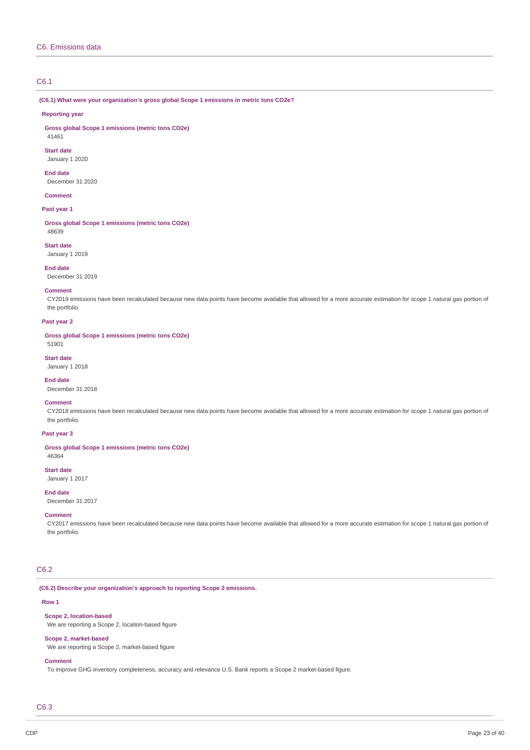## C6. Emissions data

### C6.1

**(C6.1) What were your organization's gross global Scope 1 emissions in metric tons CO2e?**

**Reporting year**

**Gross global Scope 1 emissions (metric tons CO2e)**
41461

**Start date**
January 1 2020

**End date**
December 31 2020

**Comment**

**Past year 1**

**Gross global Scope 1 emissions (metric tons CO2e)**
48639

**Start date**
January 1 2019

**End date**
December 31 2019

**Comment**
CY2019 emissions have been recalculated because new data points have become available that allowed for a more accurate estimation for scope 1 natural gas portion of the portfolio.

**Past year 2**

**Gross global Scope 1 emissions (metric tons CO2e)**
51901

**Start date**
January 1 2018

**End date**
December 31 2018

**Comment**
CY2018 emissions have been recalculated because new data points have become available that allowed for a more accurate estimation for scope 1 natural gas portion of the portfolio.

**Past year 3**

**Gross global Scope 1 emissions (metric tons CO2e)**
46364

**Start date**
January 1 2017

**End date**
December 31 2017

**Comment**
CY2017 emissions have been recalculated because new data points have become available that allowed for a more accurate estimation for scope 1 natural gas portion of the portfolio.

### C6.2

**(C6.2) Describe your organization's approach to reporting Scope 2 emissions.**

**Row 1**

**Scope 2, location-based**
We are reporting a Scope 2, location-based figure

**Scope 2, market-based**
We are reporting a Scope 2, market-based figure

**Comment**
To improve GHG inventory completeness, accuracy and relevance U.S. Bank reports a Scope 2 market-based figure.

### C6.3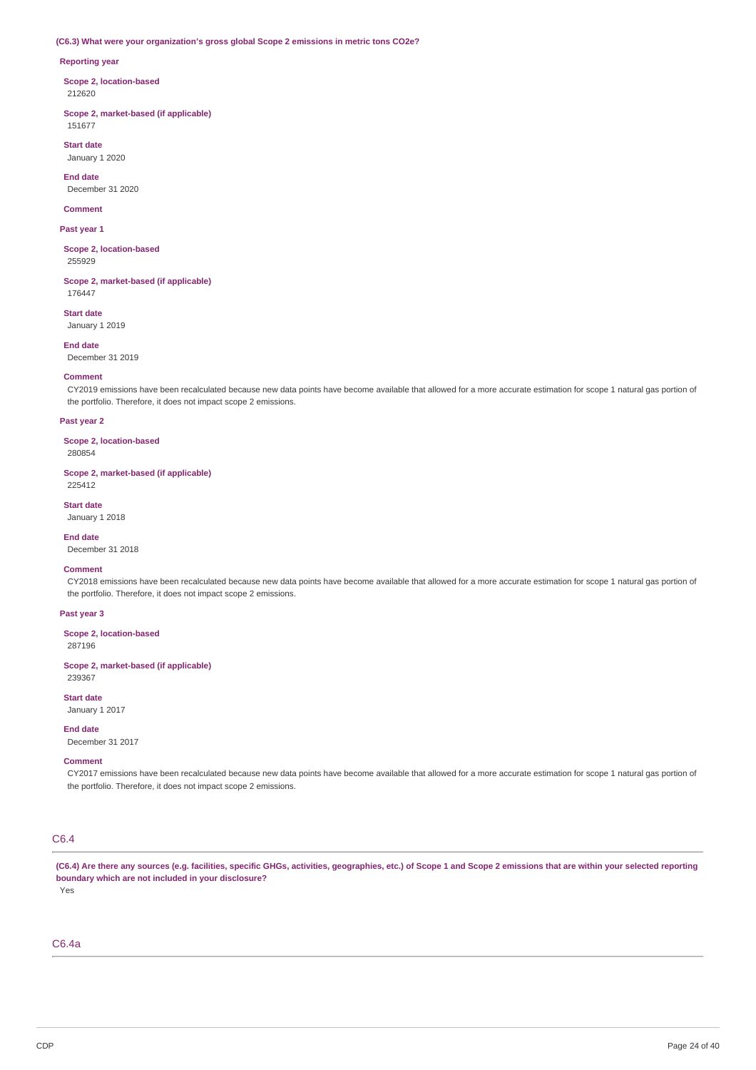**(C6.3) What were your organization's gross global Scope 2 emissions in metric tons CO2e?**

**Reporting year**

**Scope 2, location-based**
212620

**Scope 2, market-based (if applicable)**
151677

**Start date**
January 1 2020

**End date**
December 31 2020

**Comment**

**Past year 1**

**Scope 2, location-based**
255929

**Scope 2, market-based (if applicable)**
176447

**Start date**
January 1 2019

**End date**
December 31 2019

**Comment**
CY2019 emissions have been recalculated because new data points have become available that allowed for a more accurate estimation for scope 1 natural gas portion of the portfolio. Therefore, it does not impact scope 2 emissions.

**Past year 2**

**Scope 2, location-based**
280854

**Scope 2, market-based (if applicable)**
225412

**Start date**
January 1 2018

**End date**
December 31 2018

**Comment**
CY2018 emissions have been recalculated because new data points have become available that allowed for a more accurate estimation for scope 1 natural gas portion of the portfolio. Therefore, it does not impact scope 2 emissions.

**Past year 3**

**Scope 2, location-based**
287196

**Scope 2, market-based (if applicable)**
239367

**Start date**
January 1 2017

**End date**
December 31 2017

**Comment**
CY2017 emissions have been recalculated because new data points have become available that allowed for a more accurate estimation for scope 1 natural gas portion of the portfolio. Therefore, it does not impact scope 2 emissions.

## C6.4

**(C6.4) Are there any sources (e.g. facilities, specific GHGs, activities, geographies, etc.) of Scope 1 and Scope 2 emissions that are within your selected reporting boundary which are not included in your disclosure?**
Yes

## C6.4a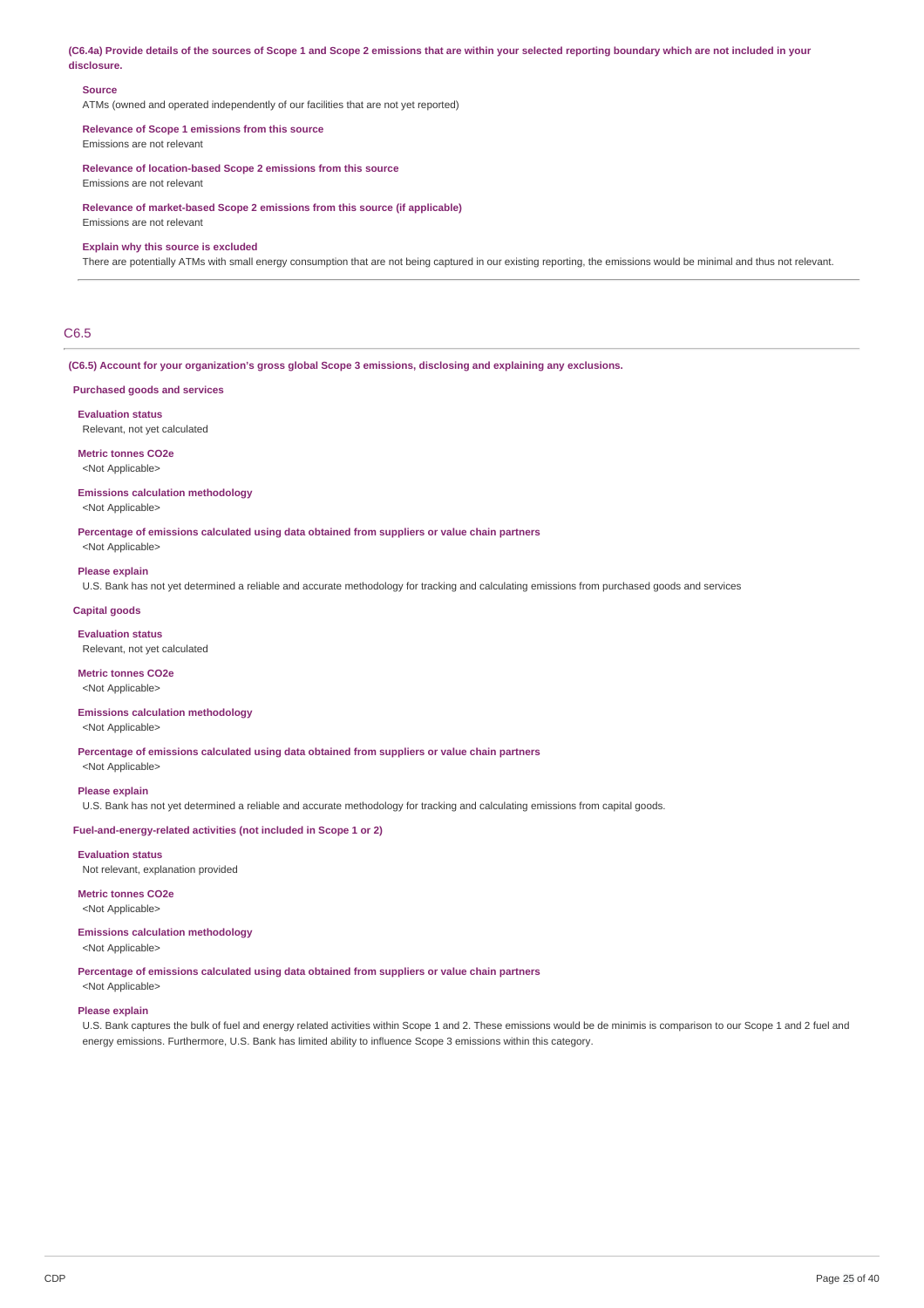**(C6.4a) Provide details of the sources of Scope 1 and Scope 2 emissions that are within your selected reporting boundary which are not included in your disclosure.**

**Source**
ATMs (owned and operated independently of our facilities that are not yet reported)

**Relevance of Scope 1 emissions from this source**
Emissions are not relevant

**Relevance of location-based Scope 2 emissions from this source**
Emissions are not relevant

**Relevance of market-based Scope 2 emissions from this source (if applicable)**
Emissions are not relevant

**Explain why this source is excluded**
There are potentially ATMs with small energy consumption that are not being captured in our existing reporting, the emissions would be minimal and thus not relevant.

## C6.5

**(C6.5) Account for your organization's gross global Scope 3 emissions, disclosing and explaining any exclusions.**

**Purchased goods and services**

**Evaluation status**
Relevant, not yet calculated

**Metric tonnes CO2e**
<Not Applicable>

**Emissions calculation methodology**
<Not Applicable>

**Percentage of emissions calculated using data obtained from suppliers or value chain partners**
<Not Applicable>

**Please explain**
U.S. Bank has not yet determined a reliable and accurate methodology for tracking and calculating emissions from purchased goods and services

**Capital goods**

**Evaluation status**
Relevant, not yet calculated

**Metric tonnes CO2e**
<Not Applicable>

**Emissions calculation methodology**
<Not Applicable>

**Percentage of emissions calculated using data obtained from suppliers or value chain partners**
<Not Applicable>

**Please explain**
U.S. Bank has not yet determined a reliable and accurate methodology for tracking and calculating emissions from capital goods.

**Fuel-and-energy-related activities (not included in Scope 1 or 2)**

**Evaluation status**
Not relevant, explanation provided

**Metric tonnes CO2e**
<Not Applicable>

**Emissions calculation methodology**
<Not Applicable>

**Percentage of emissions calculated using data obtained from suppliers or value chain partners**
<Not Applicable>

**Please explain**
U.S. Bank captures the bulk of fuel and energy related activities within Scope 1 and 2. These emissions would be de minimis is comparison to our Scope 1 and 2 fuel and energy emissions. Furthermore, U.S. Bank has limited ability to influence Scope 3 emissions within this category.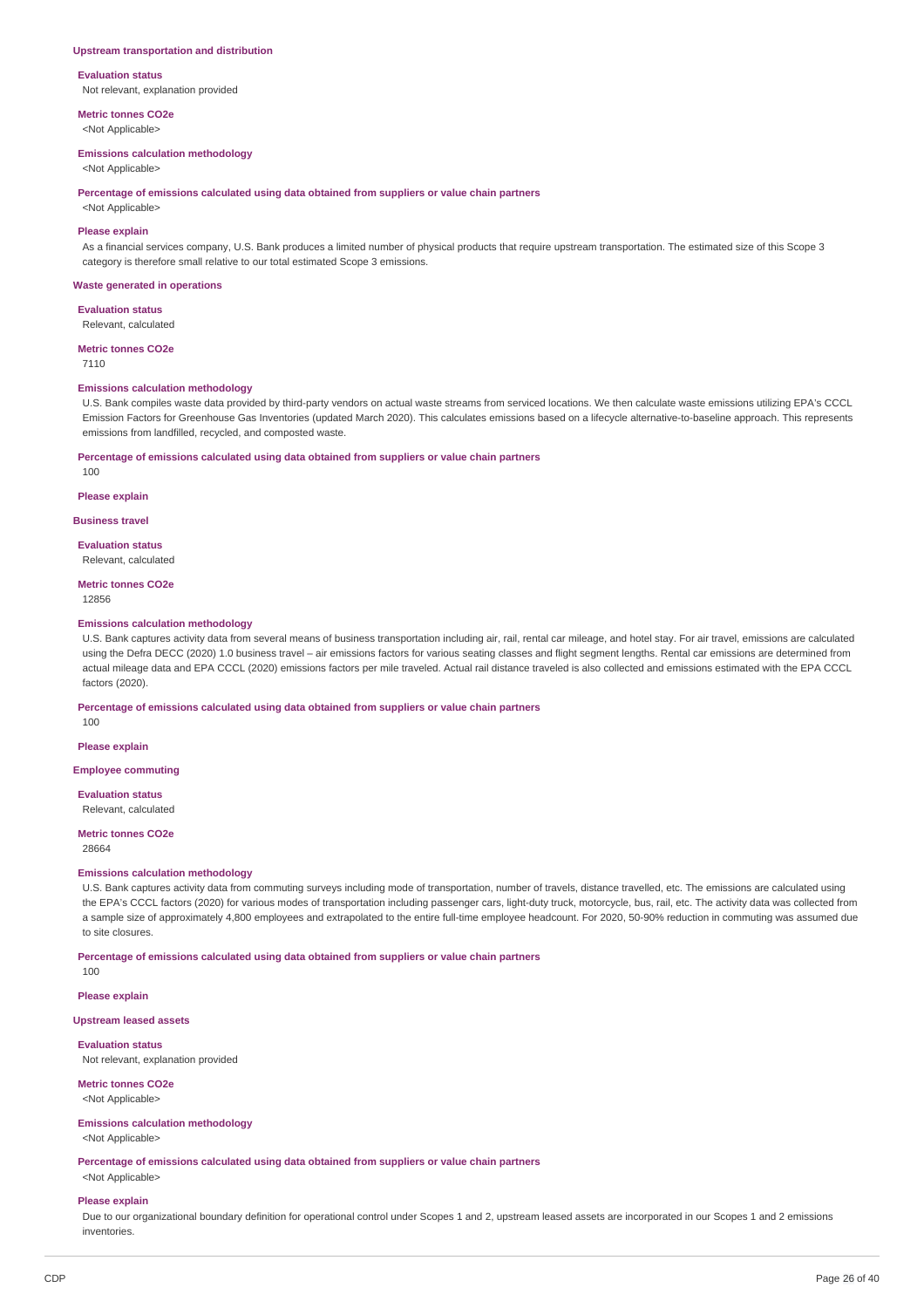### Upstream transportation and distribution

**Evaluation status**

Not relevant, explanation provided

**Metric tonnes CO2e**

<Not Applicable>

**Emissions calculation methodology**

<Not Applicable>

**Percentage of emissions calculated using data obtained from suppliers or value chain partners**

<Not Applicable>

**Please explain**

As a financial services company, U.S. Bank produces a limited number of physical products that require upstream transportation. The estimated size of this Scope 3 category is therefore small relative to our total estimated Scope 3 emissions.

### Waste generated in operations

**Evaluation status**

Relevant, calculated

**Metric tonnes CO2e**

7110

**Emissions calculation methodology**

U.S. Bank compiles waste data provided by third-party vendors on actual waste streams from serviced locations. We then calculate waste emissions utilizing EPA's CCCL Emission Factors for Greenhouse Gas Inventories (updated March 2020). This calculates emissions based on a lifecycle alternative-to-baseline approach. This represents emissions from landfilled, recycled, and composted waste.

**Percentage of emissions calculated using data obtained from suppliers or value chain partners**

100

**Please explain**

### Business travel

**Evaluation status**

Relevant, calculated

**Metric tonnes CO2e**

12856

**Emissions calculation methodology**

U.S. Bank captures activity data from several means of business transportation including air, rail, rental car mileage, and hotel stay. For air travel, emissions are calculated using the Defra DECC (2020) 1.0 business travel – air emissions factors for various seating classes and flight segment lengths. Rental car emissions are determined from actual mileage data and EPA CCCL (2020) emissions factors per mile traveled. Actual rail distance traveled is also collected and emissions estimated with the EPA CCCL factors (2020).

**Percentage of emissions calculated using data obtained from suppliers or value chain partners**

100

**Please explain**

### Employee commuting

**Evaluation status**

Relevant, calculated

**Metric tonnes CO2e**

28664

**Emissions calculation methodology**

U.S. Bank captures activity data from commuting surveys including mode of transportation, number of travels, distance travelled, etc. The emissions are calculated using the EPA's CCCL factors (2020) for various modes of transportation including passenger cars, light-duty truck, motorcycle, bus, rail, etc. The activity data was collected from a sample size of approximately 4,800 employees and extrapolated to the entire full-time employee headcount. For 2020, 50-90% reduction in commuting was assumed due to site closures.

**Percentage of emissions calculated using data obtained from suppliers or value chain partners**

100

**Please explain**

### Upstream leased assets

**Evaluation status**

Not relevant, explanation provided

**Metric tonnes CO2e**

<Not Applicable>

**Emissions calculation methodology**

<Not Applicable>

**Percentage of emissions calculated using data obtained from suppliers or value chain partners**

<Not Applicable>

**Please explain**

Due to our organizational boundary definition for operational control under Scopes 1 and 2, upstream leased assets are incorporated in our Scopes 1 and 2 emissions inventories.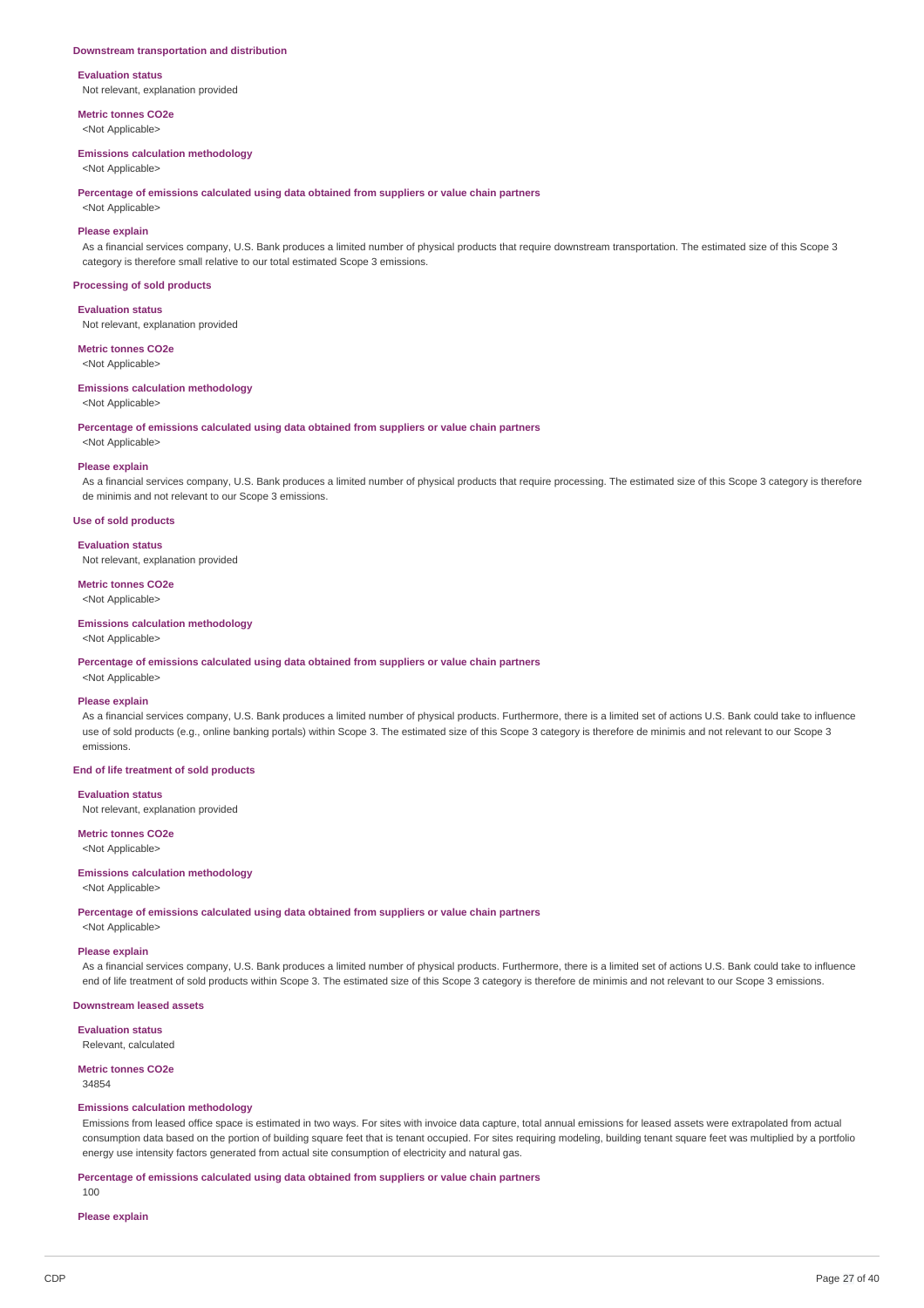**Downstream transportation and distribution**

**Evaluation status**
Not relevant, explanation provided

**Metric tonnes CO2e**
<Not Applicable>

**Emissions calculation methodology**
<Not Applicable>

**Percentage of emissions calculated using data obtained from suppliers or value chain partners**
<Not Applicable>

**Please explain**
As a financial services company, U.S. Bank produces a limited number of physical products that require downstream transportation. The estimated size of this Scope 3 category is therefore small relative to our total estimated Scope 3 emissions.

**Processing of sold products**

**Evaluation status**
Not relevant, explanation provided

**Metric tonnes CO2e**
<Not Applicable>

**Emissions calculation methodology**
<Not Applicable>

**Percentage of emissions calculated using data obtained from suppliers or value chain partners**
<Not Applicable>

**Please explain**
As a financial services company, U.S. Bank produces a limited number of physical products that require processing. The estimated size of this Scope 3 category is therefore de minimis and not relevant to our Scope 3 emissions.

**Use of sold products**

**Evaluation status**
Not relevant, explanation provided

**Metric tonnes CO2e**
<Not Applicable>

**Emissions calculation methodology**
<Not Applicable>

**Percentage of emissions calculated using data obtained from suppliers or value chain partners**
<Not Applicable>

**Please explain**
As a financial services company, U.S. Bank produces a limited number of physical products. Furthermore, there is a limited set of actions U.S. Bank could take to influence use of sold products (e.g., online banking portals) within Scope 3. The estimated size of this Scope 3 category is therefore de minimis and not relevant to our Scope 3 emissions.

**End of life treatment of sold products**

**Evaluation status**
Not relevant, explanation provided

**Metric tonnes CO2e**
<Not Applicable>

**Emissions calculation methodology**
<Not Applicable>

**Percentage of emissions calculated using data obtained from suppliers or value chain partners**
<Not Applicable>

**Please explain**
As a financial services company, U.S. Bank produces a limited number of physical products. Furthermore, there is a limited set of actions U.S. Bank could take to influence end of life treatment of sold products within Scope 3. The estimated size of this Scope 3 category is therefore de minimis and not relevant to our Scope 3 emissions.

**Downstream leased assets**

**Evaluation status**
Relevant, calculated

**Metric tonnes CO2e**
34854

**Emissions calculation methodology**
Emissions from leased office space is estimated in two ways. For sites with invoice data capture, total annual emissions for leased assets were extrapolated from actual consumption data based on the portion of building square feet that is tenant occupied. For sites requiring modeling, building tenant square feet was multiplied by a portfolio energy use intensity factors generated from actual site consumption of electricity and natural gas.

**Percentage of emissions calculated using data obtained from suppliers or value chain partners**
100

**Please explain**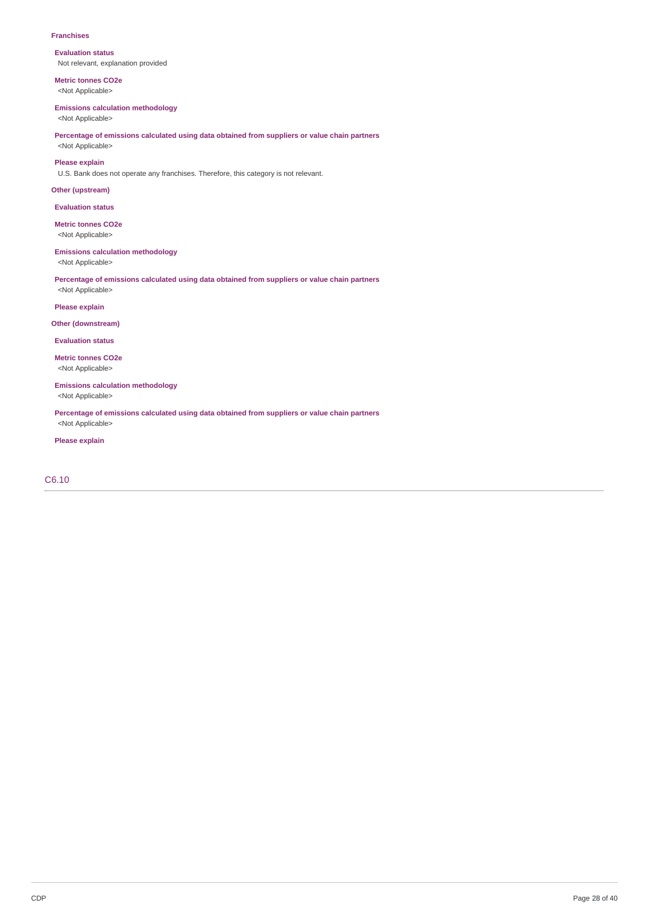**Franchises**

**Evaluation status**

Not relevant, explanation provided

**Metric tonnes CO2e**

<Not Applicable>

**Emissions calculation methodology**

<Not Applicable>

**Percentage of emissions calculated using data obtained from suppliers or value chain partners**

<Not Applicable>

**Please explain**

U.S. Bank does not operate any franchises. Therefore, this category is not relevant.

**Other (upstream)**

**Evaluation status**

**Metric tonnes CO2e**

<Not Applicable>

**Emissions calculation methodology**

<Not Applicable>

**Percentage of emissions calculated using data obtained from suppliers or value chain partners**

<Not Applicable>

**Please explain**

**Other (downstream)**

**Evaluation status**

**Metric tonnes CO2e**

<Not Applicable>

**Emissions calculation methodology**

<Not Applicable>

**Percentage of emissions calculated using data obtained from suppliers or value chain partners**

<Not Applicable>

**Please explain**

## C6.10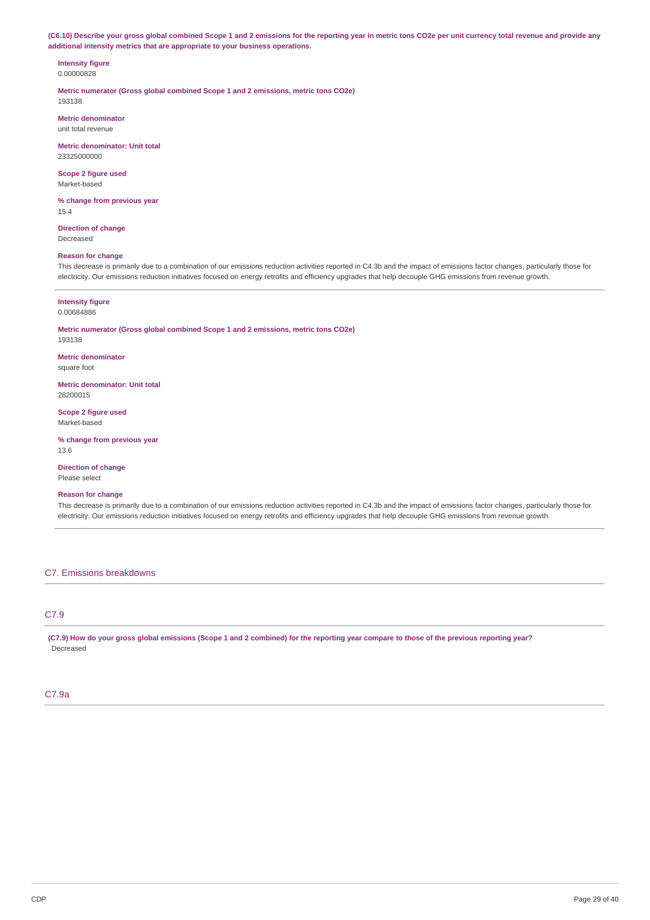**(C6.10) Describe your gross global combined Scope 1 and 2 emissions for the reporting year in metric tons CO2e per unit currency total revenue and provide any additional intensity metrics that are appropriate to your business operations.**

**Intensity figure**
0.00000828

**Metric numerator (Gross global combined Scope 1 and 2 emissions, metric tons CO2e)**
193138

**Metric denominator**
unit total revenue

**Metric denominator: Unit total**
23325000000

**Scope 2 figure used**
Market-based

**% change from previous year**
15.4

**Direction of change**
Decreased

**Reason for change**
This decrease is primarily due to a combination of our emissions reduction activities reported in C4.3b and the impact of emissions factor changes, particularly those for electricity. Our emissions reduction initiatives focused on energy retrofits and efficiency upgrades that help decouple GHG emissions from revenue growth.

---

**Intensity figure**
0.00684886

**Metric numerator (Gross global combined Scope 1 and 2 emissions, metric tons CO2e)**
193138

**Metric denominator**
square foot

**Metric denominator: Unit total**
28200015

**Scope 2 figure used**
Market-based

**% change from previous year**
13.6

**Direction of change**
Please select

**Reason for change**
This decrease is primarily due to a combination of our emissions reduction activities reported in C4.3b and the impact of emissions factor changes, particularly those for electricity. Our emissions reduction initiatives focused on energy retrofits and efficiency upgrades that help decouple GHG emissions from revenue growth.

## C7. Emissions breakdowns

### C7.9

**(C7.9) How do your gross global emissions (Scope 1 and 2 combined) for the reporting year compare to those of the previous reporting year?**
Decreased

### C7.9a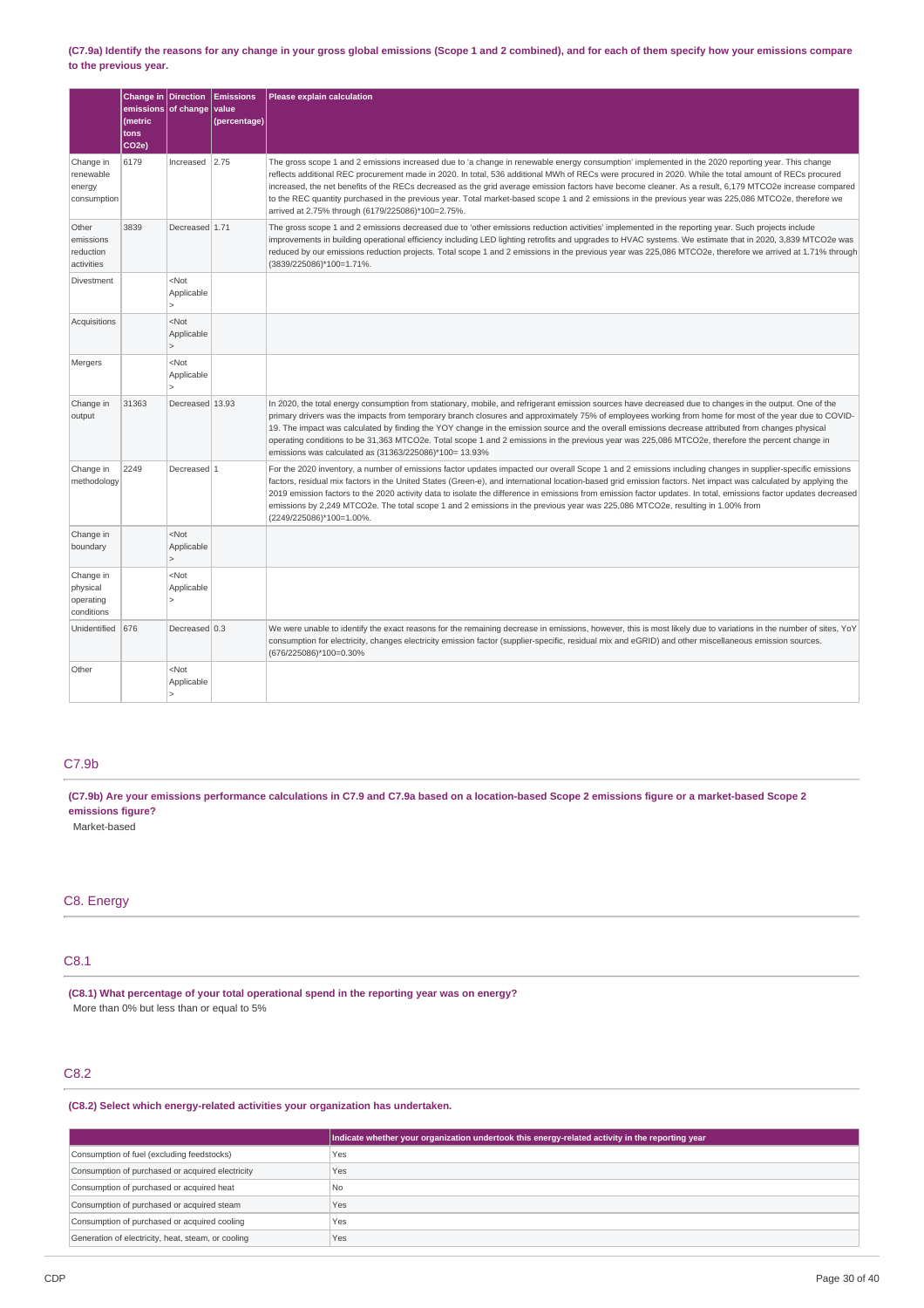**(C7.9a) Identify the reasons for any change in your gross global emissions (Scope 1 and 2 combined), and for each of them specify how your emissions compare to the previous year.**

| | Change in emissions (metric tons CO2e) | Direction of change | Emissions value (percentage) | Please explain calculation |
|---|---|---|---|---|
| Change in renewable energy consumption | 6179 | Increased | 2.75 | The gross scope 1 and 2 emissions increased due to 'a change in renewable energy consumption' implemented in the 2020 reporting year. This change reflects additional REC procurement made in 2020. In total, 536 additional MWh of RECs were procured in 2020. While the total amount of RECs procured increased, the net benefits of the RECs decreased as the grid average emission factors have become cleaner. As a result, 6,179 MTCO2e increase compared to the REC quantity purchased in the previous year. Total market-based scope 1 and 2 emissions in the previous year was 225,086 MTCO2e, therefore we arrived at 2.75% through (6179/225086)*100=2.75%. |
| Other emissions reduction activities | 3839 | Decreased | 1.71 | The gross scope 1 and 2 emissions decreased due to 'other emissions reduction activities' implemented in the reporting year. Such projects include improvements in building operational efficiency including LED lighting retrofits and upgrades to HVAC systems. We estimate that in 2020, 3,839 MTCO2e was reduced by our emissions reduction projects. Total scope 1 and 2 emissions in the previous year was 225,086 MTCO2e, therefore we arrived at 1.71% through (3839/225086)*100=1.71%. |
| Divestment | | <Not Applicable> | | |
| Acquisitions | | <Not Applicable> | | |
| Mergers | | <Not Applicable> | | |
| Change in output | 31363 | Decreased | 13.93 | In 2020, the total energy consumption from stationary, mobile, and refrigerant emission sources have decreased due to changes in the output. One of the primary drivers was the impacts from temporary branch closures and approximately 75% of employees working from home for most of the year due to COVID-19. The impact was calculated by finding the YOY change in the emission source and the overall emissions decrease attributed from changes physical operating conditions to be 31,363 MTCO2e. Total scope 1 and 2 emissions in the previous year was 225,086 MTCO2e, therefore the percent change in emissions was calculated as (31363/225086)*100= 13.93% |
| Change in methodology | 2249 | Decreased | 1 | For the 2020 inventory, a number of emissions factor updates impacted our overall Scope 1 and 2 emissions including changes in supplier-specific emissions factors, residual mix factors in the United States (Green-e), and international location-based grid emission factors. Net impact was calculated by applying the 2019 emission factors to the 2020 activity data to isolate the difference in emissions from emission factor updates. In total, emissions factor updates decreased emissions by 2,249 MTCO2e. The total scope 1 and 2 emissions in the previous year was 225,086 MTCO2e, resulting in 1.00% from (2249/225086)*100=1.00%. |
| Change in boundary | | <Not Applicable> | | |
| Change in physical operating conditions | | <Not Applicable> | | |
| Unidentified | 676 | Decreased | 0.3 | We were unable to identify the exact reasons for the remaining decrease in emissions, however, this is most likely due to variations in the number of sites, YoY consumption for electricity, changes electricity emission factor (supplier-specific, residual mix and eGRID) and other miscellaneous emission sources. (676/225086)*100=0.30% |
| Other | | <Not Applicable> | | |

## C7.9b

**(C7.9b) Are your emissions performance calculations in C7.9 and C7.9a based on a location-based Scope 2 emissions figure or a market-based Scope 2 emissions figure?**

Market-based

# C8. Energy

## C8.1

**(C8.1) What percentage of your total operational spend in the reporting year was on energy?**

More than 0% but less than or equal to 5%

## C8.2

**(C8.2) Select which energy-related activities your organization has undertaken.**

| | Indicate whether your organization undertook this energy-related activity in the reporting year |
|---|---|
| Consumption of fuel (excluding feedstocks) | Yes |
| Consumption of purchased or acquired electricity | Yes |
| Consumption of purchased or acquired heat | No |
| Consumption of purchased or acquired steam | Yes |
| Consumption of purchased or acquired cooling | Yes |
| Generation of electricity, heat, steam, or cooling | Yes |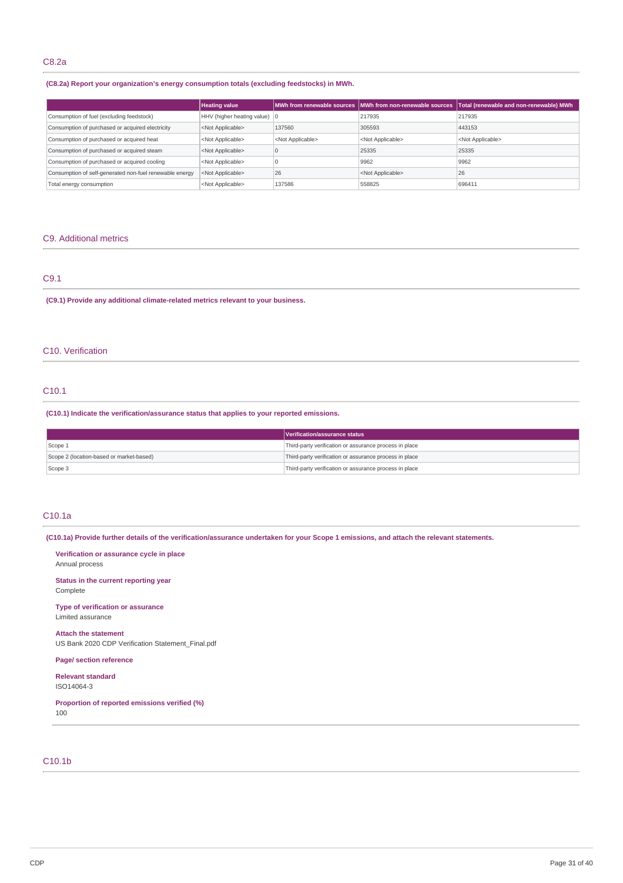## C8.2a

**(C8.2a) Report your organization's energy consumption totals (excluding feedstocks) in MWh.**

| | Heating value | MWh from renewable sources | MWh from non-renewable sources | Total (renewable and non-renewable) MWh |
|---|---|---|---|---|
| Consumption of fuel (excluding feedstock) | HHV (higher heating value) | 0 | 217935 | 217935 |
| Consumption of purchased or acquired electricity | <Not Applicable> | 137560 | 305593 | 443153 |
| Consumption of purchased or acquired heat | <Not Applicable> | <Not Applicable> | <Not Applicable> | <Not Applicable> |
| Consumption of purchased or acquired steam | <Not Applicable> | 0 | 25335 | 25335 |
| Consumption of purchased or acquired cooling | <Not Applicable> | 0 | 9962 | 9962 |
| Consumption of self-generated non-fuel renewable energy | <Not Applicable> | 26 | <Not Applicable> | 26 |
| Total energy consumption | <Not Applicable> | 137586 | 558825 | 696411 |

## C9. Additional metrics

## C9.1

**(C9.1) Provide any additional climate-related metrics relevant to your business.**

## C10. Verification

## C10.1

**(C10.1) Indicate the verification/assurance status that applies to your reported emissions.**

| | Verification/assurance status |
|---|---|
| Scope 1 | Third-party verification or assurance process in place |
| Scope 2 (location-based or market-based) | Third-party verification or assurance process in place |
| Scope 3 | Third-party verification or assurance process in place |

## C10.1a

**(C10.1a) Provide further details of the verification/assurance undertaken for your Scope 1 emissions, and attach the relevant statements.**

**Verification or assurance cycle in place**
Annual process

**Status in the current reporting year**
Complete

**Type of verification or assurance**
Limited assurance

**Attach the statement**
US Bank 2020 CDP Verification Statement_Final.pdf

**Page/ section reference**

**Relevant standard**
ISO14064-3

**Proportion of reported emissions verified (%)**
100

## C10.1b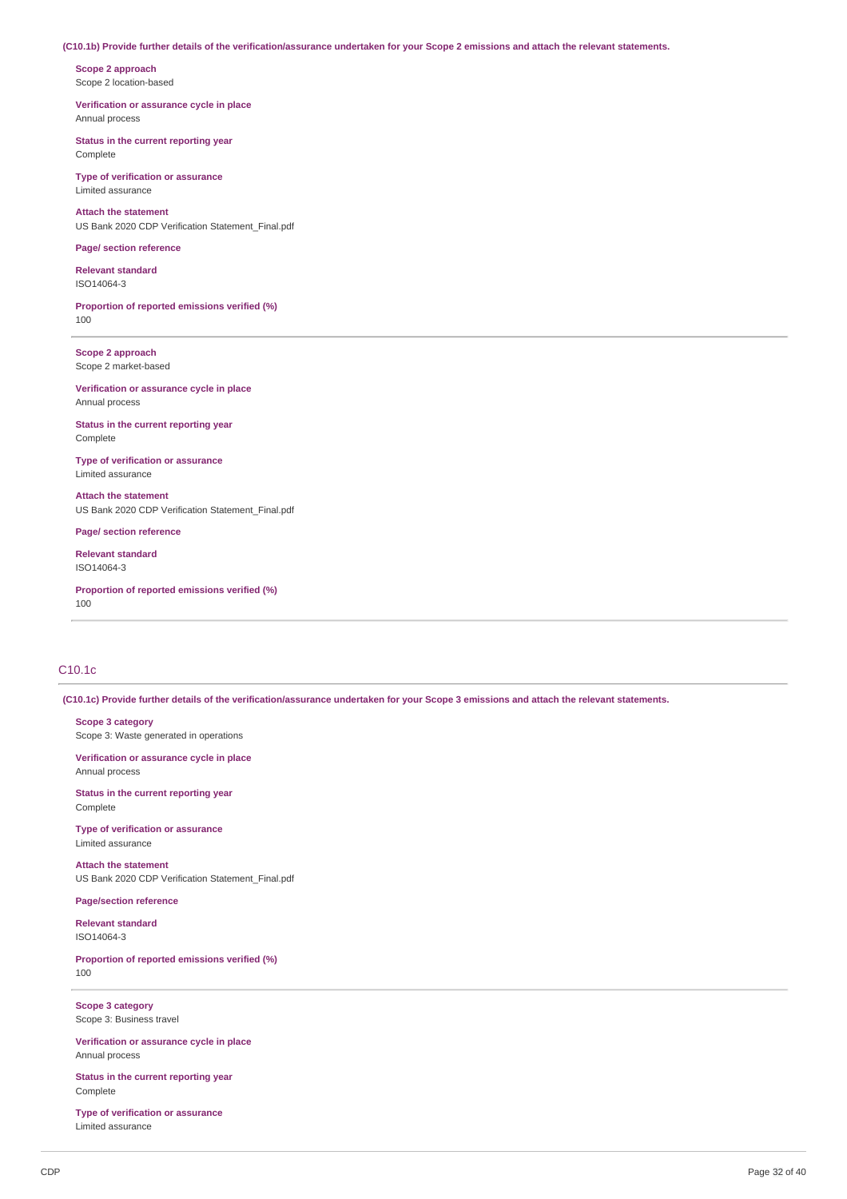**(C10.1b) Provide further details of the verification/assurance undertaken for your Scope 2 emissions and attach the relevant statements.**

**Scope 2 approach**
Scope 2 location-based

**Verification or assurance cycle in place**
Annual process

**Status in the current reporting year**
Complete

**Type of verification or assurance**
Limited assurance

**Attach the statement**
US Bank 2020 CDP Verification Statement_Final.pdf

**Page/ section reference**

**Relevant standard**
ISO14064-3

**Proportion of reported emissions verified (%)**
100

---

**Scope 2 approach**
Scope 2 market-based

**Verification or assurance cycle in place**
Annual process

**Status in the current reporting year**
Complete

**Type of verification or assurance**
Limited assurance

**Attach the statement**
US Bank 2020 CDP Verification Statement_Final.pdf

**Page/ section reference**

**Relevant standard**
ISO14064-3

**Proportion of reported emissions verified (%)**
100

---

## C10.1c

**(C10.1c) Provide further details of the verification/assurance undertaken for your Scope 3 emissions and attach the relevant statements.**

**Scope 3 category**
Scope 3: Waste generated in operations

**Verification or assurance cycle in place**
Annual process

**Status in the current reporting year**
Complete

**Type of verification or assurance**
Limited assurance

**Attach the statement**
US Bank 2020 CDP Verification Statement_Final.pdf

**Page/section reference**

**Relevant standard**
ISO14064-3

**Proportion of reported emissions verified (%)**
100

---

**Scope 3 category**
Scope 3: Business travel

**Verification or assurance cycle in place**
Annual process

**Status in the current reporting year**
Complete

**Type of verification or assurance**
Limited assurance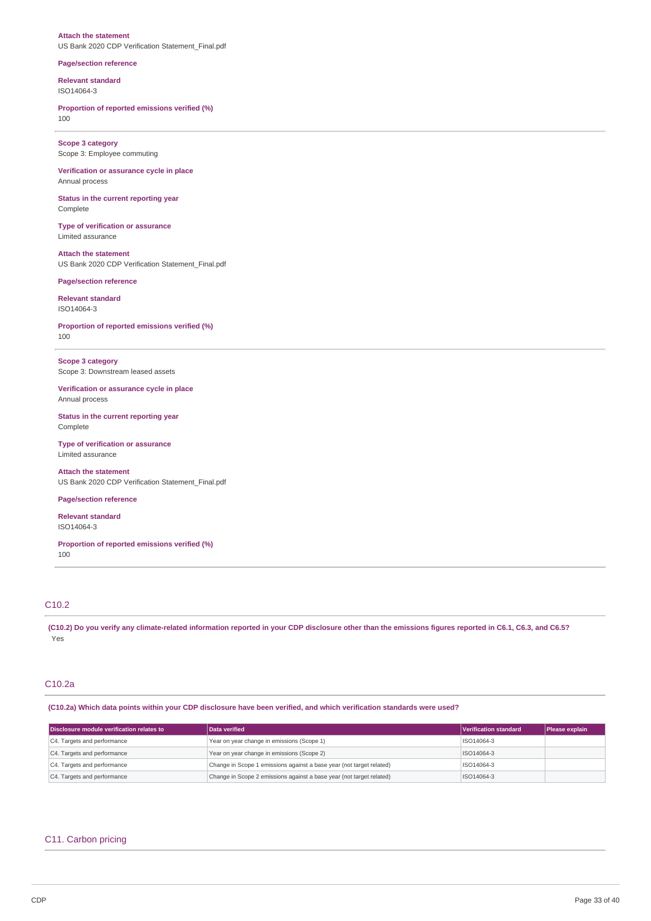**Attach the statement**
US Bank 2020 CDP Verification Statement_Final.pdf

**Page/section reference**

**Relevant standard**
ISO14064-3

**Proportion of reported emissions verified (%)**
100

---

**Scope 3 category**
Scope 3: Employee commuting

**Verification or assurance cycle in place**
Annual process

**Status in the current reporting year**
Complete

**Type of verification or assurance**
Limited assurance

**Attach the statement**
US Bank 2020 CDP Verification Statement_Final.pdf

**Page/section reference**

**Relevant standard**
ISO14064-3

**Proportion of reported emissions verified (%)**
100

---

**Scope 3 category**
Scope 3: Downstream leased assets

**Verification or assurance cycle in place**
Annual process

**Status in the current reporting year**
Complete

**Type of verification or assurance**
Limited assurance

**Attach the statement**
US Bank 2020 CDP Verification Statement_Final.pdf

**Page/section reference**

**Relevant standard**
ISO14064-3

**Proportion of reported emissions verified (%)**
100

---

## C10.2

**(C10.2) Do you verify any climate-related information reported in your CDP disclosure other than the emissions figures reported in C6.1, C6.3, and C6.5?**
Yes

## C10.2a

**(C10.2a) Which data points within your CDP disclosure have been verified, and which verification standards were used?**

| Disclosure module verification relates to | Data verified | Verification standard | Please explain |
|---|---|---|---|
| C4. Targets and performance | Year on year change in emissions (Scope 1) | ISO14064-3 | |
| C4. Targets and performance | Year on year change in emissions (Scope 2) | ISO14064-3 | |
| C4. Targets and performance | Change in Scope 1 emissions against a base year (not target related) | ISO14064-3 | |
| C4. Targets and performance | Change in Scope 2 emissions against a base year (not target related) | ISO14064-3 | |

## C11. Carbon pricing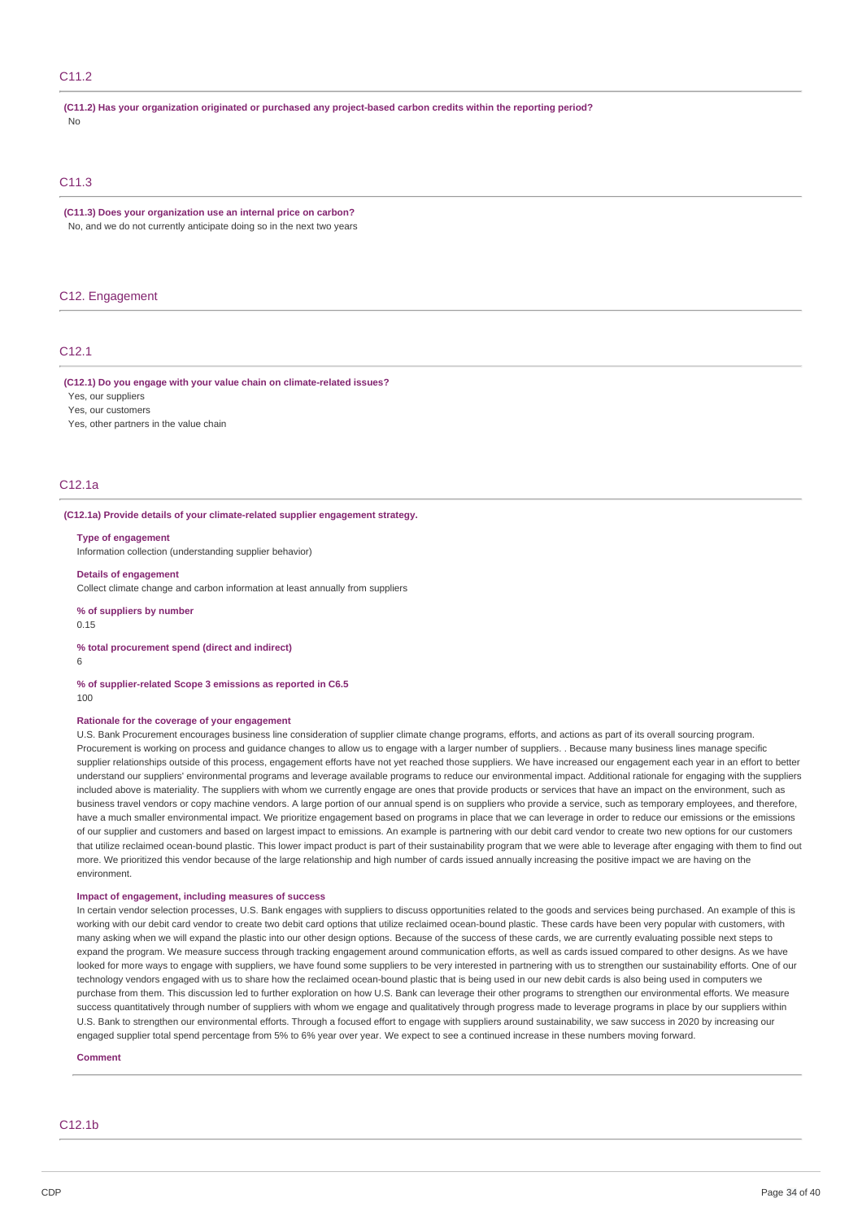## C11.2

**(C11.2) Has your organization originated or purchased any project-based carbon credits within the reporting period?**

No

## C11.3

**(C11.3) Does your organization use an internal price on carbon?**

No, and we do not currently anticipate doing so in the next two years

# C12. Engagement

## C12.1

**(C12.1) Do you engage with your value chain on climate-related issues?**

Yes, our suppliers

Yes, our customers

Yes, other partners in the value chain

## C12.1a

**(C12.1a) Provide details of your climate-related supplier engagement strategy.**

**Type of engagement**

Information collection (understanding supplier behavior)

**Details of engagement**

Collect climate change and carbon information at least annually from suppliers

**% of suppliers by number**

0.15

**% total procurement spend (direct and indirect)**

6

**% of supplier-related Scope 3 emissions as reported in C6.5**

100

**Rationale for the coverage of your engagement**

U.S. Bank Procurement encourages business line consideration of supplier climate change programs, efforts, and actions as part of its overall sourcing program. Procurement is working on process and guidance changes to allow us to engage with a larger number of suppliers. . Because many business lines manage specific supplier relationships outside of this process, engagement efforts have not yet reached those suppliers. We have increased our engagement each year in an effort to better understand our suppliers' environmental programs and leverage available programs to reduce our environmental impact. Additional rationale for engaging with the suppliers included above is materiality. The suppliers with whom we currently engage are ones that provide products or services that have an impact on the environment, such as business travel vendors or copy machine vendors. A large portion of our annual spend is on suppliers who provide a service, such as temporary employees, and therefore, have a much smaller environmental impact. We prioritize engagement based on programs in place that we can leverage in order to reduce our emissions or the emissions of our supplier and customers and based on largest impact to emissions. An example is partnering with our debit card vendor to create two new options for our customers that utilize reclaimed ocean-bound plastic. This lower impact product is part of their sustainability program that we were able to leverage after engaging with them to find out more. We prioritized this vendor because of the large relationship and high number of cards issued annually increasing the positive impact we are having on the environment.

**Impact of engagement, including measures of success**

In certain vendor selection processes, U.S. Bank engages with suppliers to discuss opportunities related to the goods and services being purchased. An example of this is working with our debit card vendor to create two debit card options that utilize reclaimed ocean-bound plastic. These cards have been very popular with customers, with many asking when we will expand the plastic into our other design options. Because of the success of these cards, we are currently evaluating possible next steps to expand the program. We measure success through tracking engagement around communication efforts, as well as cards issued compared to other designs. As we have looked for more ways to engage with suppliers, we have found some suppliers to be very interested in partnering with us to strengthen our sustainability efforts. One of our technology vendors engaged with us to share how the reclaimed ocean-bound plastic that is being used in our new debit cards is also being used in computers we purchase from them. This discussion led to further exploration on how U.S. Bank can leverage their other programs to strengthen our environmental efforts. We measure success quantitatively through number of suppliers with whom we engage and qualitatively through progress made to leverage programs in place by our suppliers within U.S. Bank to strengthen our environmental efforts. Through a focused effort to engage with suppliers around sustainability, we saw success in 2020 by increasing our engaged supplier total spend percentage from 5% to 6% year over year. We expect to see a continued increase in these numbers moving forward.

**Comment**

## C12.1b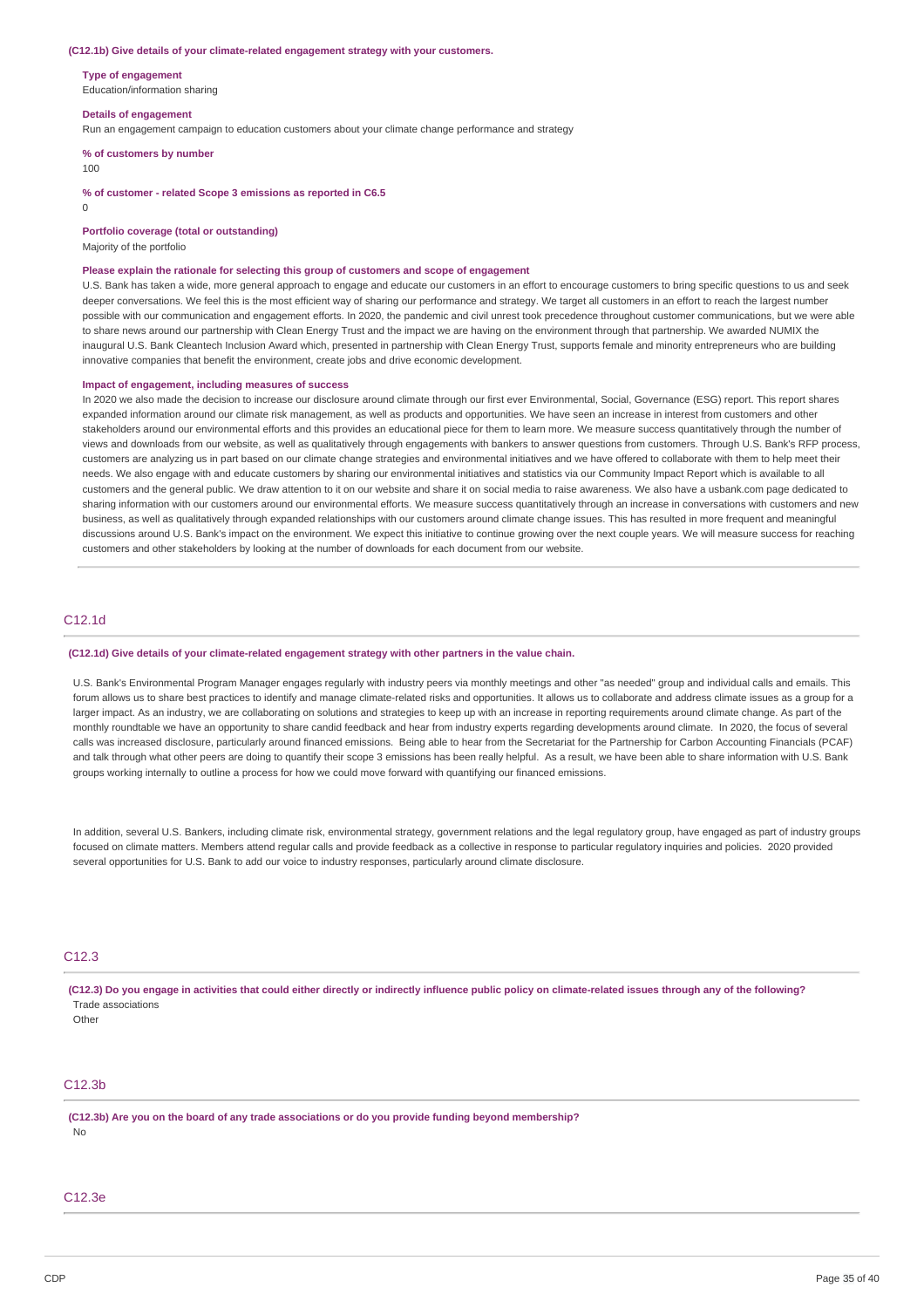**(C12.1b) Give details of your climate-related engagement strategy with your customers.**

**Type of engagement**
Education/information sharing

**Details of engagement**
Run an engagement campaign to education customers about your climate change performance and strategy

**% of customers by number**
100

**% of customer - related Scope 3 emissions as reported in C6.5**
0

**Portfolio coverage (total or outstanding)**
Majority of the portfolio

**Please explain the rationale for selecting this group of customers and scope of engagement**
U.S. Bank has taken a wide, more general approach to engage and educate our customers in an effort to encourage customers to bring specific questions to us and seek deeper conversations. We feel this is the most efficient way of sharing our performance and strategy. We target all customers in an effort to reach the largest number possible with our communication and engagement efforts. In 2020, the pandemic and civil unrest took precedence throughout customer communications, but we were able to share news around our partnership with Clean Energy Trust and the impact we are having on the environment through that partnership. We awarded NUMIX the inaugural U.S. Bank Cleantech Inclusion Award which, presented in partnership with Clean Energy Trust, supports female and minority entrepreneurs who are building innovative companies that benefit the environment, create jobs and drive economic development.

**Impact of engagement, including measures of success**
In 2020 we also made the decision to increase our disclosure around climate through our first ever Environmental, Social, Governance (ESG) report. This report shares expanded information around our climate risk management, as well as products and opportunities. We have seen an increase in interest from customers and other stakeholders around our environmental efforts and this provides an educational piece for them to learn more. We measure success quantitatively through the number of views and downloads from our website, as well as qualitatively through engagements with bankers to answer questions from customers. Through U.S. Bank's RFP process, customers are analyzing us in part based on our climate change strategies and environmental initiatives and we have offered to collaborate with them to help meet their needs. We also engage with and educate customers by sharing our environmental initiatives and statistics via our Community Impact Report which is available to all customers and the general public. We draw attention to it on our website and share it on social media to raise awareness. We also have a usbank.com page dedicated to sharing information with our customers around our environmental efforts. We measure success quantitatively through an increase in conversations with customers and new business, as well as qualitatively through expanded relationships with our customers around climate change issues. This has resulted in more frequent and meaningful discussions around U.S. Bank's impact on the environment. We expect this initiative to continue growing over the next couple years. We will measure success for reaching customers and other stakeholders by looking at the number of downloads for each document from our website.

## C12.1d

**(C12.1d) Give details of your climate-related engagement strategy with other partners in the value chain.**

U.S. Bank's Environmental Program Manager engages regularly with industry peers via monthly meetings and other "as needed" group and individual calls and emails. This forum allows us to share best practices to identify and manage climate-related risks and opportunities. It allows us to collaborate and address climate issues as a group for a larger impact. As an industry, we are collaborating on solutions and strategies to keep up with an increase in reporting requirements around climate change. As part of the monthly roundtable we have an opportunity to share candid feedback and hear from industry experts regarding developments around climate. In 2020, the focus of several calls was increased disclosure, particularly around financed emissions. Being able to hear from the Secretariat for the Partnership for Carbon Accounting Financials (PCAF) and talk through what other peers are doing to quantify their scope 3 emissions has been really helpful. As a result, we have been able to share information with U.S. Bank groups working internally to outline a process for how we could move forward with quantifying our financed emissions.

In addition, several U.S. Bankers, including climate risk, environmental strategy, government relations and the legal regulatory group, have engaged as part of industry groups focused on climate matters. Members attend regular calls and provide feedback as a collective in response to particular regulatory inquiries and policies. 2020 provided several opportunities for U.S. Bank to add our voice to industry responses, particularly around climate disclosure.

## C12.3

**(C12.3) Do you engage in activities that could either directly or indirectly influence public policy on climate-related issues through any of the following?**
Trade associations
Other

## C12.3b

**(C12.3b) Are you on the board of any trade associations or do you provide funding beyond membership?**
No

## C12.3e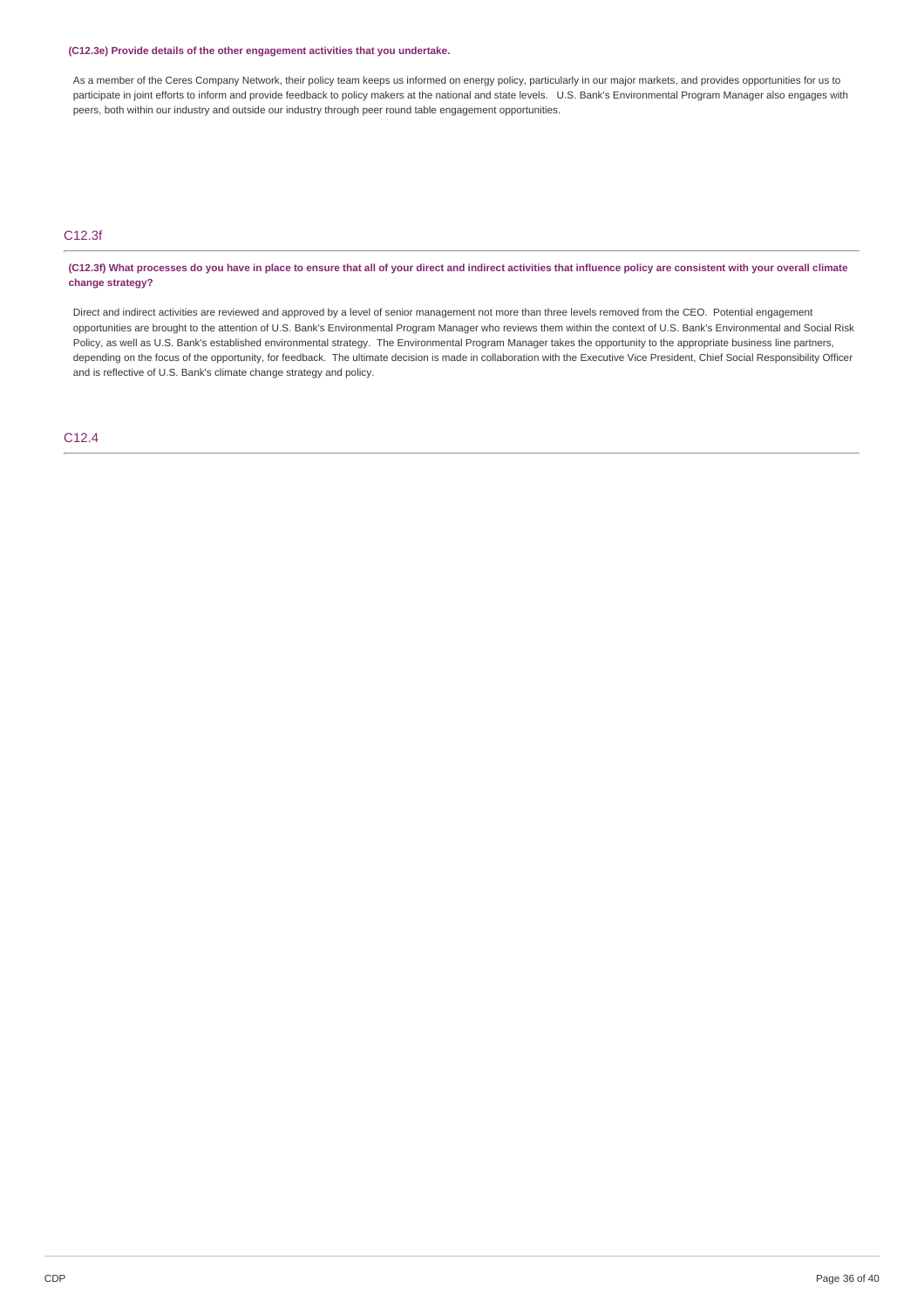**(C12.3e) Provide details of the other engagement activities that you undertake.**

As a member of the Ceres Company Network, their policy team keeps us informed on energy policy, particularly in our major markets, and provides opportunities for us to participate in joint efforts to inform and provide feedback to policy makers at the national and state levels. U.S. Bank's Environmental Program Manager also engages with peers, both within our industry and outside our industry through peer round table engagement opportunities.

## C12.3f

**(C12.3f) What processes do you have in place to ensure that all of your direct and indirect activities that influence policy are consistent with your overall climate change strategy?**

Direct and indirect activities are reviewed and approved by a level of senior management not more than three levels removed from the CEO. Potential engagement opportunities are brought to the attention of U.S. Bank's Environmental Program Manager who reviews them within the context of U.S. Bank's Environmental and Social Risk Policy, as well as U.S. Bank's established environmental strategy. The Environmental Program Manager takes the opportunity to the appropriate business line partners, depending on the focus of the opportunity, for feedback. The ultimate decision is made in collaboration with the Executive Vice President, Chief Social Responsibility Officer and is reflective of U.S. Bank's climate change strategy and policy.

## C12.4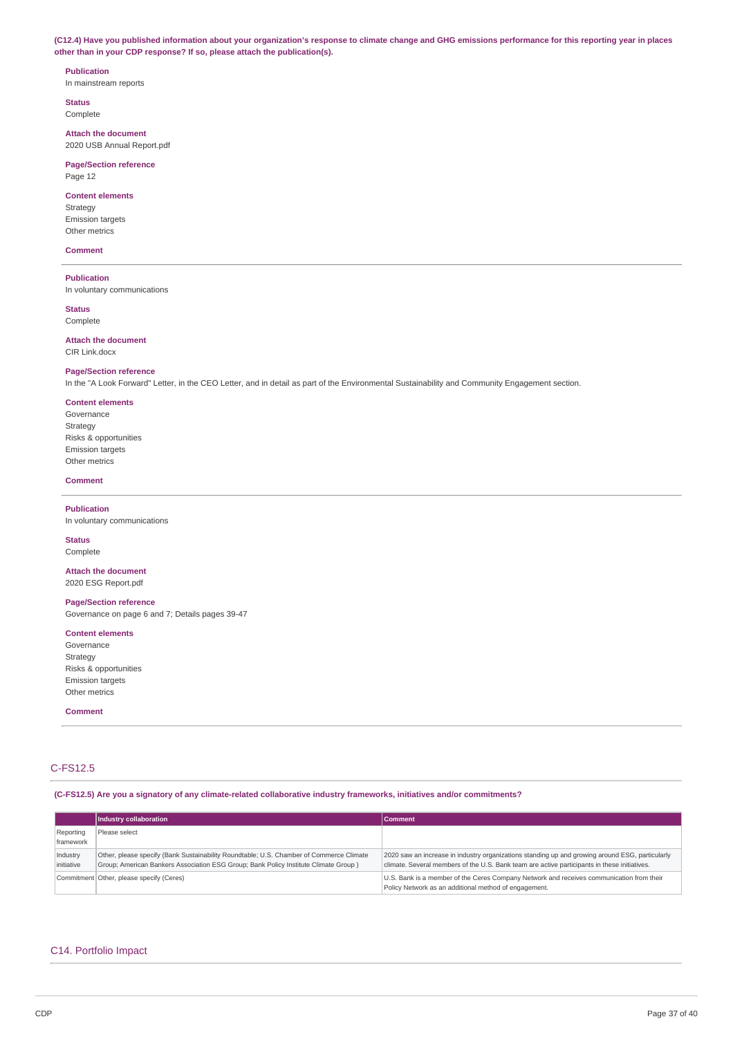**(C12.4) Have you published information about your organization's response to climate change and GHG emissions performance for this reporting year in places other than in your CDP response? If so, please attach the publication(s).**

**Publication**
In mainstream reports

**Status**
Complete

**Attach the document**
2020 USB Annual Report.pdf

**Page/Section reference**
Page 12

**Content elements**
Strategy
Emission targets
Other metrics

**Comment**

---

**Publication**
In voluntary communications

**Status**
Complete

**Attach the document**
CIR Link.docx

**Page/Section reference**
In the "A Look Forward" Letter, in the CEO Letter, and in detail as part of the Environmental Sustainability and Community Engagement section.

**Content elements**
Governance
Strategy
Risks & opportunities
Emission targets
Other metrics

**Comment**

---

**Publication**
In voluntary communications

**Status**
Complete

**Attach the document**
2020 ESG Report.pdf

**Page/Section reference**
Governance on page 6 and 7; Details pages 39-47

**Content elements**
Governance
Strategy
Risks & opportunities
Emission targets
Other metrics

**Comment**

---

## C-FS12.5

**(C-FS12.5) Are you a signatory of any climate-related collaborative industry frameworks, initiatives and/or commitments?**

| | Industry collaboration | Comment |
|---|---|---|
| Reporting framework | Please select | |
| Industry initiative | Other, please specify (Bank Sustainability Roundtable; U.S. Chamber of Commerce Climate Group; American Bankers Association ESG Group; Bank Policy Institute Climate Group ) | 2020 saw an increase in industry organizations standing up and growing around ESG, particularly climate. Several members of the U.S. Bank team are active participants in these initiatives. |
| Commitment | Other, please specify (Ceres) | U.S. Bank is a member of the Ceres Company Network and receives communication from their Policy Network as an additional method of engagement. |

## C14. Portfolio Impact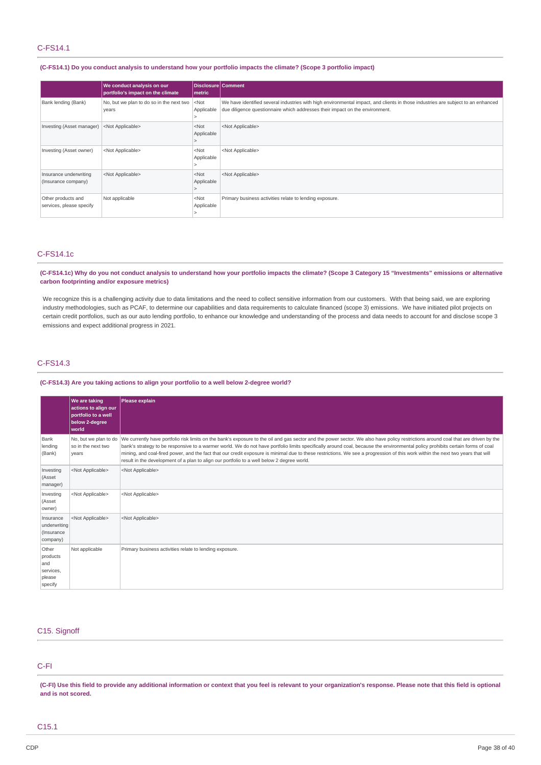## C-FS14.1

**(C-FS14.1) Do you conduct analysis to understand how your portfolio impacts the climate? (Scope 3 portfolio impact)**

| | We conduct analysis on our portfolio's impact on the climate | Disclosure metric | Comment |
|---|---|---|---|
| Bank lending (Bank) | No, but we plan to do so in the next two years | <Not Applicable> | We have identified several industries with high environmental impact, and clients in those industries are subject to an enhanced due diligence questionnaire which addresses their impact on the environment. |
| Investing (Asset manager) | <Not Applicable> | <Not Applicable> | <Not Applicable> |
| Investing (Asset owner) | <Not Applicable> | <Not Applicable> | <Not Applicable> |
| Insurance underwriting (Insurance company) | <Not Applicable> | <Not Applicable> | <Not Applicable> |
| Other products and services, please specify | Not applicable | <Not Applicable> | Primary business activities relate to lending exposure. |

## C-FS14.1c

**(C-FS14.1c) Why do you not conduct analysis to understand how your portfolio impacts the climate? (Scope 3 Category 15 "Investments" emissions or alternative carbon footprinting and/or exposure metrics)**

We recognize this is a challenging activity due to data limitations and the need to collect sensitive information from our customers. With that being said, we are exploring industry methodologies, such as PCAF, to determine our capabilities and data requirements to calculate financed (scope 3) emissions. We have initiated pilot projects on certain credit portfolios, such as our auto lending portfolio, to enhance our knowledge and understanding of the process and data needs to account for and disclose scope 3 emissions and expect additional progress in 2021.

## C-FS14.3

**(C-FS14.3) Are you taking actions to align your portfolio to a well below 2-degree world?**

| | We are taking actions to align our portfolio to a well below 2-degree world | Please explain |
|---|---|---|
| Bank lending (Bank) | No, but we plan to do so in the next two years | We currently have portfolio risk limits on the bank's exposure to the oil and gas sector and the power sector. We also have policy restrictions around coal that are driven by the bank's strategy to be responsive to a warmer world. We do not have portfolio limits specifically around coal, because the environmental policy prohibits certain forms of coal mining, and coal-fired power, and the fact that our credit exposure is minimal due to these restrictions. We see a progression of this work within the next two years that will result in the development of a plan to align our portfolio to a well below 2 degree world. |
| Investing (Asset manager) | <Not Applicable> | <Not Applicable> |
| Investing (Asset owner) | <Not Applicable> | <Not Applicable> |
| Insurance underwriting (Insurance company) | <Not Applicable> | <Not Applicable> |
| Other products and services, please specify | Not applicable | Primary business activities relate to lending exposure. |

## C15. Signoff

## C-FI

**(C-FI) Use this field to provide any additional information or context that you feel is relevant to your organization's response. Please note that this field is optional and is not scored.**

## C15.1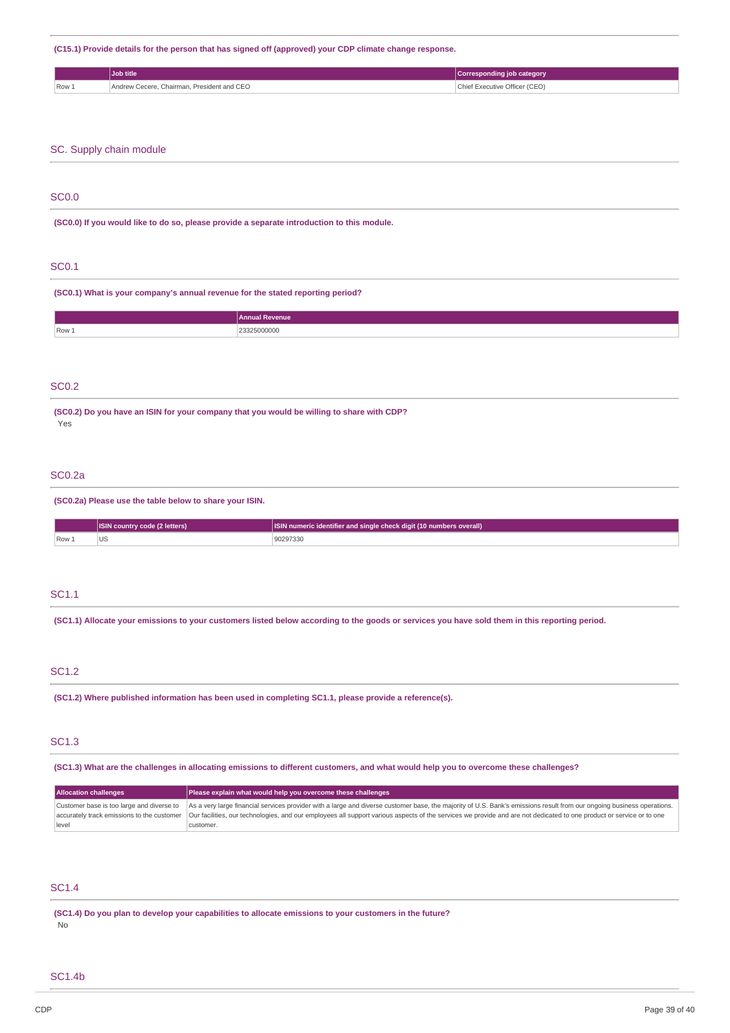**(C15.1) Provide details for the person that has signed off (approved) your CDP climate change response.**

| | Job title | Corresponding job category |
|---|---|---|
| Row 1 | Andrew Cecere, Chairman, President and CEO | Chief Executive Officer (CEO) |

## SC. Supply chain module

### SC0.0

**(SC0.0) If you would like to do so, please provide a separate introduction to this module.**

### SC0.1

**(SC0.1) What is your company's annual revenue for the stated reporting period?**

| | Annual Revenue |
|---|---|
| Row 1 | 23325000000 |

### SC0.2

**(SC0.2) Do you have an ISIN for your company that you would be willing to share with CDP?**

Yes

### SC0.2a

**(SC0.2a) Please use the table below to share your ISIN.**

| | ISIN country code (2 letters) | ISIN numeric identifier and single check digit (10 numbers overall) |
|---|---|---|
| Row 1 | US | 90297330 |

### SC1.1

**(SC1.1) Allocate your emissions to your customers listed below according to the goods or services you have sold them in this reporting period.**

### SC1.2

**(SC1.2) Where published information has been used in completing SC1.1, please provide a reference(s).**

### SC1.3

**(SC1.3) What are the challenges in allocating emissions to different customers, and what would help you to overcome these challenges?**

| Allocation challenges | Please explain what would help you overcome these challenges |
|---|---|
| Customer base is too large and diverse to accurately track emissions to the customer level | As a very large financial services provider with a large and diverse customer base, the majority of U.S. Bank's emissions result from our ongoing business operations. Our facilities, our technologies, and our employees all support various aspects of the services we provide and are not dedicated to one product or service or to one customer. |

### SC1.4

**(SC1.4) Do you plan to develop your capabilities to allocate emissions to your customers in the future?**

No

### SC1.4b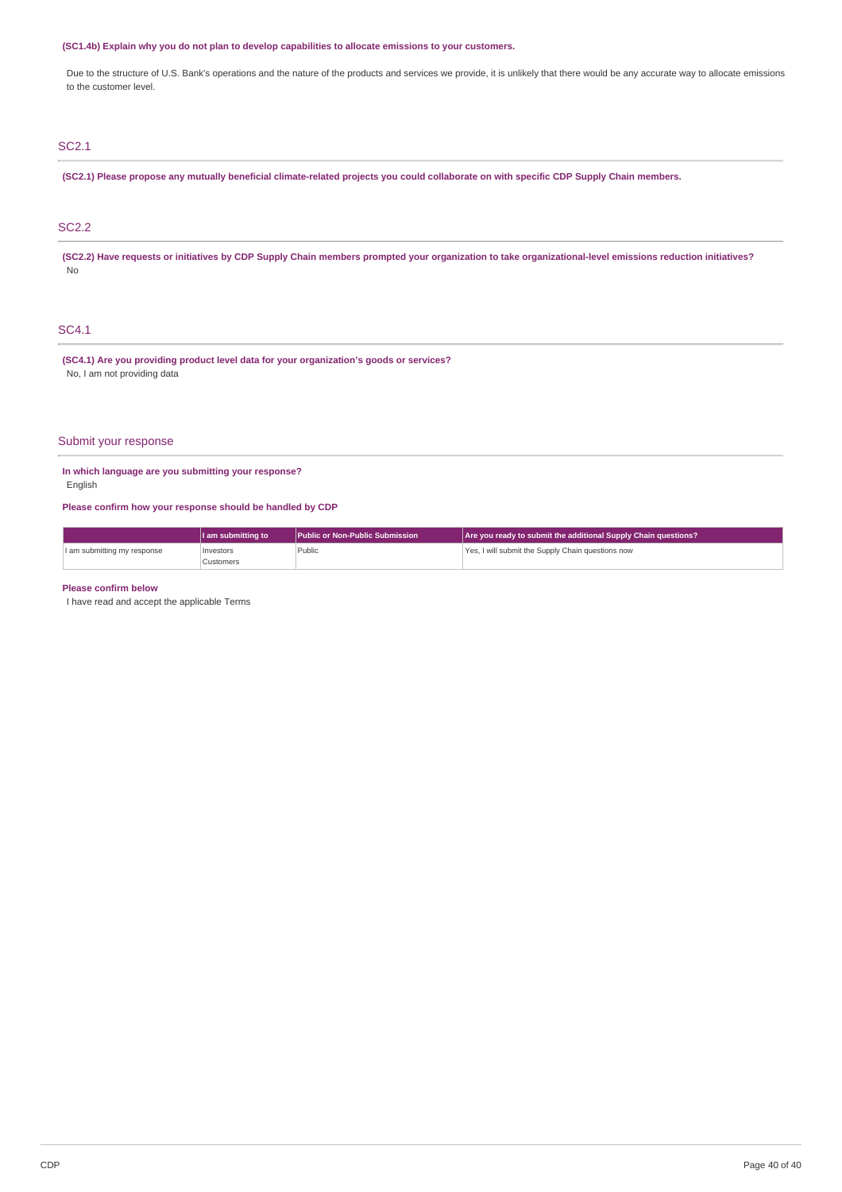**(SC1.4b) Explain why you do not plan to develop capabilities to allocate emissions to your customers.**

Due to the structure of U.S. Bank's operations and the nature of the products and services we provide, it is unlikely that there would be any accurate way to allocate emissions to the customer level.

## SC2.1

**(SC2.1) Please propose any mutually beneficial climate-related projects you could collaborate on with specific CDP Supply Chain members.**

## SC2.2

**(SC2.2) Have requests or initiatives by CDP Supply Chain members prompted your organization to take organizational-level emissions reduction initiatives?**

No

## SC4.1

**(SC4.1) Are you providing product level data for your organization's goods or services?**

No, I am not providing data

## Submit your response

**In which language are you submitting your response?**

English

**Please confirm how your response should be handled by CDP**

| | I am submitting to | Public or Non-Public Submission | Are you ready to submit the additional Supply Chain questions? |
|---|---|---|---|
| I am submitting my response | Investors<br>Customers | Public | Yes, I will submit the Supply Chain questions now |

**Please confirm below**

I have read and accept the applicable Terms